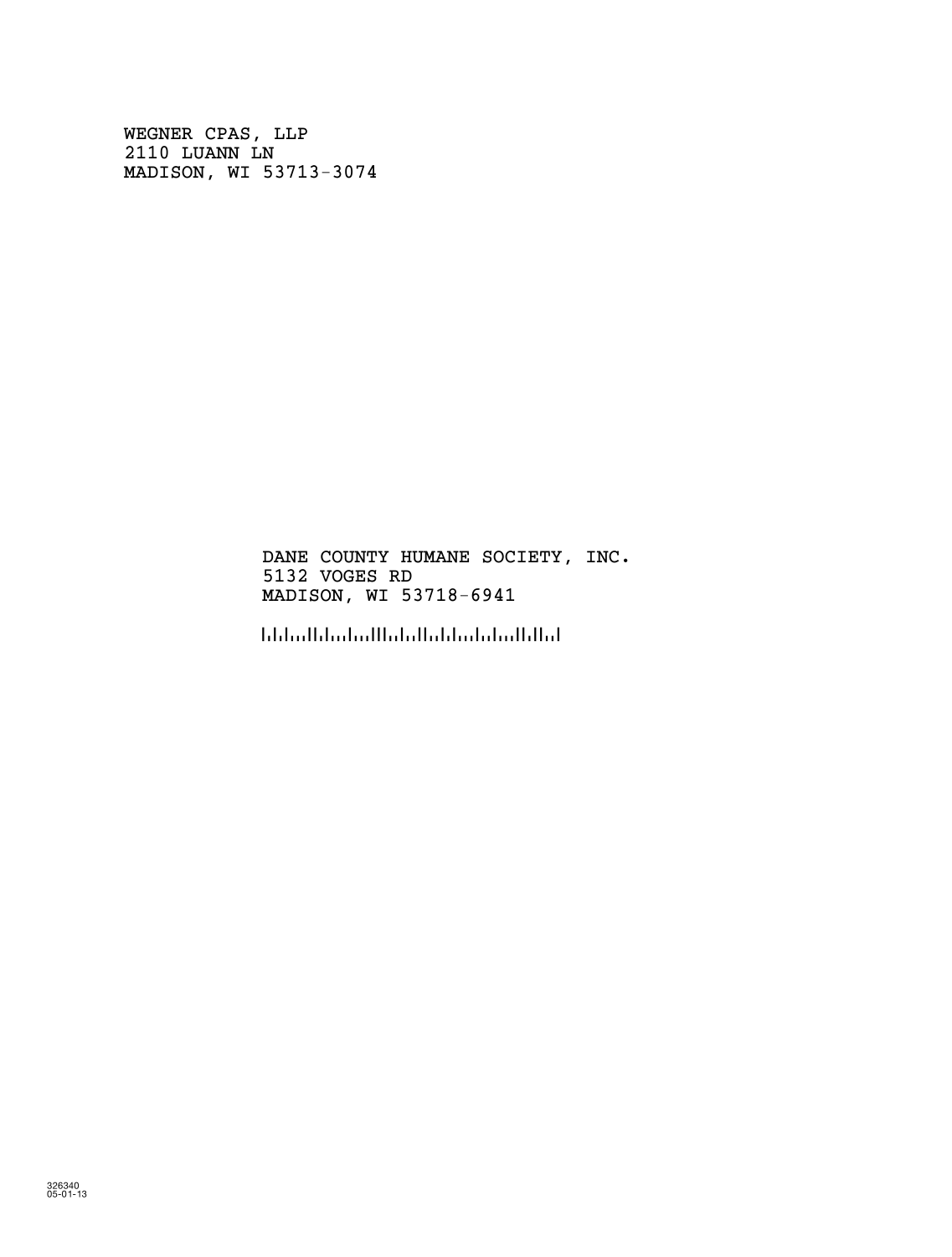WEGNER CPAS, LLP
2110 LUANN LN
MADISON, WI 53713-3074

DANE COUNTY HUMANE SOCIETY, INC.
5132 VOGES RD
MADISON, WI 53718-6941

326340
05-01-13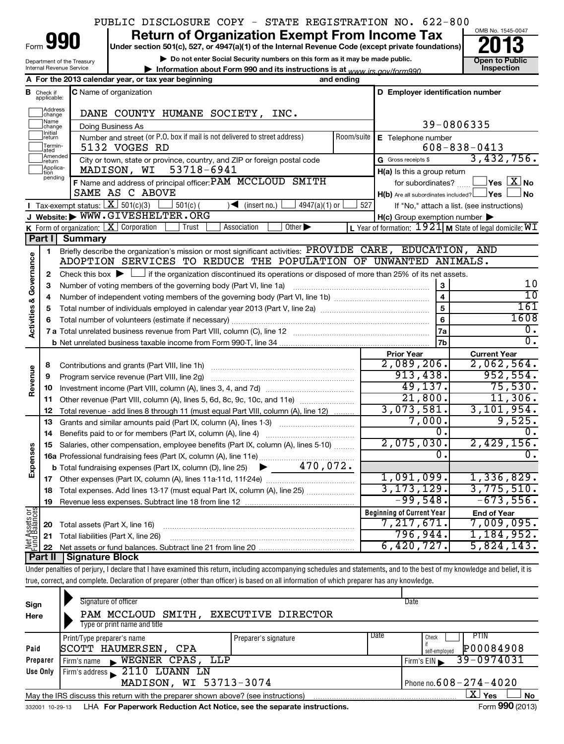PUBLIC DISCLOSURE COPY - STATE REGISTRATION NO. 622-800

Form **990**

# Return of Organization Exempt From Income Tax

Under section 501(c), 527, or 4947(a)(1) of the Internal Revenue Code (except private foundations)

OMB No. 1545-0047

**2013**

**Open to Public Inspection**

Department of the Treasury
Internal Revenue Service

▶ Do not enter Social Security numbers on this form as it may be made public.

▶ Information about Form 990 and its instructions is at www.irs.gov/form990.

**A** For the 2013 calendar year, or tax year beginning and ending

**B** Check if applicable: Address change, Name change, Initial return, Terminated, Amended return, Application pending

**C** Name of organization: DANE COUNTY HUMANE SOCIETY, INC.

Doing Business As

Number and street (or P.O. box if mail is not delivered to street address) Room/suite: 5132 VOGES RD

City or town, state or province, country, and ZIP or foreign postal code: MADISON, WI 53718-6941

**D** Employer identification number: 39-0806335

**E** Telephone number: 608-838-0413

**G** Gross receipts $ 3,432,756.

**F** Name and address of principal officer: PAM MCCLOUD SMITH
SAME AS C ABOVE

**H(a)** Is this a group return for subordinates? ☐ Yes ☒ No

**H(b)** Are all subordinates included? ☐ Yes ☐ No
If "No," attach a list. (see instructions)

**I** Tax-exempt status: ☒ 501(c)(3) ☐ 501(c) ( ) ◀ (insert no.) ☐ 4947(a)(1) or ☐ 527

**J** Website: ▶ WWW.GIVESHELTER.ORG

**H(c)** Group exemption number ▶

**K** Form of organization: ☒ Corporation ☐ Trust ☐ Association ☐ Other ▶

**L** Year of formation: 1921 **M** State of legal domicile: WI

## Part I Summary

**Activities & Governance**

1 Briefly describe the organization's mission or most significant activities: PROVIDE CARE, EDUCATION, AND ADOPTION SERVICES TO REDUCE THE POPULATION OF UNWANTED ANIMALS.

2 Check this box ▶ ☐ if the organization discontinued its operations or disposed of more than 25% of its net assets.

| | | | |
|---|---|---|---|
| 3 | Number of voting members of the governing body (Part VI, line 1a) | 3 | 10 |
| 4 | Number of independent voting members of the governing body (Part VI, line 1b) | 4 | 10 |
| 5 | Total number of individuals employed in calendar year 2013 (Part V, line 2a) | 5 | 161 |
| 6 | Total number of volunteers (estimate if necessary) | 6 | 1608 |
| 7a | Total unrelated business revenue from Part VIII, column (C), line 12 | 7a | 0. |
| b | Net unrelated business taxable income from Form 990-T, line 34 | 7b | 0. |

| | | | Prior Year | Current Year |
|---|---|---|---|---|
| **Revenue** | 8 | Contributions and grants (Part VIII, line 1h) | 2,089,206. | 2,062,564. |
| | 9 | Program service revenue (Part VIII, line 2g) | 913,438. | 952,554. |
| | 10 | Investment income (Part VIII, column (A), lines 3, 4, and 7d) | 49,137. | 75,530. |
| | 11 | Other revenue (Part VIII, column (A), lines 5, 6d, 8c, 9c, 10c, and 11e) | 21,800. | 11,306. |
| | 12 | Total revenue - add lines 8 through 11 (must equal Part VIII, column (A), line 12) | 3,073,581. | 3,101,954. |
| **Expenses** | 13 | Grants and similar amounts paid (Part IX, column (A), lines 1-3) | 7,000. | 9,525. |
| | 14 | Benefits paid to or for members (Part IX, column (A), line 4) | 0. | 0. |
| | 15 | Salaries, other compensation, employee benefits (Part IX, column (A), lines 5-10) | 2,075,030. | 2,429,156. |
| | 16a | Professional fundraising fees (Part IX, column (A), line 11e) | 0. | 0. |
| | b | Total fundraising expenses (Part IX, column (D), line 25) ▶ 470,072. | | |
| | 17 | Other expenses (Part IX, column (A), lines 11a-11d, 11f-24e) | 1,091,099. | 1,336,829. |
| | 18 | Total expenses. Add lines 13-17 (must equal Part IX, column (A), line 25) | 3,173,129. | 3,775,510. |
| | 19 | Revenue less expenses. Subtract line 18 from line 12 | -99,548. | -673,556. |
| | | | **Beginning of Current Year** | **End of Year** |
| **Net Assets or Fund Balances** | 20 | Total assets (Part X, line 16) | 7,217,671. | 7,009,095. |
| | 21 | Total liabilities (Part X, line 26) | 796,944. | 1,184,952. |
| | 22 | Net assets or fund balances. Subtract line 21 from line 20 | 6,420,727. | 5,824,143. |

## Part II Signature Block

Under penalties of perjury, I declare that I have examined this return, including accompanying schedules and statements, and to the best of my knowledge and belief, it is true, correct, and complete. Declaration of preparer (other than officer) is based on all information of which preparer has any knowledge.

**Sign Here**

Signature of officer | Date

PAM MCCLOUD SMITH, EXECUTIVE DIRECTOR
Type or print name and title

**Paid Preparer Use Only**

| Print/Type preparer's name | Preparer's signature | Date | Check ☐ if self-employed | PTIN |
|---|---|---|---|---|
| SCOTT HAUMERSEN, CPA | | | | P00084908 |

Firm's name ▶ WEGNER CPAS, LLP — Firm's EIN ▶ 39-0974031

Firm's address ▶ 2110 LUANN LN, MADISON, WI 53713-3074 — Phone no. 608-274-4020

May the IRS discuss this return with the preparer shown above? (see instructions) ☒ Yes ☐ No

332001 10-29-13 LHA For Paperwork Reduction Act Notice, see the separate instructions. Form 990 (2013)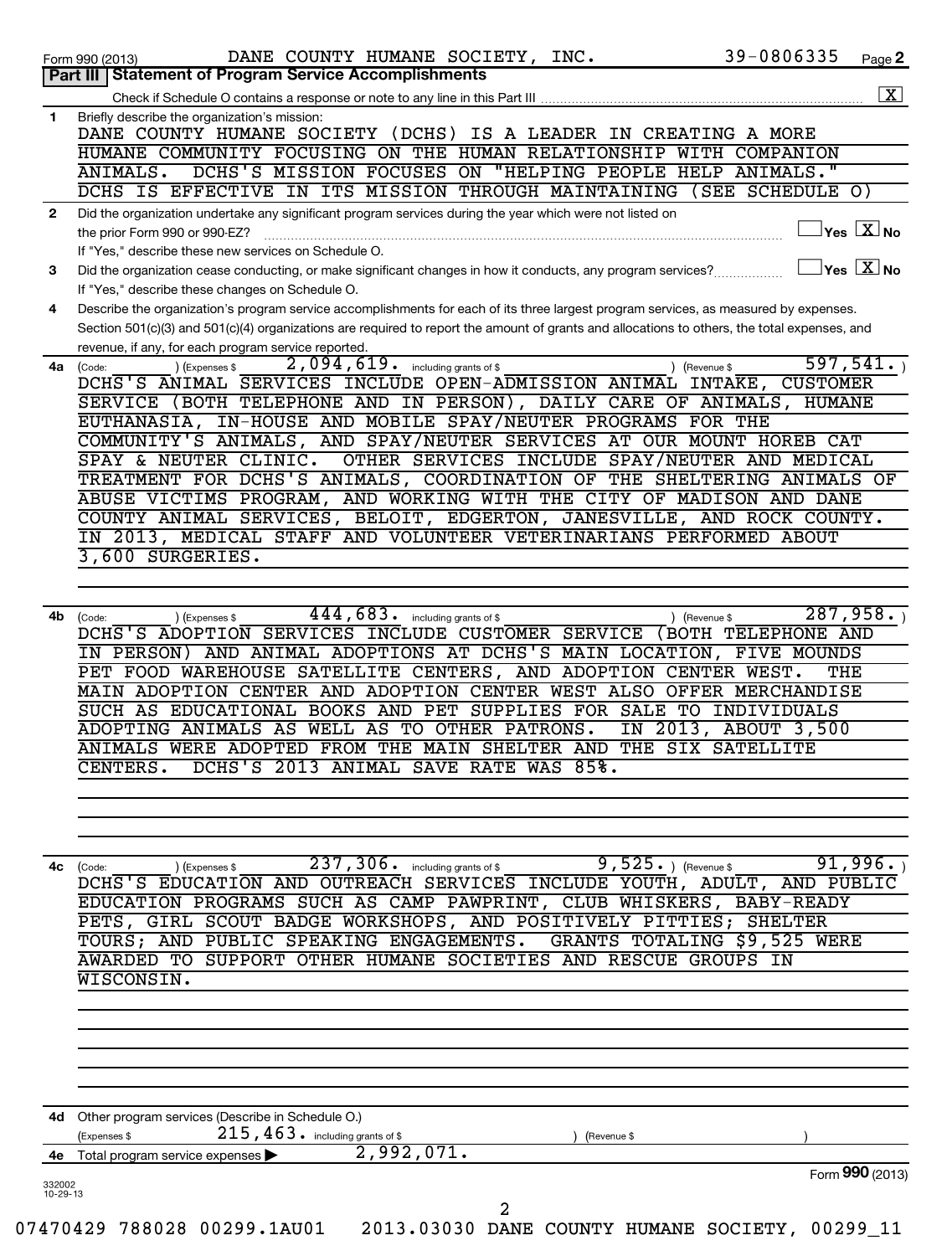Form 990 (2013) DANE COUNTY HUMANE SOCIETY, INC. 39-0806335 Page 2

## Part III | Statement of Program Service Accomplishments

Check if Schedule O contains a response or note to any line in this Part III ..... [X]

**1** Briefly describe the organization's mission:

DANE COUNTY HUMANE SOCIETY (DCHS) IS A LEADER IN CREATING A MORE HUMANE COMMUNITY FOCUSING ON THE HUMAN RELATIONSHIP WITH COMPANION ANIMALS. DCHS'S MISSION FOCUSES ON "HELPING PEOPLE HELP ANIMALS." DCHS IS EFFECTIVE IN ITS MISSION THROUGH MAINTAINING (SEE SCHEDULE O)

**2** Did the organization undertake any significant program services during the year which were not listed on the prior Form 990 or 990-EZ? ..... [ ] Yes [X] No

If "Yes," describe these new services on Schedule O.

**3** Did the organization cease conducting, or make significant changes in how it conducts, any program services? ..... [ ] Yes [X] No

If "Yes," describe these changes on Schedule O.

**4** Describe the organization's program service accomplishments for each of its three largest program services, as measured by expenses. Section 501(c)(3) and 501(c)(4) organizations are required to report the amount of grants and allocations to others, the total expenses, and revenue, if any, for each program service reported.

**4a** (Code: ) (Expenses $ 2,094,619. including grants of $ ) (Revenue $ 597,541. )

DCHS'S ANIMAL SERVICES INCLUDE OPEN-ADMISSION ANIMAL INTAKE, CUSTOMER SERVICE (BOTH TELEPHONE AND IN PERSON), DAILY CARE OF ANIMALS, HUMANE EUTHANASIA, IN-HOUSE AND MOBILE SPAY/NEUTER PROGRAMS FOR THE COMMUNITY'S ANIMALS, AND SPAY/NEUTER SERVICES AT OUR MOUNT HOREB CAT SPAY & NEUTER CLINIC. OTHER SERVICES INCLUDE SPAY/NEUTER AND MEDICAL TREATMENT FOR DCHS'S ANIMALS, COORDINATION OF THE SHELTERING ANIMALS OF ABUSE VICTIMS PROGRAM, AND WORKING WITH THE CITY OF MADISON AND DANE COUNTY ANIMAL SERVICES, BELOIT, EDGERTON, JANESVILLE, AND ROCK COUNTY. IN 2013, MEDICAL STAFF AND VOLUNTEER VETERINARIANS PERFORMED ABOUT 3,600 SURGERIES.

**4b** (Code: ) (Expenses $ 444,683. including grants of $ ) (Revenue $ 287,958. )

DCHS'S ADOPTION SERVICES INCLUDE CUSTOMER SERVICE (BOTH TELEPHONE AND IN PERSON) AND ANIMAL ADOPTIONS AT DCHS'S MAIN LOCATION, FIVE MOUNDS PET FOOD WAREHOUSE SATELLITE CENTERS, AND ADOPTION CENTER WEST. THE MAIN ADOPTION CENTER AND ADOPTION CENTER WEST ALSO OFFER MERCHANDISE SUCH AS EDUCATIONAL BOOKS AND PET SUPPLIES FOR SALE TO INDIVIDUALS ADOPTING ANIMALS AS WELL AS TO OTHER PATRONS. IN 2013, ABOUT 3,500 ANIMALS WERE ADOPTED FROM THE MAIN SHELTER AND THE SIX SATELLITE CENTERS. DCHS'S 2013 ANIMAL SAVE RATE WAS 85%.

**4c** (Code: ) (Expenses $ 237,306. including grants of $ 9,525. ) (Revenue $ 91,996. )

DCHS'S EDUCATION AND OUTREACH SERVICES INCLUDE YOUTH, ADULT, AND PUBLIC EDUCATION PROGRAMS SUCH AS CAMP PAWPRINT, CLUB WHISKERS, BABY-READY PETS, GIRL SCOUT BADGE WORKSHOPS, AND POSITIVELY PITTIES; SHELTER TOURS; AND PUBLIC SPEAKING ENGAGEMENTS. GRANTS TOTALING $9,525 WERE AWARDED TO SUPPORT OTHER HUMANE SOCIETIES AND RESCUE GROUPS IN WISCONSIN.

**4d** Other program services (Describe in Schedule O.)

(Expenses $ 215,463. including grants of $ ) (Revenue $ )

**4e** Total program service expenses ▶ 2,992,071.

Form **990** (2013)

332002 10-29-13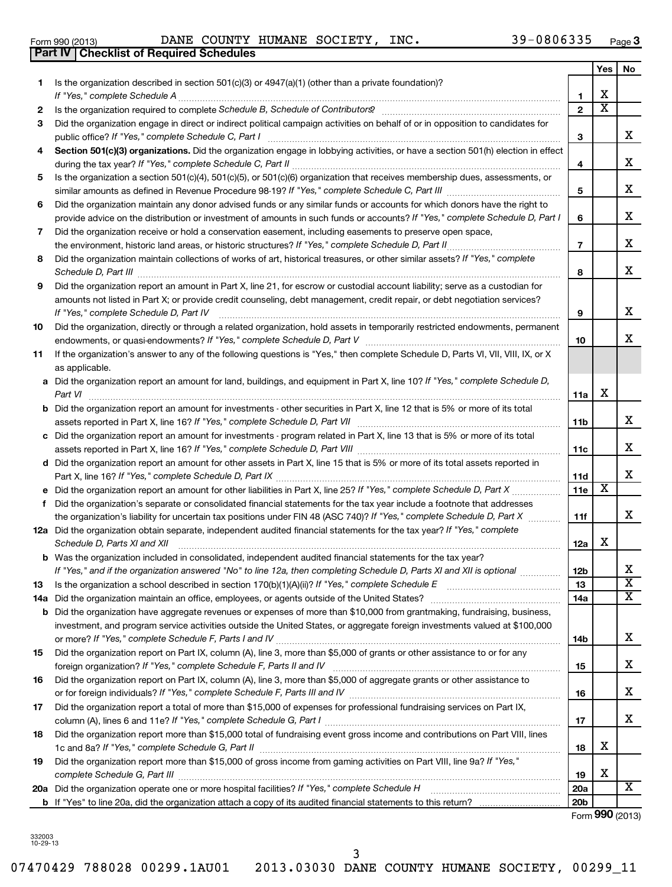Form 990 (2013) DANE COUNTY HUMANE SOCIETY, INC. 39-0806335 Page 3

## Part IV Checklist of Required Schedules

| | | | Yes | No |
|---|---|---|---|---|
| 1 | Is the organization described in section 501(c)(3) or 4947(a)(1) (other than a private foundation)? *If "Yes," complete Schedule A* | 1 | X | |
| 2 | Is the organization required to complete *Schedule B, Schedule of Contributors*? | 2 | X | |
| 3 | Did the organization engage in direct or indirect political campaign activities on behalf of or in opposition to candidates for public office? *If "Yes," complete Schedule C, Part I* | 3 | | X |
| 4 | **Section 501(c)(3) organizations.** Did the organization engage in lobbying activities, or have a section 501(h) election in effect during the tax year? *If "Yes," complete Schedule C, Part II* | 4 | | X |
| 5 | Is the organization a section 501(c)(4), 501(c)(5), or 501(c)(6) organization that receives membership dues, assessments, or similar amounts as defined in Revenue Procedure 98-19? *If "Yes," complete Schedule C, Part III* | 5 | | X |
| 6 | Did the organization maintain any donor advised funds or any similar funds or accounts for which donors have the right to provide advice on the distribution or investment of amounts in such funds or accounts? *If "Yes," complete Schedule D, Part I* | 6 | | X |
| 7 | Did the organization receive or hold a conservation easement, including easements to preserve open space, the environment, historic land areas, or historic structures? *If "Yes," complete Schedule D, Part II* | 7 | | X |
| 8 | Did the organization maintain collections of works of art, historical treasures, or other similar assets? *If "Yes," complete Schedule D, Part III* | 8 | | X |
| 9 | Did the organization report an amount in Part X, line 21, for escrow or custodial account liability; serve as a custodian for amounts not listed in Part X; or provide credit counseling, debt management, credit repair, or debt negotiation services? *If "Yes," complete Schedule D, Part IV* | 9 | | X |
| 10 | Did the organization, directly or through a related organization, hold assets in temporarily restricted endowments, permanent endowments, or quasi-endowments? *If "Yes," complete Schedule D, Part V* | 10 | | X |
| 11 | If the organization's answer to any of the following questions is "Yes," then complete Schedule D, Parts VI, VII, VIII, IX, or X as applicable. | | | |
| a | Did the organization report an amount for land, buildings, and equipment in Part X, line 10? *If "Yes," complete Schedule D, Part VI* | 11a | X | |
| b | Did the organization report an amount for investments - other securities in Part X, line 12 that is 5% or more of its total assets reported in Part X, line 16? *If "Yes," complete Schedule D, Part VII* | 11b | | X |
| c | Did the organization report an amount for investments - program related in Part X, line 13 that is 5% or more of its total assets reported in Part X, line 16? *If "Yes," complete Schedule D, Part VIII* | 11c | | X |
| d | Did the organization report an amount for other assets in Part X, line 15 that is 5% or more of its total assets reported in Part X, line 16? *If "Yes," complete Schedule D, Part IX* | 11d | | X |
| e | Did the organization report an amount for other liabilities in Part X, line 25? *If "Yes," complete Schedule D, Part X* | 11e | X | |
| f | Did the organization's separate or consolidated financial statements for the tax year include a footnote that addresses the organization's liability for uncertain tax positions under FIN 48 (ASC 740)? *If "Yes," complete Schedule D, Part X* | 11f | | X |
| 12a | Did the organization obtain separate, independent audited financial statements for the tax year? *If "Yes," complete Schedule D, Parts XI and XII* | 12a | X | |
| b | Was the organization included in consolidated, independent audited financial statements for the tax year? *If "Yes," and if the organization answered "No" to line 12a, then completing Schedule D, Parts XI and XII is optional* | 12b | | X |
| 13 | Is the organization a school described in section 170(b)(1)(A)(ii)? *If "Yes," complete Schedule E* | 13 | | X |
| 14a | Did the organization maintain an office, employees, or agents outside of the United States? | 14a | | X |
| b | Did the organization have aggregate revenues or expenses of more than $10,000 from grantmaking, fundraising, business, investment, and program service activities outside the United States, or aggregate foreign investments valued at $100,000 or more? *If "Yes," complete Schedule F, Parts I and IV* | 14b | | X |
| 15 | Did the organization report on Part IX, column (A), line 3, more than $5,000 of grants or other assistance to or for any foreign organization? *If "Yes," complete Schedule F, Parts II and IV* | 15 | | X |
| 16 | Did the organization report on Part IX, column (A), line 3, more than $5,000 of aggregate grants or other assistance to or for foreign individuals? *If "Yes," complete Schedule F, Parts III and IV* | 16 | | X |
| 17 | Did the organization report a total of more than $15,000 of expenses for professional fundraising services on Part IX, column (A), lines 6 and 11e? *If "Yes," complete Schedule G, Part I* | 17 | | X |
| 18 | Did the organization report more than $15,000 total of fundraising event gross income and contributions on Part VIII, lines 1c and 8a? *If "Yes," complete Schedule G, Part II* | 18 | X | |
| 19 | Did the organization report more than $15,000 of gross income from gaming activities on Part VIII, line 9a? *If "Yes," complete Schedule G, Part III* | 19 | X | |
| 20a | Did the organization operate one or more hospital facilities? *If "Yes," complete Schedule H* | 20a | | X |
| b | If "Yes" to line 20a, did the organization attach a copy of its audited financial statements to this return? | 20b | | |

Form **990** (2013)

332003 10-29-13

07470429 788028 00299.1AU01 2013.03030 DANE COUNTY HUMANE SOCIETY, 00299_11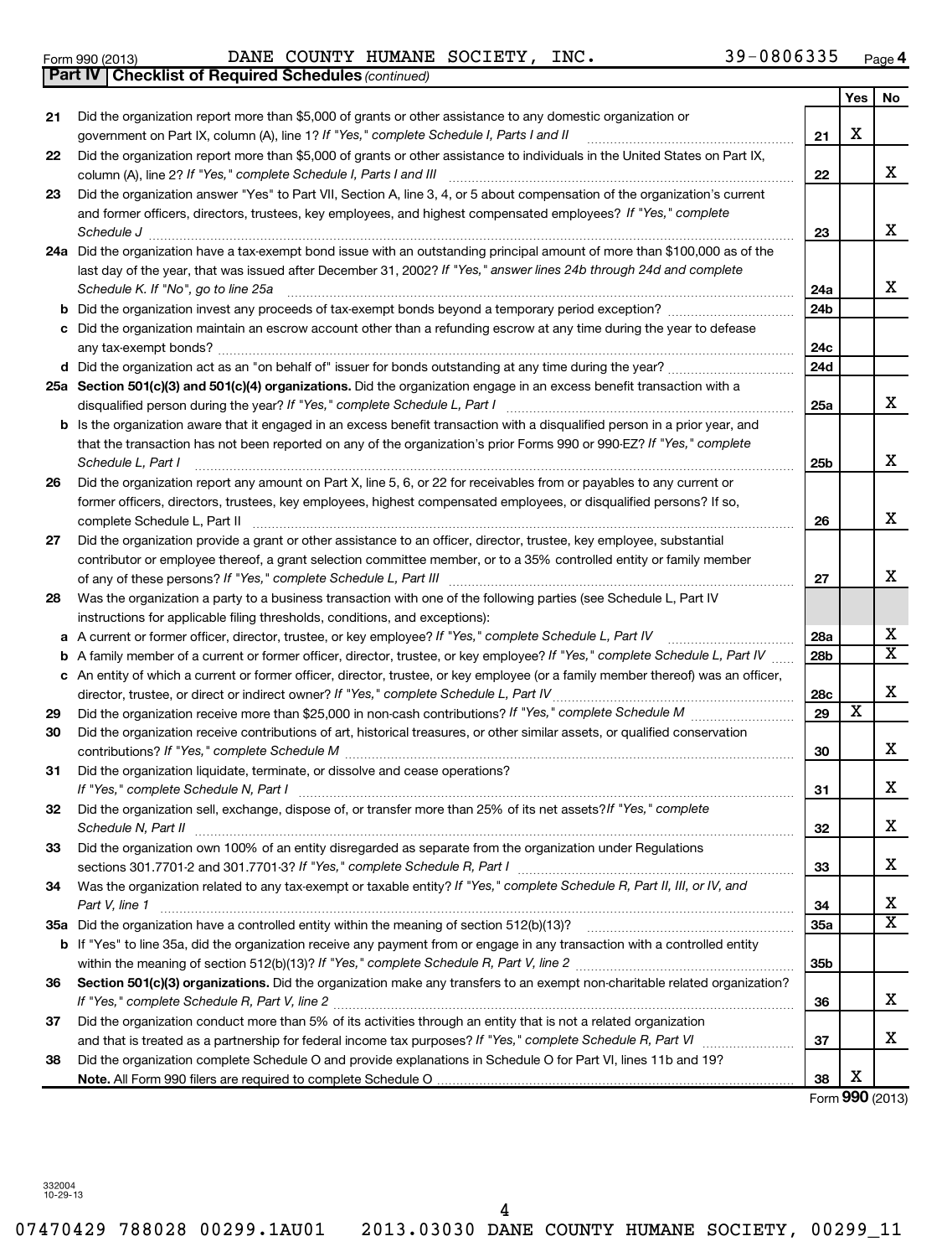Form 990 (2013) DANE COUNTY HUMANE SOCIETY, INC. 39-0806335 Page **4**

**Part IV | Checklist of Required Schedules** *(continued)*

| | | | Yes | No |
|---|---|---|---|---|
| 21 | Did the organization report more than $5,000 of grants or other assistance to any domestic organization or government on Part IX, column (A), line 1? *If "Yes," complete Schedule I, Parts I and II* | 21 | X | |
| 22 | Did the organization report more than $5,000 of grants or other assistance to individuals in the United States on Part IX, column (A), line 2? *If "Yes," complete Schedule I, Parts I and III* | 22 | | X |
| 23 | Did the organization answer "Yes" to Part VII, Section A, line 3, 4, or 5 about compensation of the organization's current and former officers, directors, trustees, key employees, and highest compensated employees? *If "Yes," complete Schedule J* | 23 | | X |
| 24a | Did the organization have a tax-exempt bond issue with an outstanding principal amount of more than $100,000 as of the last day of the year, that was issued after December 31, 2002? *If "Yes," answer lines 24b through 24d and complete Schedule K. If "No", go to line 25a* | 24a | | X |
| b | Did the organization invest any proceeds of tax-exempt bonds beyond a temporary period exception? | 24b | | |
| c | Did the organization maintain an escrow account other than a refunding escrow at any time during the year to defease any tax-exempt bonds? | 24c | | |
| d | Did the organization act as an "on behalf of" issuer for bonds outstanding at any time during the year? | 24d | | |
| 25a | **Section 501(c)(3) and 501(c)(4) organizations.** Did the organization engage in an excess benefit transaction with a disqualified person during the year? *If "Yes," complete Schedule L, Part I* | 25a | | X |
| b | Is the organization aware that it engaged in an excess benefit transaction with a disqualified person in a prior year, and that the transaction has not been reported on any of the organization's prior Forms 990 or 990-EZ? *If "Yes," complete Schedule L, Part I* | 25b | | X |
| 26 | Did the organization report any amount on Part X, line 5, 6, or 22 for receivables from or payables to any current or former officers, directors, trustees, key employees, highest compensated employees, or disqualified persons? If so, complete Schedule L, Part II | 26 | | X |
| 27 | Did the organization provide a grant or other assistance to an officer, director, trustee, key employee, substantial contributor or employee thereof, a grant selection committee member, or to a 35% controlled entity or family member of any of these persons? *If "Yes," complete Schedule L, Part III* | 27 | | X |
| 28 | Was the organization a party to a business transaction with one of the following parties (see Schedule L, Part IV instructions for applicable filing thresholds, conditions, and exceptions): | | | |
| a | A current or former officer, director, trustee, or key employee? *If "Yes," complete Schedule L, Part IV* | 28a | | X |
| b | A family member of a current or former officer, director, trustee, or key employee? *If "Yes," complete Schedule L, Part IV* | 28b | | X |
| c | An entity of which a current or former officer, director, trustee, or key employee (or a family member thereof) was an officer, director, trustee, or direct or indirect owner? *If "Yes," complete Schedule L, Part IV* | 28c | | X |
| 29 | Did the organization receive more than $25,000 in non-cash contributions? *If "Yes," complete Schedule M* | 29 | X | |
| 30 | Did the organization receive contributions of art, historical treasures, or other similar assets, or qualified conservation contributions? *If "Yes," complete Schedule M* | 30 | | X |
| 31 | Did the organization liquidate, terminate, or dissolve and cease operations? *If "Yes," complete Schedule N, Part I* | 31 | | X |
| 32 | Did the organization sell, exchange, dispose of, or transfer more than 25% of its net assets? *If "Yes," complete Schedule N, Part II* | 32 | | X |
| 33 | Did the organization own 100% of an entity disregarded as separate from the organization under Regulations sections 301.7701-2 and 301.7701-3? *If "Yes," complete Schedule R, Part I* | 33 | | X |
| 34 | Was the organization related to any tax-exempt or taxable entity? *If "Yes," complete Schedule R, Part II, III, or IV, and Part V, line 1* | 34 | | X |
| 35a | Did the organization have a controlled entity within the meaning of section 512(b)(13)? | 35a | | X |
| b | If "Yes" to line 35a, did the organization receive any payment from or engage in any transaction with a controlled entity within the meaning of section 512(b)(13)? *If "Yes," complete Schedule R, Part V, line 2* | 35b | | |
| 36 | **Section 501(c)(3) organizations.** Did the organization make any transfers to an exempt non-charitable related organization? *If "Yes," complete Schedule R, Part V, line 2* | 36 | | X |
| 37 | Did the organization conduct more than 5% of its activities through an entity that is not a related organization and that is treated as a partnership for federal income tax purposes? *If "Yes," complete Schedule R, Part VI* | 37 | | X |
| 38 | Did the organization complete Schedule O and provide explanations in Schedule O for Part VI, lines 11b and 19? **Note.** All Form 990 filers are required to complete Schedule O | 38 | X | |

Form **990** (2013)

332004 10-29-13

07470429 788028 00299.1AU01 2013.03030 DANE COUNTY HUMANE SOCIETY, 00299_11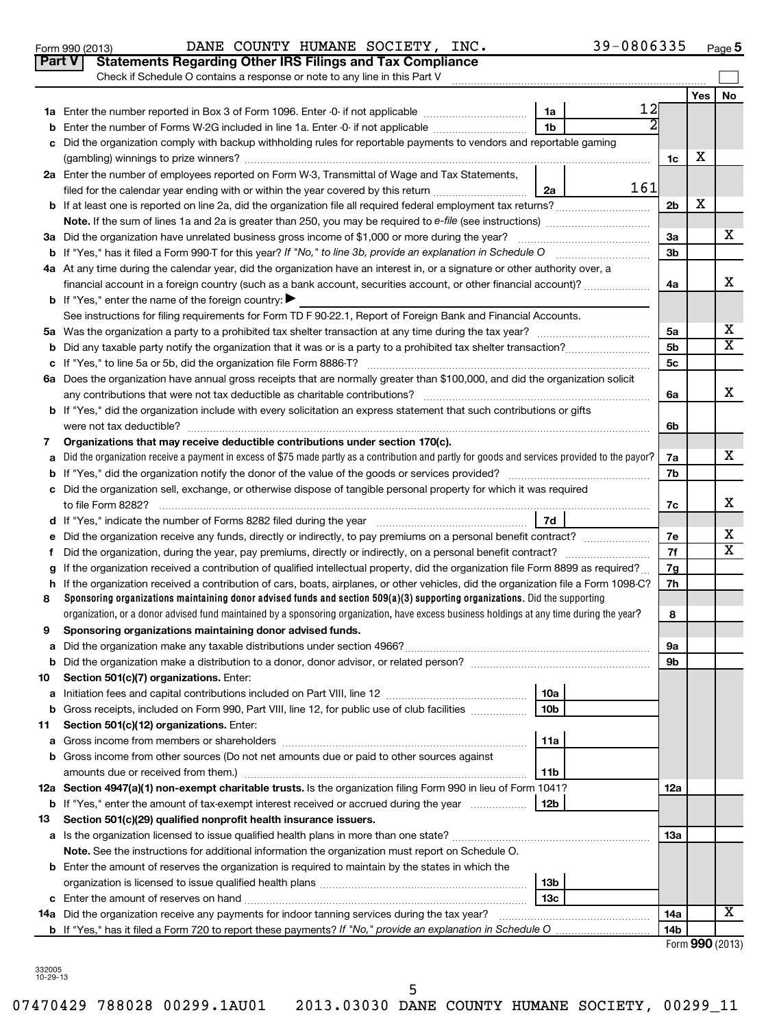Form 990 (2013) DANE COUNTY HUMANE SOCIETY, INC. 39-0806335 Page 5

## Part V Statements Regarding Other IRS Filings and Tax Compliance

Check if Schedule O contains a response or note to any line in this Part V ☐

| | | | | | Yes | No |
|---|---|---|---|---|---|---|
| 1a | Enter the number reported in Box 3 of Form 1096. Enter -0- if not applicable | 1a | 12 | | | |
| b | Enter the number of Forms W-2G included in line 1a. Enter -0- if not applicable | 1b | 2 | | | |
| c | Did the organization comply with backup withholding rules for reportable payments to vendors and reportable gaming (gambling) winnings to prize winners? | | | 1c | X | |
| 2a | Enter the number of employees reported on Form W-3, Transmittal of Wage and Tax Statements, filed for the calendar year ending with or within the year covered by this return | 2a | 161 | | | |
| b | If at least one is reported on line 2a, did the organization file all required federal employment tax returns? | | | 2b | X | |
| | **Note.** If the sum of lines 1a and 2a is greater than 250, you may be required to *e-file* (see instructions) | | | | | |
| 3a | Did the organization have unrelated business gross income of $1,000 or more during the year? | | | 3a | | X |
| b | If "Yes," has it filed a Form 990-T for this year? *If "No," to line 3b, provide an explanation in Schedule O* | | | 3b | | |
| 4a | At any time during the calendar year, did the organization have an interest in, or a signature or other authority over, a financial account in a foreign country (such as a bank account, securities account, or other financial account)? | | | 4a | | X |
| b | If "Yes," enter the name of the foreign country: ▶ | | | | | |
| | See instructions for filing requirements for Form TD F 90-22.1, Report of Foreign Bank and Financial Accounts. | | | | | |
| 5a | Was the organization a party to a prohibited tax shelter transaction at any time during the tax year? | | | 5a | | X |
| b | Did any taxable party notify the organization that it was or is a party to a prohibited tax shelter transaction? | | | 5b | | X |
| c | If "Yes," to line 5a or 5b, did the organization file Form 8886-T? | | | 5c | | |
| 6a | Does the organization have annual gross receipts that are normally greater than $100,000, and did the organization solicit any contributions that were not tax deductible as charitable contributions? | | | 6a | | X |
| b | If "Yes," did the organization include with every solicitation an express statement that such contributions or gifts were not tax deductible? | | | 6b | | |
| 7 | **Organizations that may receive deductible contributions under section 170(c).** | | | | | |
| a | Did the organization receive a payment in excess of $75 made partly as a contribution and partly for goods and services provided to the payor? | | | 7a | | X |
| b | If "Yes," did the organization notify the donor of the value of the goods or services provided? | | | 7b | | |
| c | Did the organization sell, exchange, or otherwise dispose of tangible personal property for which it was required to file Form 8282? | | | 7c | | X |
| d | If "Yes," indicate the number of Forms 8282 filed during the year | 7d | | | | |
| e | Did the organization receive any funds, directly or indirectly, to pay premiums on a personal benefit contract? | | | 7e | | X |
| f | Did the organization, during the year, pay premiums, directly or indirectly, on a personal benefit contract? | | | 7f | | X |
| g | If the organization received a contribution of qualified intellectual property, did the organization file Form 8899 as required? | | | 7g | | |
| h | If the organization received a contribution of cars, boats, airplanes, or other vehicles, did the organization file a Form 1098-C? | | | 7h | | |
| 8 | **Sponsoring organizations maintaining donor advised funds and section 509(a)(3) supporting organizations.** Did the supporting organization, or a donor advised fund maintained by a sponsoring organization, have excess business holdings at any time during the year? | | | 8 | | |
| 9 | **Sponsoring organizations maintaining donor advised funds.** | | | | | |
| a | Did the organization make any taxable distributions under section 4966? | | | 9a | | |
| b | Did the organization make a distribution to a donor, donor advisor, or related person? | | | 9b | | |
| 10 | **Section 501(c)(7) organizations.** Enter: | | | | | |
| a | Initiation fees and capital contributions included on Part VIII, line 12 | 10a | | | | |
| b | Gross receipts, included on Form 990, Part VIII, line 12, for public use of club facilities | 10b | | | | |
| 11 | **Section 501(c)(12) organizations.** Enter: | | | | | |
| a | Gross income from members or shareholders | 11a | | | | |
| b | Gross income from other sources (Do not net amounts due or paid to other sources against amounts due or received from them.) | 11b | | | | |
| 12a | **Section 4947(a)(1) non-exempt charitable trusts.** Is the organization filing Form 990 in lieu of Form 1041? | | | 12a | | |
| b | If "Yes," enter the amount of tax-exempt interest received or accrued during the year | 12b | | | | |
| 13 | **Section 501(c)(29) qualified nonprofit health insurance issuers.** | | | | | |
| a | Is the organization licensed to issue qualified health plans in more than one state? | | | 13a | | |
| | **Note.** See the instructions for additional information the organization must report on Schedule O. | | | | | |
| b | Enter the amount of reserves the organization is required to maintain by the states in which the organization is licensed to issue qualified health plans | 13b | | | | |
| c | Enter the amount of reserves on hand | 13c | | | | |
| 14a | Did the organization receive any payments for indoor tanning services during the tax year? | | | 14a | | X |
| b | If "Yes," has it filed a Form 720 to report these payments? *If "No," provide an explanation in Schedule O* | | | 14b | | |

Form **990** (2013)

332005 10-29-13

07470429 788028 00299.1AU01 2013.03030 DANE COUNTY HUMANE SOCIETY, 00299_11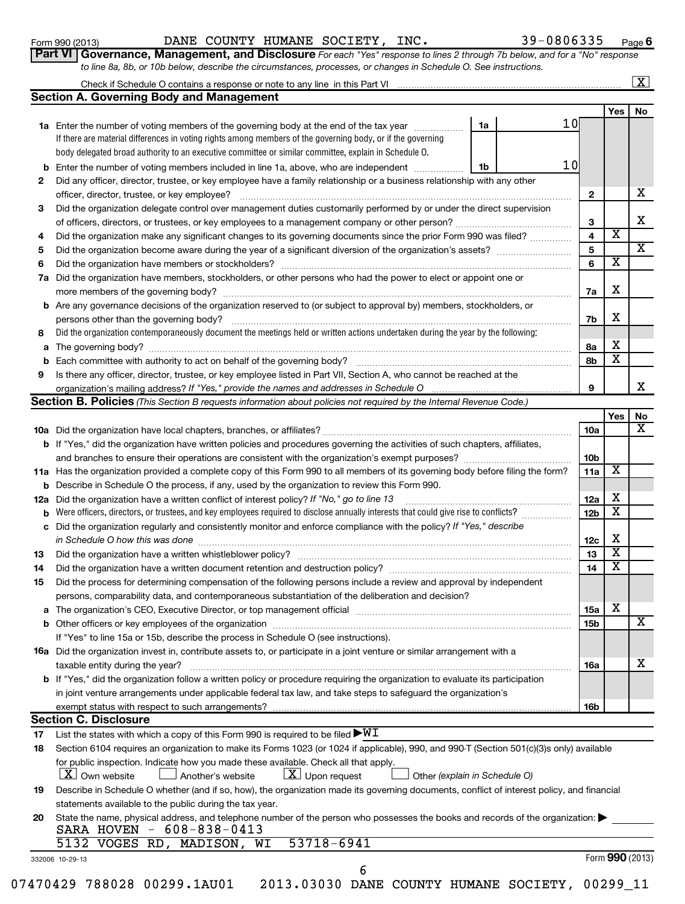Form 990 (2013) DANE COUNTY HUMANE SOCIETY, INC. 39-0806335 Page **6**

**Part VI | Governance, Management, and Disclosure** *For each "Yes" response to lines 2 through 7b below, and for a "No" response to line 8a, 8b, or 10b below, describe the circumstances, processes, or changes in Schedule O. See instructions.*

Check if Schedule O contains a response or note to any line in this Part VI ..... [X]

## Section A. Governing Body and Management

| | | | | Yes | No |
|---|---|---|---|---|---|
| **1a** | Enter the number of voting members of the governing body at the end of the tax year ..... **1a** 10. If there are material differences in voting rights among members of the governing body, or if the governing body delegated broad authority to an executive committee or similar committee, explain in Schedule O. | | | | |
| **b** | Enter the number of voting members included in line 1a, above, who are independent ..... **1b** 10 | | | | |
| **2** | Did any officer, director, trustee, or key employee have a family relationship or a business relationship with any other officer, director, trustee, or key employee? | | **2** | | X |
| **3** | Did the organization delegate control over management duties customarily performed by or under the direct supervision of officers, directors, or trustees, or key employees to a management company or other person? | | **3** | | X |
| **4** | Did the organization make any significant changes to its governing documents since the prior Form 990 was filed? | | **4** | X | |
| **5** | Did the organization become aware during the year of a significant diversion of the organization's assets? | | **5** | | X |
| **6** | Did the organization have members or stockholders? | | **6** | X | |
| **7a** | Did the organization have members, stockholders, or other persons who had the power to elect or appoint one or more members of the governing body? | | **7a** | X | |
| **b** | Are any governance decisions of the organization reserved to (or subject to approval by) members, stockholders, or persons other than the governing body? | | **7b** | X | |
| **8** | Did the organization contemporaneously document the meetings held or written actions undertaken during the year by the following: | | | | |
| **a** | The governing body? | | **8a** | X | |
| **b** | Each committee with authority to act on behalf of the governing body? | | **8b** | X | |
| **9** | Is there any officer, director, trustee, or key employee listed in Part VII, Section A, who cannot be reached at the organization's mailing address? *If "Yes," provide the names and addresses in Schedule O* | | **9** | | X |

## Section B. Policies *(This Section B requests information about policies not required by the Internal Revenue Code.)*

| | | | Yes | No |
|---|---|---|---|---|
| **10a** | Did the organization have local chapters, branches, or affiliates? | **10a** | | X |
| **b** | If "Yes," did the organization have written policies and procedures governing the activities of such chapters, affiliates, and branches to ensure their operations are consistent with the organization's exempt purposes? | **10b** | | |
| **11a** | Has the organization provided a complete copy of this Form 990 to all members of its governing body before filing the form? | **11a** | X | |
| **b** | Describe in Schedule O the process, if any, used by the organization to review this Form 990. | | | |
| **12a** | Did the organization have a written conflict of interest policy? *If "No," go to line 13* | **12a** | X | |
| **b** | Were officers, directors, or trustees, and key employees required to disclose annually interests that could give rise to conflicts? | **12b** | X | |
| **c** | Did the organization regularly and consistently monitor and enforce compliance with the policy? *If "Yes," describe in Schedule O how this was done* | **12c** | X | |
| **13** | Did the organization have a written whistleblower policy? | **13** | X | |
| **14** | Did the organization have a written document retention and destruction policy? | **14** | X | |
| **15** | Did the process for determining compensation of the following persons include a review and approval by independent persons, comparability data, and contemporaneous substantiation of the deliberation and decision? | | | |
| **a** | The organization's CEO, Executive Director, or top management official | **15a** | X | |
| **b** | Other officers or key employees of the organization | **15b** | | X |
| | If "Yes" to line 15a or 15b, describe the process in Schedule O (see instructions). | | | |
| **16a** | Did the organization invest in, contribute assets to, or participate in a joint venture or similar arrangement with a taxable entity during the year? | **16a** | | X |
| **b** | If "Yes," did the organization follow a written policy or procedure requiring the organization to evaluate its participation in joint venture arrangements under applicable federal tax law, and take steps to safeguard the organization's exempt status with respect to such arrangements? | **16b** | | |

## Section C. Disclosure

**17** List the states with which a copy of this Form 990 is required to be filed ▶ WI

**18** Section 6104 requires an organization to make its Forms 1023 (or 1024 if applicable), 990, and 990-T (Section 501(c)(3)s only) available for public inspection. Indicate how you made these available. Check all that apply.

[X] Own website [ ] Another's website [X] Upon request [ ] Other *(explain in Schedule O)*

**19** Describe in Schedule O whether (and if so, how), the organization made its governing documents, conflict of interest policy, and financial statements available to the public during the tax year.

**20** State the name, physical address, and telephone number of the person who possesses the books and records of the organization: ▶

SARA HOVEN - 608-838-0413
5132 VOGES RD, MADISON, WI 53718-6941

332006 10-29-13 Form **990** (2013)

07470429 788028 00299.1AU01 2013.03030 DANE COUNTY HUMANE SOCIETY, 00299_11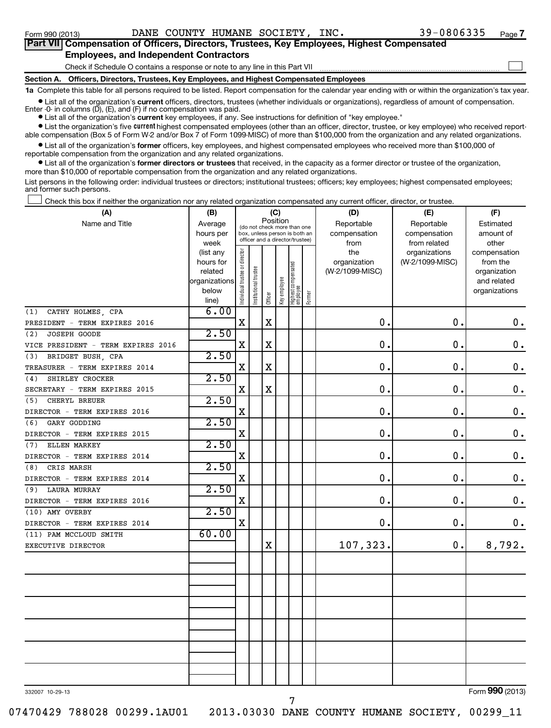Form 990 (2013) DANE COUNTY HUMANE SOCIETY, INC. 39-0806335 Page 7

**Part VII Compensation of Officers, Directors, Trustees, Key Employees, Highest Compensated Employees, and Independent Contractors**

Check if Schedule O contains a response or note to any line in this Part VII ☐

**Section A. Officers, Directors, Trustees, Key Employees, and Highest Compensated Employees**

**1a** Complete this table for all persons required to be listed. Report compensation for the calendar year ending with or within the organization's tax year.

- List all of the organization's **current** officers, directors, trustees (whether individuals or organizations), regardless of amount of compensation. Enter -0- in columns (D), (E), and (F) if no compensation was paid.
- List all of the organization's **current** key employees, if any. See instructions for definition of "key employee."
- List the organization's five **current** highest compensated employees (other than an officer, director, trustee, or key employee) who received reportable compensation (Box 5 of Form W-2 and/or Box 7 of Form 1099-MISC) of more than $100,000 from the organization and any related organizations.
- List all of the organization's **former** officers, key employees, and highest compensated employees who received more than $100,000 of reportable compensation from the organization and any related organizations.
- List all of the organization's **former directors or trustees** that received, in the capacity as a former director or trustee of the organization, more than $10,000 of reportable compensation from the organization and any related organizations.

List persons in the following order: individual trustees or directors; institutional trustees; officers; key employees; highest compensated employees; and former such persons.

☐ Check this box if neither the organization nor any related organization compensated any current officer, director, or trustee.

| (A) Name and Title | (B) Average hours per week (list any hours for related organizations below line) | (C) Position: Individual trustee or director | Institutional trustee | Officer | Key employee | Highest compensated employee | Former | (D) Reportable compensation from the organization (W-2/1099-MISC) | (E) Reportable compensation from related organizations (W-2/1099-MISC) | (F) Estimated amount of other compensation from the organization and related organizations |
|---|---|---|---|---|---|---|---|---|---|---|
| (1) CATHY HOLMES, CPA<br>PRESIDENT - TERM EXPIRES 2016 | 6.00 | X | | X | | | | 0. | 0. | 0. |
| (2) JOSEPH GOODE<br>VICE PRESIDENT - TERM EXPIRES 2016 | 2.50 | X | | X | | | | 0. | 0. | 0. |
| (3) BRIDGET BUSH, CPA<br>TREASURER - TERM EXPIRES 2014 | 2.50 | X | | X | | | | 0. | 0. | 0. |
| (4) SHIRLEY CROCKER<br>SECRETARY - TERM EXPIRES 2015 | 2.50 | X | | X | | | | 0. | 0. | 0. |
| (5) CHERYL BREUER<br>DIRECTOR - TERM EXPIRES 2016 | 2.50 | X | | | | | | 0. | 0. | 0. |
| (6) GARY GODDING<br>DIRECTOR - TERM EXPIRES 2015 | 2.50 | X | | | | | | 0. | 0. | 0. |
| (7) ELLEN MARKEY<br>DIRECTOR - TERM EXPIRES 2014 | 2.50 | X | | | | | | 0. | 0. | 0. |
| (8) CRIS MARSH<br>DIRECTOR - TERM EXPIRES 2014 | 2.50 | X | | | | | | 0. | 0. | 0. |
| (9) LAURA MURRAY<br>DIRECTOR - TERM EXPIRES 2016 | 2.50 | X | | | | | | 0. | 0. | 0. |
| (10) AMY OVERBY<br>DIRECTOR - TERM EXPIRES 2014 | 2.50 | X | | | | | | 0. | 0. | 0. |
| (11) PAM MCCLOUD SMITH<br>EXECUTIVE DIRECTOR | 60.00 | | | X | | | | 107,323. | 0. | 8,792. |

332007 10-29-13

Form **990** (2013)

07470429 788028 00299.1AU01 2013.03030 DANE COUNTY HUMANE SOCIETY, 00299_11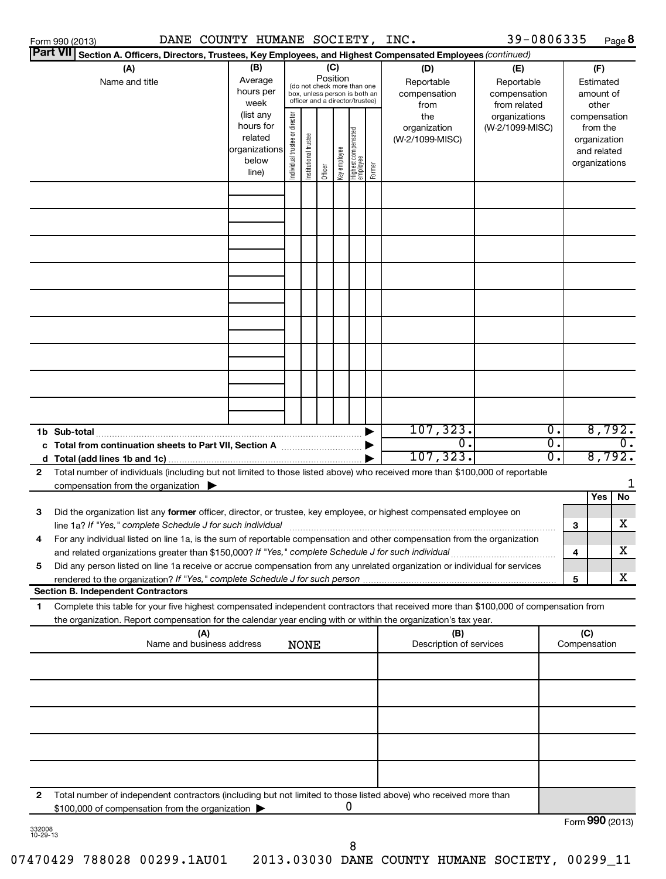Form 990 (2013) DANE COUNTY HUMANE SOCIETY, INC. 39-0806335 Page **8**

**Part VII** Section A. Officers, Directors, Trustees, Key Employees, and Highest Compensated Employees *(continued)*

| (A) Name and title | (B) Average hours per week (list any hours for related organizations below line) | (C) Position (do not check more than one box, unless person is both an officer and a director/trustee): Individual trustee or director | Institutional trustee | Officer | Key employee | Highest compensated employee | Former | (D) Reportable compensation from the organization (W-2/1099-MISC) | (E) Reportable compensation from related organizations (W-2/1099-MISC) | (F) Estimated amount of other compensation from the organization and related organizations |
|---|---|---|---|---|---|---|---|---|---|---|
| | | | | | | | | | | |
| | | | | | | | | | | |
| | | | | | | | | | | |
| | | | | | | | | | | |
| | | | | | | | | | | |
| | | | | | | | | | | |
| | | | | | | | | | | |
| | | | | | | | | | | |
| | | | | | | | | | | |
| **1b Sub-total** | | | | | | | | 107,323. | 0. | 8,792. |
| **c Total from continuation sheets to Part VII, Section A** | | | | | | | | 0. | 0. | 0. |
| **d Total (add lines 1b and 1c)** | | | | | | | | 107,323. | 0. | 8,792. |

**2** Total number of individuals (including but not limited to those listed above) who received more than $100,000 of reportable compensation from the organization ▶ 1

| | | | Yes | No |
|---|---|---|---|---|
| **3** | Did the organization list any **former** officer, director, or trustee, key employee, or highest compensated employee on line 1a? *If "Yes," complete Schedule J for such individual* | 3 | | X |
| **4** | For any individual listed on line 1a, is the sum of reportable compensation and other compensation from the organization and related organizations greater than $150,000? *If "Yes," complete Schedule J for such individual* | 4 | | X |
| **5** | Did any person listed on line 1a receive or accrue compensation from any unrelated organization or individual for services rendered to the organization? *If "Yes," complete Schedule J for such person* | 5 | | X |

**Section B. Independent Contractors**

**1** Complete this table for your five highest compensated independent contractors that received more than $100,000 of compensation from the organization. Report compensation for the calendar year ending with or within the organization's tax year.

| (A) Name and business address | (B) Description of services | (C) Compensation |
|---|---|---|
| NONE | | |
| | | |
| | | |
| | | |
| | | |

**2** Total number of independent contractors (including but not limited to those listed above) who received more than $100,000 of compensation from the organization ▶ 0

Form **990** (2013)

332008 10-29-13

07470429 788028 00299.1AU01 2013.03030 DANE COUNTY HUMANE SOCIETY, 00299_11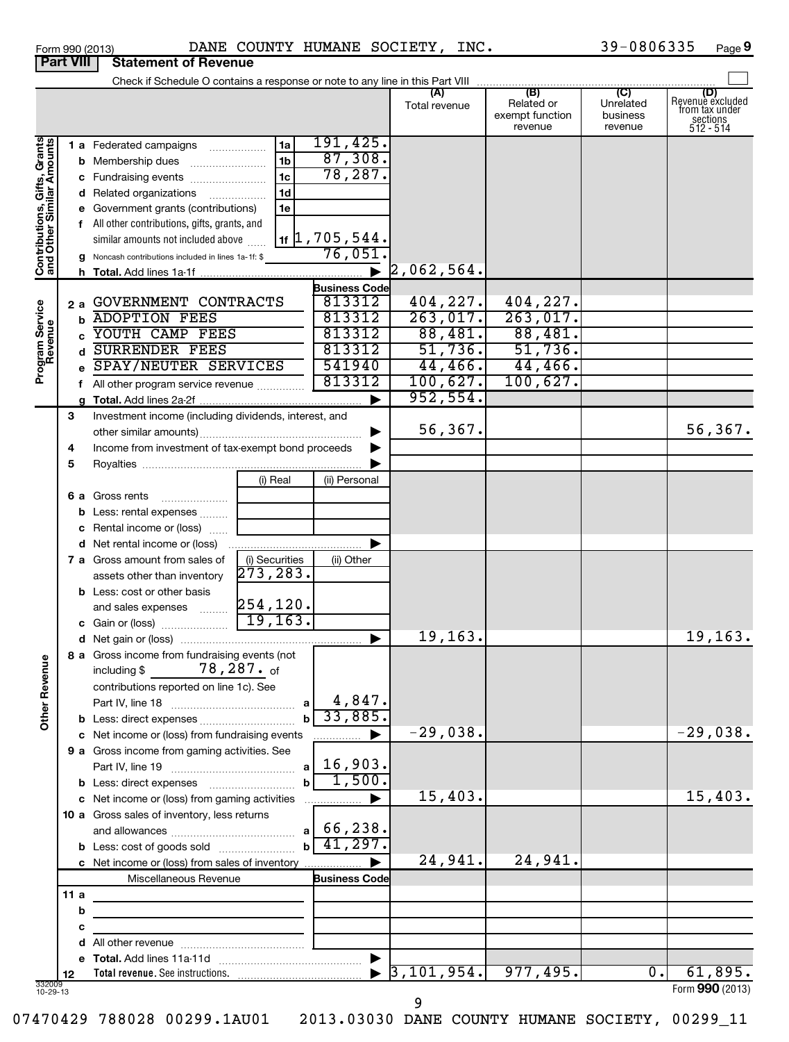Form 990 (2013) DANE COUNTY HUMANE SOCIETY, INC. 39-0806335 Page 9

## Part VIII Statement of Revenue

Check if Schedule O contains a response or note to any line in this Part VIII ☐

| | | | (A) Total revenue | (B) Related or exempt function revenue | (C) Unrelated business revenue | (D) Revenue excluded from tax under sections 512 - 514 |
|---|---|---|---|---|---|---|
| **Contributions, Gifts, Grants and Other Similar Amounts** | | | | | | |
| 1 a | Federated campaigns | 1a 191,425. | | | | |
| b | Membership dues | 1b 87,308. | | | | |
| c | Fundraising events | 1c 78,287. | | | | |
| d | Related organizations | 1d | | | | |
| e | Government grants (contributions) | 1e | | | | |
| f | All other contributions, gifts, grants, and similar amounts not included above | 1f 1,705,544. | | | | |
| g | Noncash contributions included in lines 1a-1f: $ | 76,051. | | | | |
| h | **Total.** Add lines 1a-1f | ▶ | 2,062,564. | | | |
| **Program Service Revenue** | | Business Code | | | | |
| 2 a | GOVERNMENT CONTRACTS | 813312 | 404,227. | 404,227. | | |
| b | ADOPTION FEES | 813312 | 263,017. | 263,017. | | |
| c | YOUTH CAMP FEES | 813312 | 88,481. | 88,481. | | |
| d | SURRENDER FEES | 813312 | 51,736. | 51,736. | | |
| e | SPAY/NEUTER SERVICES | 541940 | 44,466. | 44,466. | | |
| f | All other program service revenue | 813312 | 100,627. | 100,627. | | |
| g | **Total.** Add lines 2a-2f | ▶ | 952,554. | | | |
| **Other Revenue** | | | | | | |
| 3 | Investment income (including dividends, interest, and other similar amounts) | ▶ | 56,367. | | | 56,367. |
| 4 | Income from investment of tax-exempt bond proceeds | ▶ | | | | |
| 5 | Royalties | ▶ | | | | |
| | | (i) Real / (ii) Personal | | | | |
| 6 a | Gross rents | | | | | |
| b | Less: rental expenses | | | | | |
| c | Rental income or (loss) | | | | | |
| d | Net rental income or (loss) | ▶ | | | | |
| | | (i) Securities / (ii) Other | | | | |
| 7 a | Gross amount from sales of assets other than inventory | (i) 273,283. | | | | |
| b | Less: cost or other basis and sales expenses | (i) 254,120. | | | | |
| c | Gain or (loss) | (i) 19,163. | | | | |
| d | Net gain or (loss) | ▶ | 19,163. | | | 19,163. |
| 8 a | Gross income from fundraising events (not including $ 78,287. of contributions reported on line 1c). See Part IV, line 18 | a 4,847. | | | | |
| b | Less: direct expenses | b 33,885. | | | | |
| c | Net income or (loss) from fundraising events | ▶ | -29,038. | | | -29,038. |
| 9 a | Gross income from gaming activities. See Part IV, line 19 | a 16,903. | | | | |
| b | Less: direct expenses | b 1,500. | | | | |
| c | Net income or (loss) from gaming activities | ▶ | 15,403. | | | 15,403. |
| 10 a | Gross sales of inventory, less returns and allowances | a 66,238. | | | | |
| b | Less: cost of goods sold | b 41,297. | | | | |
| c | Net income or (loss) from sales of inventory | ▶ | 24,941. | 24,941. | | |
| | Miscellaneous Revenue | Business Code | | | | |
| 11 a | | | | | | |
| b | | | | | | |
| c | | | | | | |
| d | All other revenue | | | | | |
| e | **Total.** Add lines 11a-11d | ▶ | | | | |
| 12 | **Total revenue.** See instructions. | ▶ | 3,101,954. | 977,495. | 0. | 61,895. |

332009 10-29-13

Form **990** (2013)

07470429 788028 00299.1AU01 2013.03030 DANE COUNTY HUMANE SOCIETY, 00299_11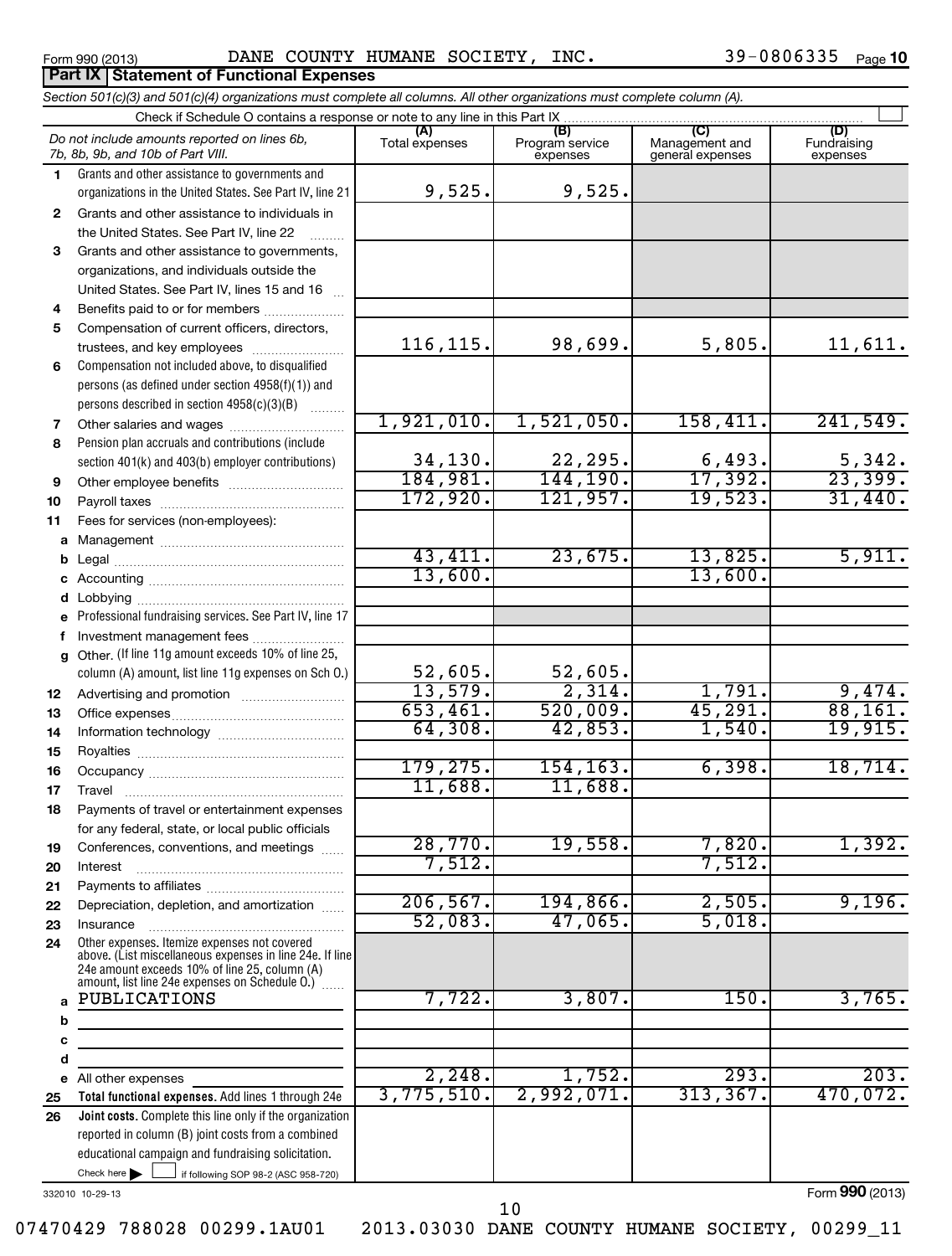Form 990 (2013) DANE COUNTY HUMANE SOCIETY, INC. 39-0806335 Page 10

## Part IX Statement of Functional Expenses

*Section 501(c)(3) and 501(c)(4) organizations must complete all columns. All other organizations must complete column (A).*

Check if Schedule O contains a response or note to any line in this Part IX ☐

| | *Do not include amounts reported on lines 6b, 7b, 8b, 9b, and 10b of Part VIII.* | (A) Total expenses | (B) Program service expenses | (C) Management and general expenses | (D) Fundraising expenses |
|---|---|---|---|---|---|
| 1 | Grants and other assistance to governments and organizations in the United States. See Part IV, line 21 | 9,525. | 9,525. | | |
| 2 | Grants and other assistance to individuals in the United States. See Part IV, line 22 | | | | |
| 3 | Grants and other assistance to governments, organizations, and individuals outside the United States. See Part IV, lines 15 and 16 | | | | |
| 4 | Benefits paid to or for members | | | | |
| 5 | Compensation of current officers, directors, trustees, and key employees | 116,115. | 98,699. | 5,805. | 11,611. |
| 6 | Compensation not included above, to disqualified persons (as defined under section 4958(f)(1)) and persons described in section 4958(c)(3)(B) | | | | |
| 7 | Other salaries and wages | 1,921,010. | 1,521,050. | 158,411. | 241,549. |
| 8 | Pension plan accruals and contributions (include section 401(k) and 403(b) employer contributions) | 34,130. | 22,295. | 6,493. | 5,342. |
| 9 | Other employee benefits | 184,981. | 144,190. | 17,392. | 23,399. |
| 10 | Payroll taxes | 172,920. | 121,957. | 19,523. | 31,440. |
| 11 | Fees for services (non-employees): | | | | |
| a | Management | | | | |
| b | Legal | 43,411. | 23,675. | 13,825. | 5,911. |
| c | Accounting | 13,600. | | 13,600. | |
| d | Lobbying | | | | |
| e | Professional fundraising services. See Part IV, line 17 | | | | |
| f | Investment management fees | | | | |
| g | Other. (If line 11g amount exceeds 10% of line 25, column (A) amount, list line 11g expenses on Sch O.) | 52,605. | 52,605. | | |
| 12 | Advertising and promotion | 13,579. | 2,314. | 1,791. | 9,474. |
| 13 | Office expenses | 653,461. | 520,009. | 45,291. | 88,161. |
| 14 | Information technology | 64,308. | 42,853. | 1,540. | 19,915. |
| 15 | Royalties | | | | |
| 16 | Occupancy | 179,275. | 154,163. | 6,398. | 18,714. |
| 17 | Travel | 11,688. | 11,688. | | |
| 18 | Payments of travel or entertainment expenses for any federal, state, or local public officials | | | | |
| 19 | Conferences, conventions, and meetings | 28,770. | 19,558. | 7,820. | 1,392. |
| 20 | Interest | 7,512. | | 7,512. | |
| 21 | Payments to affiliates | | | | |
| 22 | Depreciation, depletion, and amortization | 206,567. | 194,866. | 2,505. | 9,196. |
| 23 | Insurance | 52,083. | 47,065. | 5,018. | |
| 24 | Other expenses. Itemize expenses not covered above. (List miscellaneous expenses in line 24e. If line 24e amount exceeds 10% of line 25, column (A) amount, list line 24e expenses on Schedule O.) | | | | |
| a | PUBLICATIONS | 7,722. | 3,807. | 150. | 3,765. |
| b | | | | | |
| c | | | | | |
| d | | | | | |
| e | All other expenses | 2,248. | 1,752. | 293. | 203. |
| 25 | **Total functional expenses.** Add lines 1 through 24e | 3,775,510. | 2,992,071. | 313,367. | 470,072. |
| 26 | **Joint costs.** Complete this line only if the organization reported in column (B) joint costs from a combined educational campaign and fundraising solicitation. Check here ☐ if following SOP 98-2 (ASC 958-720) | | | | |

332010 10-29-13

Form **990** (2013)

07470429 788028 00299.1AU01 2013.03030 DANE COUNTY HUMANE SOCIETY, 00299_11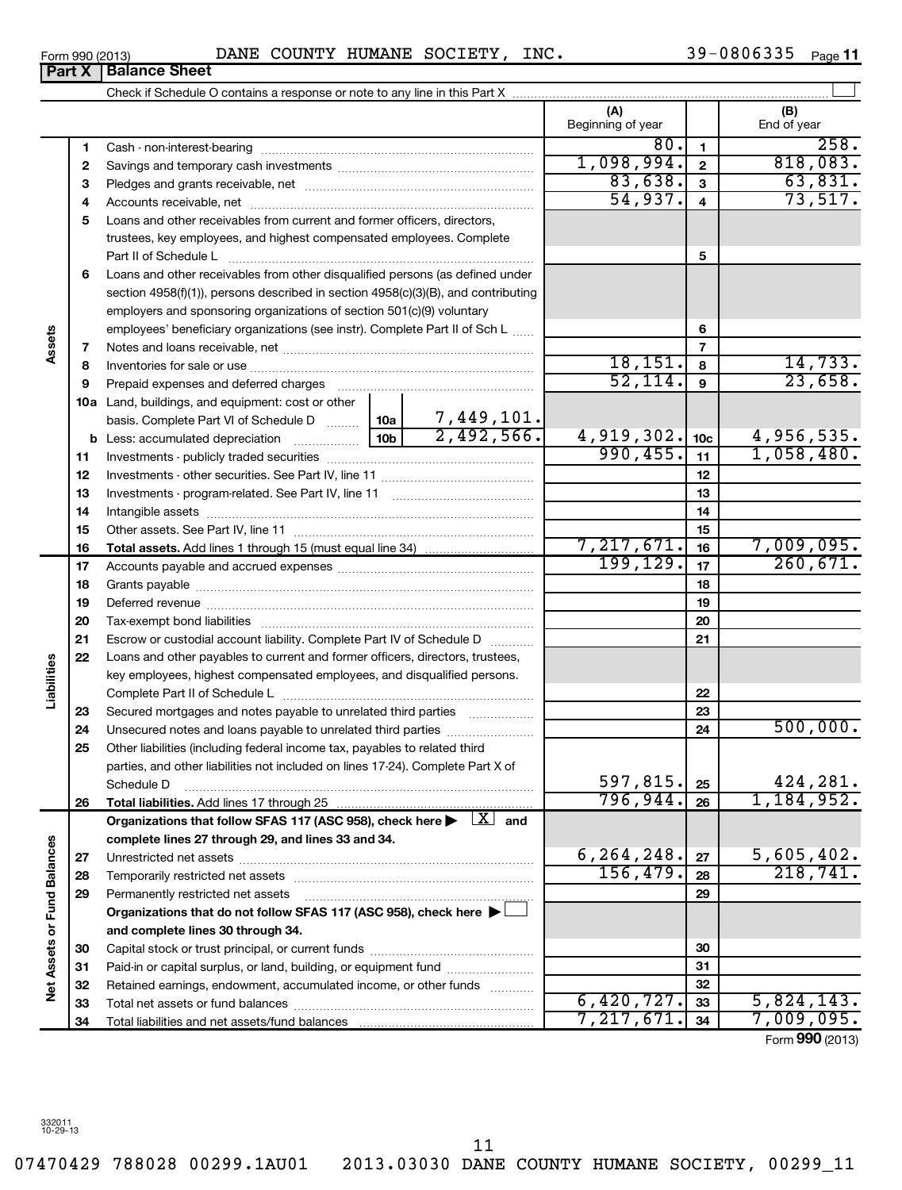Form 990 (2013) DANE COUNTY HUMANE SOCIETY, INC. 39-0806335 Page 11

## Part X Balance Sheet

Check if Schedule O contains a response or note to any line in this Part X

| | | | | (A) Beginning of year | | (B) End of year |
|---|---|---|---|---|---|---|
| **Assets** | 1 | Cash - non-interest-bearing | | 80. | 1 | 258. |
| | 2 | Savings and temporary cash investments | | 1,098,994. | 2 | 818,083. |
| | 3 | Pledges and grants receivable, net | | 83,638. | 3 | 63,831. |
| | 4 | Accounts receivable, net | | 54,937. | 4 | 73,517. |
| | 5 | Loans and other receivables from current and former officers, directors, trustees, key employees, and highest compensated employees. Complete Part II of Schedule L | | | 5 | |
| | 6 | Loans and other receivables from other disqualified persons (as defined under section 4958(f)(1)), persons described in section 4958(c)(3)(B), and contributing employers and sponsoring organizations of section 501(c)(9) voluntary employees' beneficiary organizations (see instr). Complete Part II of Sch L | | | 6 | |
| | 7 | Notes and loans receivable, net | | | 7 | |
| | 8 | Inventories for sale or use | | 18,151. | 8 | 14,733. |
| | 9 | Prepaid expenses and deferred charges | | 52,114. | 9 | 23,658. |
| | 10a | Land, buildings, and equipment: cost or other basis. Complete Part VI of Schedule D | 10a 7,449,101. | | | |
| | b | Less: accumulated depreciation | 10b 2,492,566. | 4,919,302. | 10c | 4,956,535. |
| | 11 | Investments - publicly traded securities | | 990,455. | 11 | 1,058,480. |
| | 12 | Investments - other securities. See Part IV, line 11 | | | 12 | |
| | 13 | Investments - program-related. See Part IV, line 11 | | | 13 | |
| | 14 | Intangible assets | | | 14 | |
| | 15 | Other assets. See Part IV, line 11 | | | 15 | |
| | 16 | **Total assets.** Add lines 1 through 15 (must equal line 34) | | 7,217,671. | 16 | 7,009,095. |
| **Liabilities** | 17 | Accounts payable and accrued expenses | | 199,129. | 17 | 260,671. |
| | 18 | Grants payable | | | 18 | |
| | 19 | Deferred revenue | | | 19 | |
| | 20 | Tax-exempt bond liabilities | | | 20 | |
| | 21 | Escrow or custodial account liability. Complete Part IV of Schedule D | | | 21 | |
| | 22 | Loans and other payables to current and former officers, directors, trustees, key employees, highest compensated employees, and disqualified persons. Complete Part II of Schedule L | | | 22 | |
| | 23 | Secured mortgages and notes payable to unrelated third parties | | | 23 | |
| | 24 | Unsecured notes and loans payable to unrelated third parties | | | 24 | 500,000. |
| | 25 | Other liabilities (including federal income tax, payables to related third parties, and other liabilities not included on lines 17-24). Complete Part X of Schedule D | | 597,815. | 25 | 424,281. |
| | 26 | **Total liabilities.** Add lines 17 through 25 | | 796,944. | 26 | 1,184,952. |
| **Net Assets or Fund Balances** | | **Organizations that follow SFAS 117 (ASC 958), check here ▶ [X] and complete lines 27 through 29, and lines 33 and 34.** | | | | |
| | 27 | Unrestricted net assets | | 6,264,248. | 27 | 5,605,402. |
| | 28 | Temporarily restricted net assets | | 156,479. | 28 | 218,741. |
| | 29 | Permanently restricted net assets | | | 29 | |
| | | **Organizations that do not follow SFAS 117 (ASC 958), check here ▶ [ ] and complete lines 30 through 34.** | | | | |
| | 30 | Capital stock or trust principal, or current funds | | | 30 | |
| | 31 | Paid-in or capital surplus, or land, building, or equipment fund | | | 31 | |
| | 32 | Retained earnings, endowment, accumulated income, or other funds | | | 32 | |
| | 33 | Total net assets or fund balances | | 6,420,727. | 33 | 5,824,143. |
| | 34 | Total liabilities and net assets/fund balances | | 7,217,671. | 34 | 7,009,095. |

Form 990 (2013)

332011 10-29-13

07470429 788028 00299.1AU01 2013.03030 DANE COUNTY HUMANE SOCIETY, 00299_11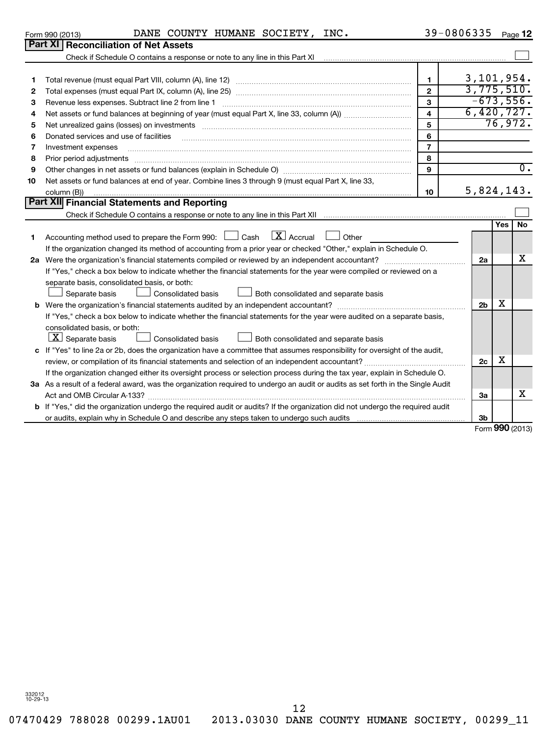Form 990 (2013) DANE COUNTY HUMANE SOCIETY, INC. 39-0806335 Page 12

## Part XI Reconciliation of Net Assets

Check if Schedule O contains a response or note to any line in this Part XI ☐

| | | | |
|---|---|---|---|
| 1 | Total revenue (must equal Part VIII, column (A), line 12) | 1 | 3,101,954. |
| 2 | Total expenses (must equal Part IX, column (A), line 25) | 2 | 3,775,510. |
| 3 | Revenue less expenses. Subtract line 2 from line 1 | 3 | -673,556. |
| 4 | Net assets or fund balances at beginning of year (must equal Part X, line 33, column (A)) | 4 | 6,420,727. |
| 5 | Net unrealized gains (losses) on investments | 5 | 76,972. |
| 6 | Donated services and use of facilities | 6 | |
| 7 | Investment expenses | 7 | |
| 8 | Prior period adjustments | 8 | |
| 9 | Other changes in net assets or fund balances (explain in Schedule O) | 9 | 0. |
| 10 | Net assets or fund balances at end of year. Combine lines 3 through 9 (must equal Part X, line 33, column (B)) | 10 | 5,824,143. |

## Part XII Financial Statements and Reporting

Check if Schedule O contains a response or note to any line in this Part XII ☐

| | | | Yes | No |
|---|---|---|---|---|
| 1 | Accounting method used to prepare the Form 990: ☐ Cash ☒ Accrual ☐ Other ______ <br> If the organization changed its method of accounting from a prior year or checked "Other," explain in Schedule O. | | | |
| 2a | Were the organization's financial statements compiled or reviewed by an independent accountant? | 2a | | X |
| | If "Yes," check a box below to indicate whether the financial statements for the year were compiled or reviewed on a separate basis, consolidated basis, or both: <br> ☐ Separate basis ☐ Consolidated basis ☐ Both consolidated and separate basis | | | |
| b | Were the organization's financial statements audited by an independent accountant? | 2b | X | |
| | If "Yes," check a box below to indicate whether the financial statements for the year were audited on a separate basis, consolidated basis, or both: <br> ☒ Separate basis ☐ Consolidated basis ☐ Both consolidated and separate basis | | | |
| c | If "Yes" to line 2a or 2b, does the organization have a committee that assumes responsibility for oversight of the audit, review, or compilation of its financial statements and selection of an independent accountant? | 2c | X | |
| | If the organization changed either its oversight process or selection process during the tax year, explain in Schedule O. | | | |
| 3a | As a result of a federal award, was the organization required to undergo an audit or audits as set forth in the Single Audit Act and OMB Circular A-133? | 3a | | X |
| b | If "Yes," did the organization undergo the required audit or audits? If the organization did not undergo the required audit or audits, explain why in Schedule O and describe any steps taken to undergo such audits | 3b | | |

Form **990** (2013)

332012 10-29-13

07470429 788028 00299.1AU01 2013.03030 DANE COUNTY HUMANE SOCIETY, 00299_11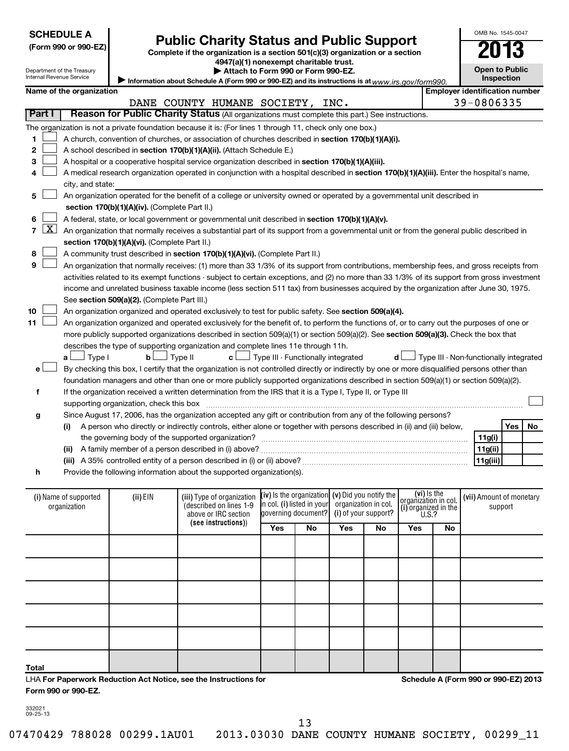**SCHEDULE A**
**(Form 990 or 990-EZ)**

Department of the Treasury
Internal Revenue Service

# Public Charity Status and Public Support

**Complete if the organization is a section 501(c)(3) organization or a section 4947(a)(1) nonexempt charitable trust.**
**▶ Attach to Form 990 or Form 990-EZ.**
▶ Information about Schedule A (Form 990 or 990-EZ) and its instructions is at *www.irs.gov/form990.*

OMB No. 1545-0047
**2013**
**Open to Public Inspection**

**Name of the organization:** DANE COUNTY HUMANE SOCIETY, INC.
**Employer identification number:** 39-0806335

## Part I — Reason for Public Charity Status (All organizations must complete this part.) See instructions.

The organization is not a private foundation because it is: (For lines 1 through 11, check only one box.)

1. ☐ A church, convention of churches, or association of churches described in **section 170(b)(1)(A)(i).**
2. ☐ A school described in **section 170(b)(1)(A)(ii).** (Attach Schedule E.)
3. ☐ A hospital or a cooperative hospital service organization described in **section 170(b)(1)(A)(iii).**
4. ☐ A medical research organization operated in conjunction with a hospital described in **section 170(b)(1)(A)(iii).** Enter the hospital's name, city, and state:
5. ☐ An organization operated for the benefit of a college or university owned or operated by a governmental unit described in **section 170(b)(1)(A)(iv).** (Complete Part II.)
6. ☐ A federal, state, or local government or governmental unit described in **section 170(b)(1)(A)(v).**
7. ☒ An organization that normally receives a substantial part of its support from a governmental unit or from the general public described in **section 170(b)(1)(A)(vi).** (Complete Part II.)
8. ☐ A community trust described in **section 170(b)(1)(A)(vi).** (Complete Part II.)
9. ☐ An organization that normally receives: (1) more than 33 1/3% of its support from contributions, membership fees, and gross receipts from activities related to its exempt functions - subject to certain exceptions, and (2) no more than 33 1/3% of its support from gross investment income and unrelated business taxable income (less section 511 tax) from businesses acquired by the organization after June 30, 1975. See **section 509(a)(2).** (Complete Part III.)
10. ☐ An organization organized and operated exclusively to test for public safety. See **section 509(a)(4).**
11. ☐ An organization organized and operated exclusively for the benefit of, to perform the functions of, or to carry out the purposes of one or more publicly supported organizations described in section 509(a)(1) or section 509(a)(2). See **section 509(a)(3).** Check the box that describes the type of supporting organization and complete lines 11e through 11h.

   **a** ☐ Type I  **b** ☐ Type II  **c** ☐ Type III - Functionally integrated  **d** ☐ Type III - Non-functionally integrated

   **e** ☐ By checking this box, I certify that the organization is not controlled directly or indirectly by one or more disqualified persons other than foundation managers and other than one or more publicly supported organizations described in section 509(a)(1) or section 509(a)(2).

   **f** If the organization received a written determination from the IRS that it is a Type I, Type II, or Type III supporting organization, check this box ☐

   **g** Since August 17, 2006, has the organization accepted any gift or contribution from any of the following persons?

| | | Yes | No |
|---|---|---|---|
| (i) A person who directly or indirectly controls, either alone or together with persons described in (ii) and (iii) below, the governing body of the supported organization? | 11g(i) | | |
| (ii) A family member of a person described in (i) above? | 11g(ii) | | |
| (iii) A 35% controlled entity of a person described in (i) or (ii) above? | 11g(iii) | | |

   **h** Provide the following information about the supported organization(s).

| (i) Name of supported organization | (ii) EIN | (iii) Type of organization (described on lines 1-9 above or IRC section (see instructions)) | (iv) Is the organization in col. (i) listed in your governing document? | | (v) Did you notify the organization in col. (i) of your support? | | (vi) Is the organization in col. (i) organized in the U.S.? | | (vii) Amount of monetary support |
|---|---|---|---|---|---|---|---|---|---|
| | | | Yes | No | Yes | No | Yes | No | |
| | | | | | | | | | |
| | | | | | | | | | |
| | | | | | | | | | |
| | | | | | | | | | |
| | | | | | | | | | |
| Total | | | | | | | | | |

LHA **For Paperwork Reduction Act Notice, see the Instructions for Form 990 or 990-EZ.**

**Schedule A (Form 990 or 990-EZ) 2013**

332021
09-25-13

07470429 788028 00299.1AU01  2013.03030 DANE COUNTY HUMANE SOCIETY, 00299_11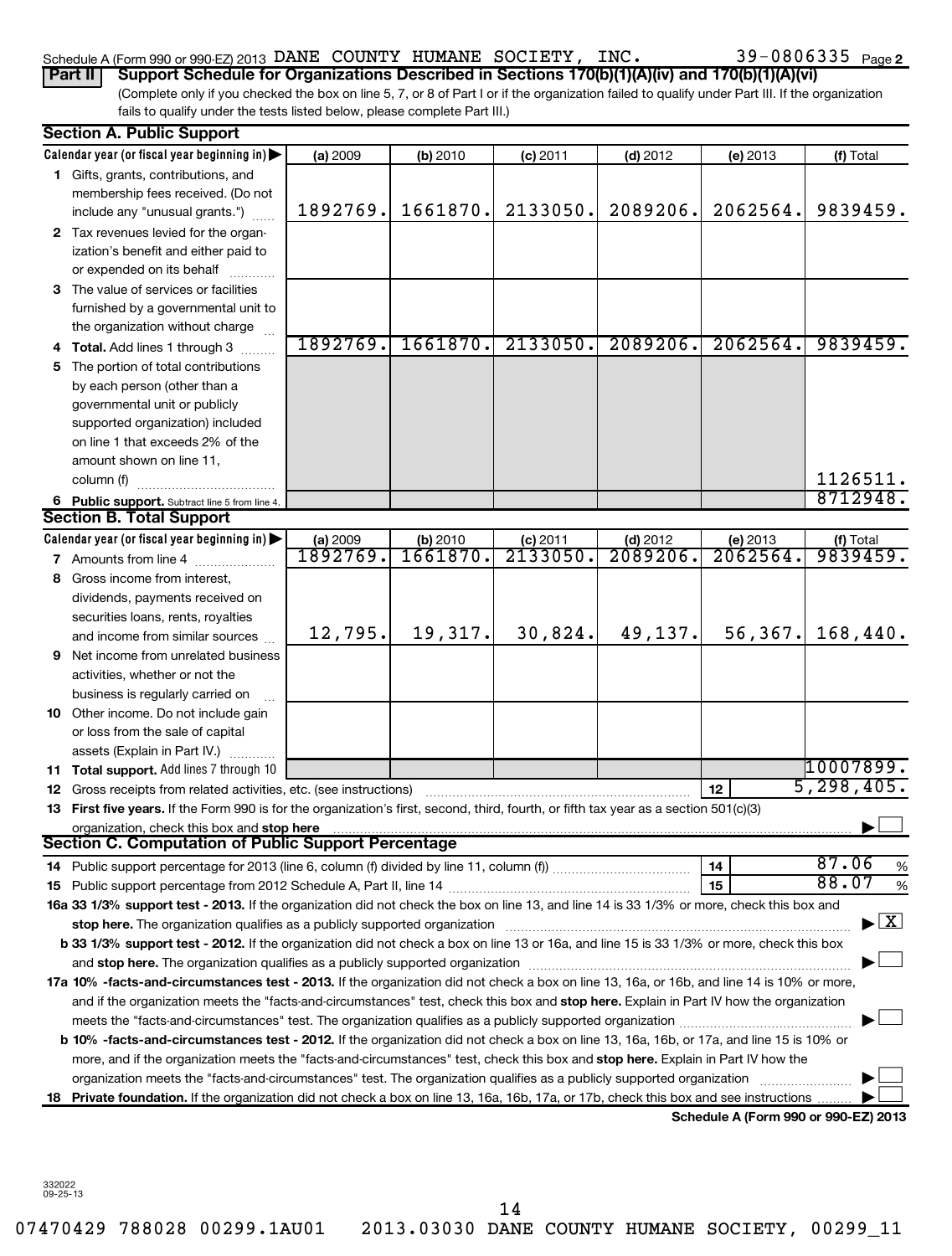Schedule A (Form 990 or 990-EZ) 2013 DANE COUNTY HUMANE SOCIETY, INC. 39-0806335 Page 2

**Part II** **Support Schedule for Organizations Described in Sections 170(b)(1)(A)(iv) and 170(b)(1)(A)(vi)**

(Complete only if you checked the box on line 5, 7, or 8 of Part I or if the organization failed to qualify under Part III. If the organization fails to qualify under the tests listed below, please complete Part III.)

## Section A. Public Support

| Calendar year (or fiscal year beginning in) ▶ | (a) 2009 | (b) 2010 | (c) 2011 | (d) 2012 | (e) 2013 | (f) Total |
|---|---|---|---|---|---|---|
| 1 Gifts, grants, contributions, and membership fees received. (Do not include any "unusual grants.") | 1892769. | 1661870. | 2133050. | 2089206. | 2062564. | 9839459. |
| 2 Tax revenues levied for the organization's benefit and either paid to or expended on its behalf | | | | | | |
| 3 The value of services or facilities furnished by a governmental unit to the organization without charge | | | | | | |
| 4 **Total.** Add lines 1 through 3 | 1892769. | 1661870. | 2133050. | 2089206. | 2062564. | 9839459. |
| 5 The portion of total contributions by each person (other than a governmental unit or publicly supported organization) included on line 1 that exceeds 2% of the amount shown on line 11, column (f) | | | | | | 1126511. |
| 6 **Public support.** Subtract line 5 from line 4. | | | | | | 8712948. |

## Section B. Total Support

| Calendar year (or fiscal year beginning in) ▶ | (a) 2009 | (b) 2010 | (c) 2011 | (d) 2012 | (e) 2013 | (f) Total |
|---|---|---|---|---|---|---|
| 7 Amounts from line 4 | 1892769. | 1661870. | 2133050. | 2089206. | 2062564. | 9839459. |
| 8 Gross income from interest, dividends, payments received on securities loans, rents, royalties and income from similar sources | 12,795. | 19,317. | 30,824. | 49,137. | 56,367. | 168,440. |
| 9 Net income from unrelated business activities, whether or not the business is regularly carried on | | | | | | |
| 10 Other income. Do not include gain or loss from the sale of capital assets (Explain in Part IV.) | | | | | | |
| 11 **Total support.** Add lines 7 through 10 | | | | | | 10007899. |

12 Gross receipts from related activities, etc. (see instructions) | 12 | 5,298,405.

13 **First five years.** If the Form 990 is for the organization's first, second, third, fourth, or fifth tax year as a section 501(c)(3) organization, check this box and **stop here** ▶ ☐

## Section C. Computation of Public Support Percentage

14 Public support percentage for 2013 (line 6, column (f) divided by line 11, column (f)) | 14 | 87.06 %

15 Public support percentage from 2012 Schedule A, Part II, line 14 | 15 | 88.07 %

**16a 33 1/3% support test - 2013.** If the organization did not check the box on line 13, and line 14 is 33 1/3% or more, check this box and **stop here.** The organization qualifies as a publicly supported organization ▶ ☒

**b 33 1/3% support test - 2012.** If the organization did not check a box on line 13 or 16a, and line 15 is 33 1/3% or more, check this box and **stop here.** The organization qualifies as a publicly supported organization ▶ ☐

**17a 10% -facts-and-circumstances test - 2013.** If the organization did not check a box on line 13, 16a, or 16b, and line 14 is 10% or more, and if the organization meets the "facts-and-circumstances" test, check this box and **stop here.** Explain in Part IV how the organization meets the "facts-and-circumstances" test. The organization qualifies as a publicly supported organization ▶ ☐

**b 10% -facts-and-circumstances test - 2012.** If the organization did not check a box on line 13, 16a, 16b, or 17a, and line 15 is 10% or more, and if the organization meets the "facts-and-circumstances" test, check this box and **stop here.** Explain in Part IV how the organization meets the "facts-and-circumstances" test. The organization qualifies as a publicly supported organization ▶ ☐

**18 Private foundation.** If the organization did not check a box on line 13, 16a, 16b, 17a, or 17b, check this box and see instructions ▶ ☐

**Schedule A (Form 990 or 990-EZ) 2013**

332022
09-25-13

07470429 788028 00299.1AU01 2013.03030 DANE COUNTY HUMANE SOCIETY, 00299_11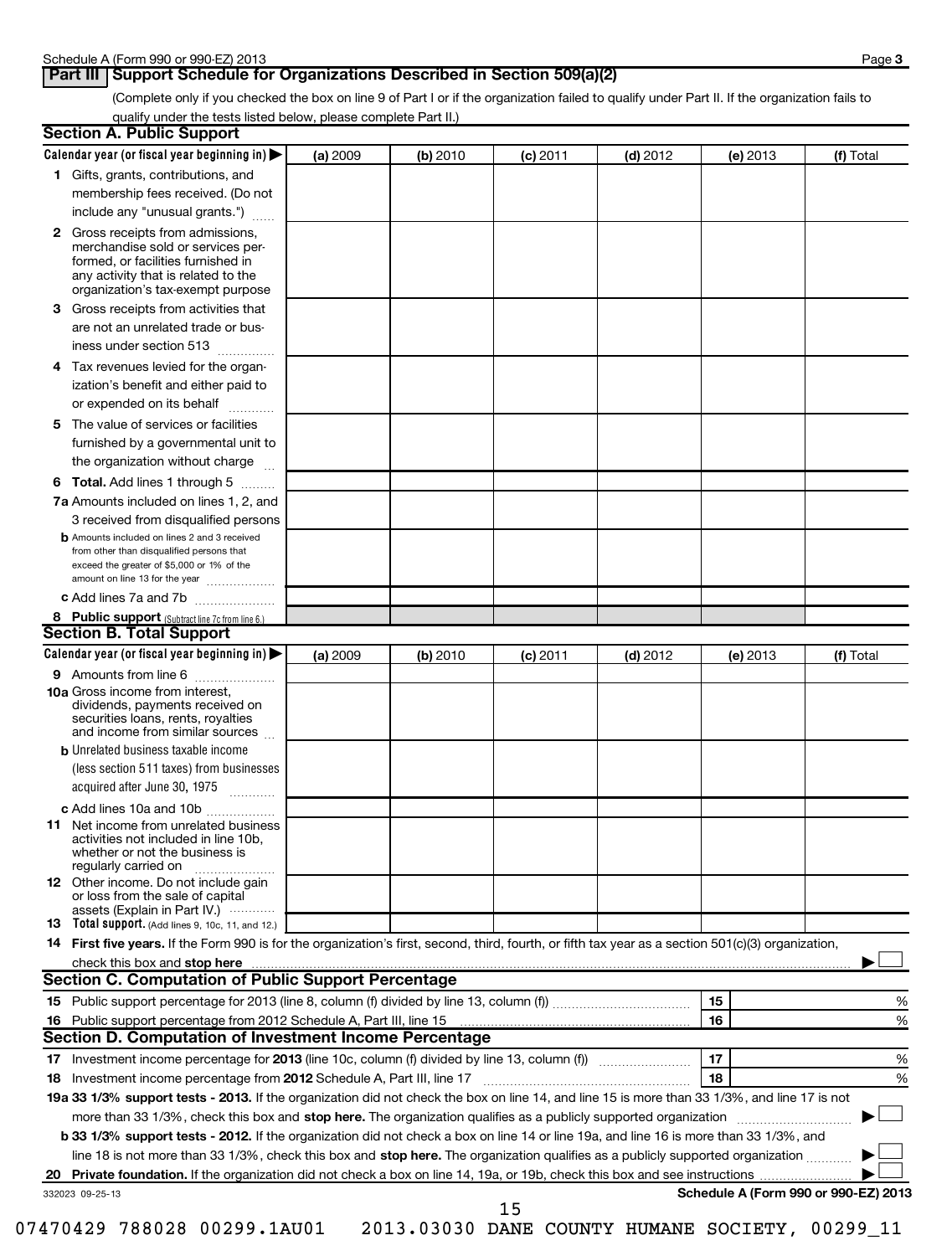## Part III Support Schedule for Organizations Described in Section 509(a)(2)

(Complete only if you checked the box on line 9 of Part I or if the organization failed to qualify under Part II. If the organization fails to qualify under the tests listed below, please complete Part II.)

### Section A. Public Support

| Calendar year (or fiscal year beginning in) ▶ | (a) 2009 | (b) 2010 | (c) 2011 | (d) 2012 | (e) 2013 | (f) Total |
|---|---|---|---|---|---|---|
| **1** Gifts, grants, contributions, and membership fees received. (Do not include any "unusual grants.") | | | | | | |
| **2** Gross receipts from admissions, merchandise sold or services performed, or facilities furnished in any activity that is related to the organization's tax-exempt purpose | | | | | | |
| **3** Gross receipts from activities that are not an unrelated trade or business under section 513 | | | | | | |
| **4** Tax revenues levied for the organization's benefit and either paid to or expended on its behalf | | | | | | |
| **5** The value of services or facilities furnished by a governmental unit to the organization without charge | | | | | | |
| **6 Total.** Add lines 1 through 5 | | | | | | |
| **7a** Amounts included on lines 1, 2, and 3 received from disqualified persons | | | | | | |
| **b** Amounts included on lines 2 and 3 received from other than disqualified persons that exceed the greater of $5,000 or 1% of the amount on line 13 for the year | | | | | | |
| **c** Add lines 7a and 7b | | | | | | |
| **8 Public support** (Subtract line 7c from line 6.) | | | | | | |

### Section B. Total Support

| Calendar year (or fiscal year beginning in) ▶ | (a) 2009 | (b) 2010 | (c) 2011 | (d) 2012 | (e) 2013 | (f) Total |
|---|---|---|---|---|---|---|
| **9** Amounts from line 6 | | | | | | |
| **10a** Gross income from interest, dividends, payments received on securities loans, rents, royalties and income from similar sources | | | | | | |
| **b** Unrelated business taxable income (less section 511 taxes) from businesses acquired after June 30, 1975 | | | | | | |
| **c** Add lines 10a and 10b | | | | | | |
| **11** Net income from unrelated business activities not included in line 10b, whether or not the business is regularly carried on | | | | | | |
| **12** Other income. Do not include gain or loss from the sale of capital assets (Explain in Part IV.) | | | | | | |
| **13 Total support.** (Add lines 9, 10c, 11, and 12.) | | | | | | |

**14 First five years.** If the Form 990 is for the organization's first, second, third, fourth, or fifth tax year as a section 501(c)(3) organization, check this box and **stop here** ▶ ☐

### Section C. Computation of Public Support Percentage

| | | | |
|---|---|---|---|
| **15** | Public support percentage for 2013 (line 8, column (f) divided by line 13, column (f)) | 15 | % |
| **16** | Public support percentage from 2012 Schedule A, Part III, line 15 | 16 | % |

### Section D. Computation of Investment Income Percentage

| | | | |
|---|---|---|---|
| **17** | Investment income percentage for **2013** (line 10c, column (f) divided by line 13, column (f)) | 17 | % |
| **18** | Investment income percentage from **2012** Schedule A, Part III, line 17 | 18 | % |

**19a 33 1/3% support tests - 2013.** If the organization did not check the box on line 14, and line 15 is more than 33 1/3%, and line 17 is not more than 33 1/3%, check this box and **stop here.** The organization qualifies as a publicly supported organization ▶ ☐

**b 33 1/3% support tests - 2012.** If the organization did not check a box on line 14 or line 19a, and line 16 is more than 33 1/3%, and line 18 is not more than 33 1/3%, check this box and **stop here.** The organization qualifies as a publicly supported organization ▶ ☐

**20 Private foundation.** If the organization did not check a box on line 14, 19a, or 19b, check this box and see instructions ▶ ☐

332023 09-25-13

07470429 788028 00299.1AU01 2013.03030 DANE COUNTY HUMANE SOCIETY, 00299_11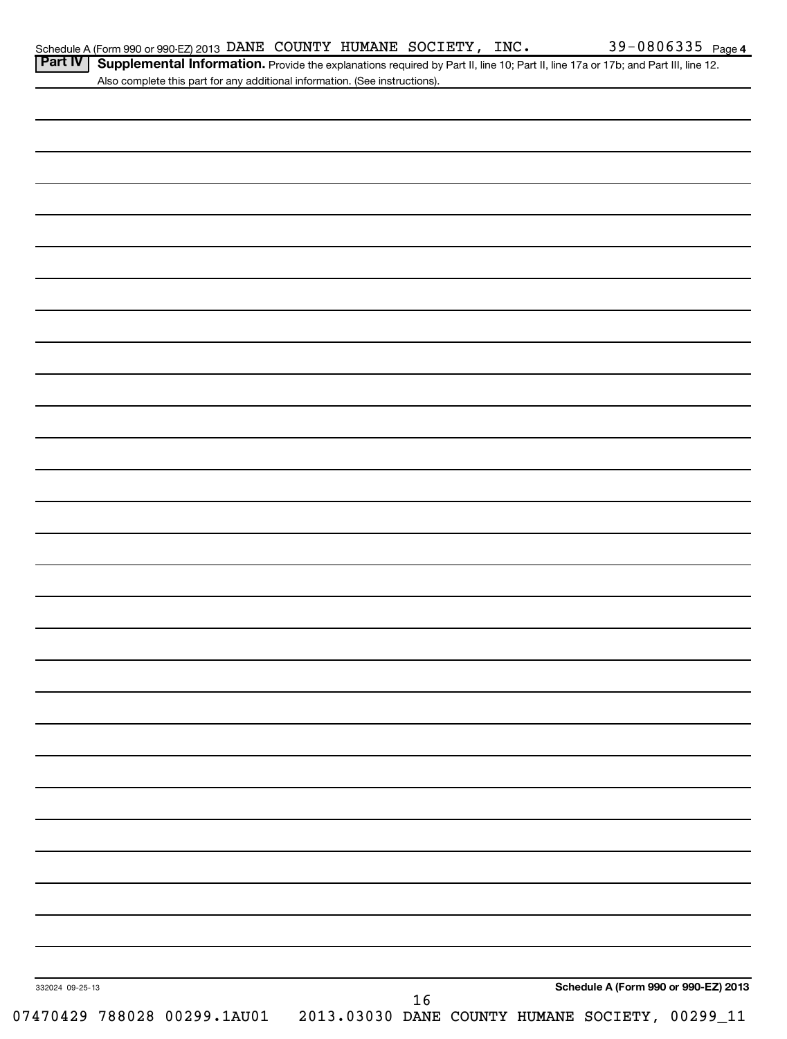Schedule A (Form 990 or 990-EZ) 2013 DANE COUNTY HUMANE SOCIETY, INC. 39-0806335 Page 4

**Part IV** **Supplemental Information.** Provide the explanations required by Part II, line 10; Part II, line 17a or 17b; and Part III, line 12. Also complete this part for any additional information. (See instructions).

332024 09-25-13

**Schedule A (Form 990 or 990-EZ) 2013**

07470429 788028 00299.1AU01 2013.03030 DANE COUNTY HUMANE SOCIETY, 00299_11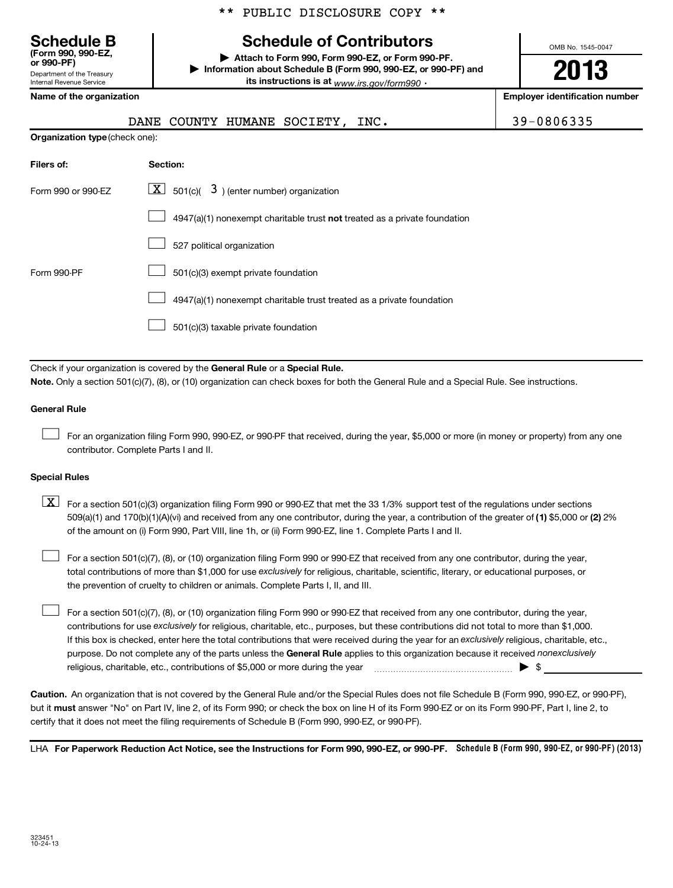\*\* PUBLIC DISCLOSURE COPY \*\*

**Schedule B**
**(Form 990, 990-EZ, or 990-PF)**
Department of the Treasury
Internal Revenue Service

# Schedule of Contributors

▶ **Attach to Form 990, Form 990-EZ, or Form 990-PF.**
▶ **Information about Schedule B (Form 990, 990-EZ, or 990-PF) and its instructions is at** *www.irs.gov/form990* .

OMB No. 1545-0047

**2013**

| **Name of the organization** | **Employer identification number** |
|---|---|
| DANE COUNTY HUMANE SOCIETY, INC. | 39-0806335 |

**Organization type** (check one):

| **Filers of:** | **Section:** |
|---|---|
| Form 990 or 990-EZ | [X] 501(c)( 3 ) (enter number) organization |
| | [ ] 4947(a)(1) nonexempt charitable trust **not** treated as a private foundation |
| | [ ] 527 political organization |
| Form 990-PF | [ ] 501(c)(3) exempt private foundation |
| | [ ] 4947(a)(1) nonexempt charitable trust treated as a private foundation |
| | [ ] 501(c)(3) taxable private foundation |

Check if your organization is covered by the **General Rule** or a **Special Rule.**

**Note.** Only a section 501(c)(7), (8), or (10) organization can check boxes for both the General Rule and a Special Rule. See instructions.

**General Rule**

[ ] For an organization filing Form 990, 990-EZ, or 990-PF that received, during the year, $5,000 or more (in money or property) from any one contributor. Complete Parts I and II.

**Special Rules**

[X] For a section 501(c)(3) organization filing Form 990 or 990-EZ that met the 33 1/3% support test of the regulations under sections 509(a)(1) and 170(b)(1)(A)(vi) and received from any one contributor, during the year, a contribution of the greater of **(1)** $5,000 or **(2)** 2% of the amount on (i) Form 990, Part VIII, line 1h, or (ii) Form 990-EZ, line 1. Complete Parts I and II.

[ ] For a section 501(c)(7), (8), or (10) organization filing Form 990 or 990-EZ that received from any one contributor, during the year, total contributions of more than $1,000 for use *exclusively* for religious, charitable, scientific, literary, or educational purposes, or the prevention of cruelty to children or animals. Complete Parts I, II, and III.

[ ] For a section 501(c)(7), (8), or (10) organization filing Form 990 or 990-EZ that received from any one contributor, during the year, contributions for use *exclusively* for religious, charitable, etc., purposes, but these contributions did not total to more than $1,000. If this box is checked, enter here the total contributions that were received during the year for an *exclusively* religious, charitable, etc., purpose. Do not complete any of the parts unless the **General Rule** applies to this organization because it received *nonexclusively* religious, charitable, etc., contributions of $5,000 or more during the year ▶ $ ____________

**Caution.** An organization that is not covered by the General Rule and/or the Special Rules does not file Schedule B (Form 990, 990-EZ, or 990-PF), but it **must** answer "No" on Part IV, line 2, of its Form 990; or check the box on line H of its Form 990-EZ or on its Form 990-PF, Part I, line 2, to certify that it does not meet the filing requirements of Schedule B (Form 990, 990-EZ, or 990-PF).

LHA **For Paperwork Reduction Act Notice, see the Instructions for Form 990, 990-EZ, or 990-PF.** **Schedule B (Form 990, 990-EZ, or 990-PF) (2013)**

323451
10-24-13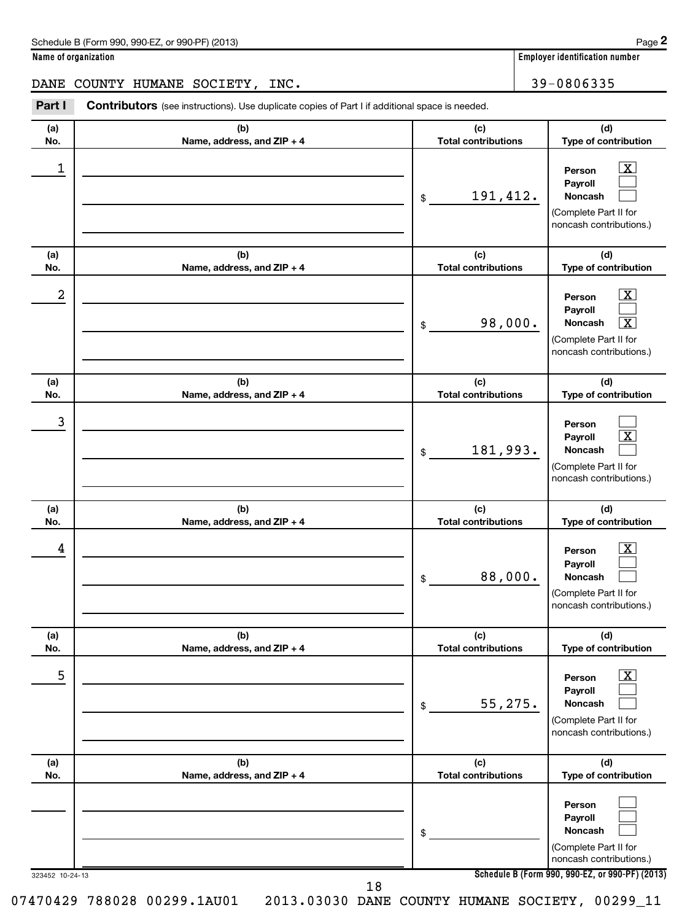Schedule B (Form 990, 990-EZ, or 990-PF) (2013)

**Name of organization**

DANE COUNTY HUMANE SOCIETY, INC.

**Employer identification number**

39-0806335

**Part I** **Contributors** (see instructions). Use duplicate copies of Part I if additional space is needed.

| (a) No. | (b) Name, address, and ZIP + 4 | (c) Total contributions | (d) Type of contribution |
|---|---|---|---|
| 1 | | $ 191,412. | Person [X] Payroll [ ] Noncash [ ] (Complete Part II for noncash contributions.) |
| 2 | | $ 98,000. | Person [X] Payroll [ ] Noncash [X] (Complete Part II for noncash contributions.) |
| 3 | | $ 181,993. | Person [ ] Payroll [X] Noncash [ ] (Complete Part II for noncash contributions.) |
| 4 | | $ 88,000. | Person [X] Payroll [ ] Noncash [ ] (Complete Part II for noncash contributions.) |
| 5 | | $ 55,275. | Person [X] Payroll [ ] Noncash [ ] (Complete Part II for noncash contributions.) |
| | | $ | Person [ ] Payroll [ ] Noncash [ ] (Complete Part II for noncash contributions.) |

323452 10-24-13

Schedule B (Form 990, 990-EZ, or 990-PF) (2013)

07470429 788028 00299.1AU01 2013.03030 DANE COUNTY HUMANE SOCIETY, 00299_11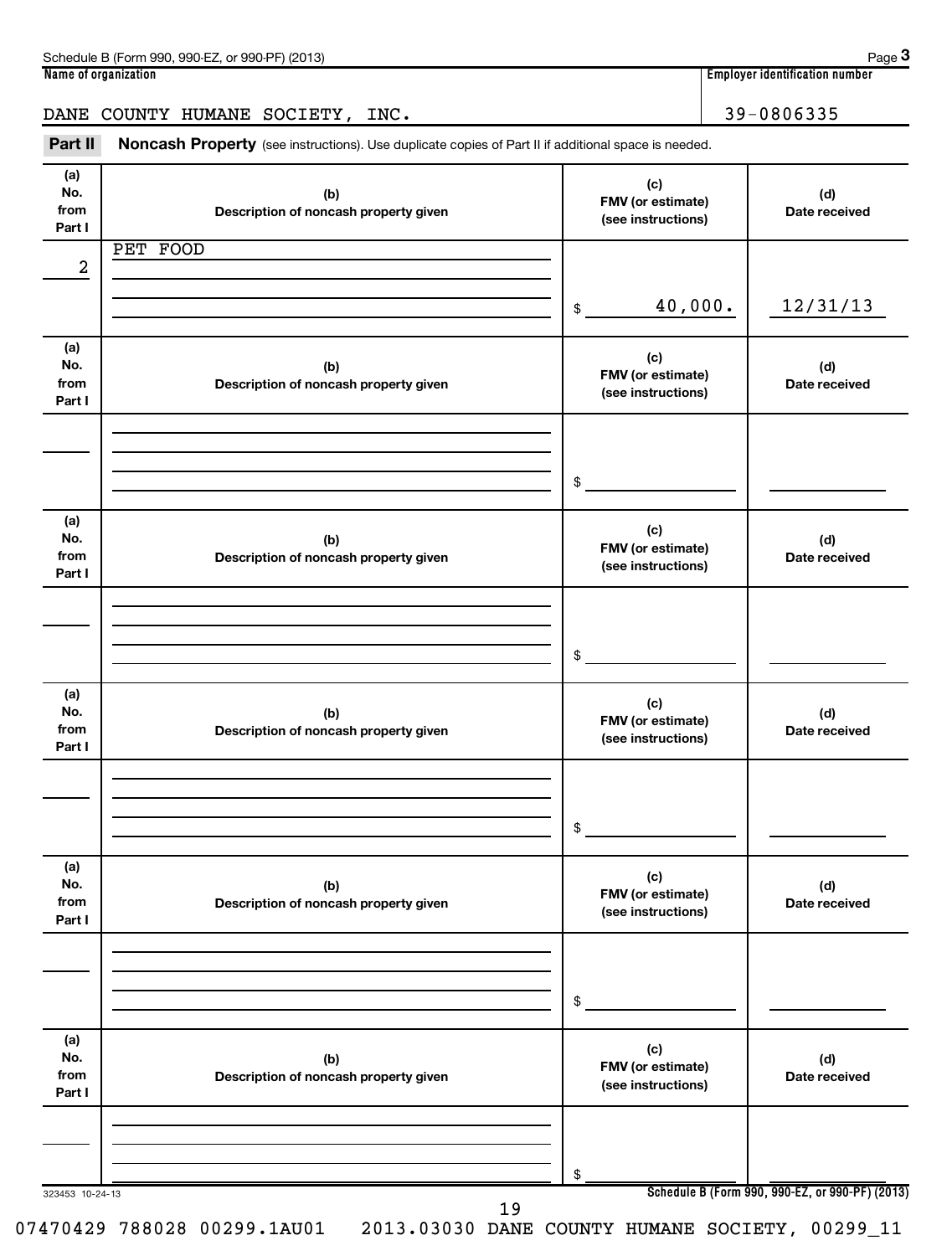Schedule B (Form 990, 990-EZ, or 990-PF) (2013) Page **3**

**Name of organization**

DANE COUNTY HUMANE SOCIETY, INC.

**Employer identification number**

39-0806335

**Part II** **Noncash Property** (see instructions). Use duplicate copies of Part II if additional space is needed.

| (a) No. from Part I | (b) Description of noncash property given | (c) FMV (or estimate) (see instructions) | (d) Date received |
|---|---|---|---|
| 2 | PET FOOD | $ 40,000. | 12/31/13 |

| (a) No. from Part I | (b) Description of noncash property given | (c) FMV (or estimate) (see instructions) | (d) Date received |
|---|---|---|---|
| | | $ | |

| (a) No. from Part I | (b) Description of noncash property given | (c) FMV (or estimate) (see instructions) | (d) Date received |
|---|---|---|---|
| | | $ | |

| (a) No. from Part I | (b) Description of noncash property given | (c) FMV (or estimate) (see instructions) | (d) Date received |
|---|---|---|---|
| | | $ | |

| (a) No. from Part I | (b) Description of noncash property given | (c) FMV (or estimate) (see instructions) | (d) Date received |
|---|---|---|---|
| | | $ | |

| (a) No. from Part I | (b) Description of noncash property given | (c) FMV (or estimate) (see instructions) | (d) Date received |
|---|---|---|---|
| | | $ | |

323453 10-24-13

**Schedule B (Form 990, 990-EZ, or 990-PF) (2013)**

07470429 788028 00299.1AU01 2013.03030 DANE COUNTY HUMANE SOCIETY, 00299_11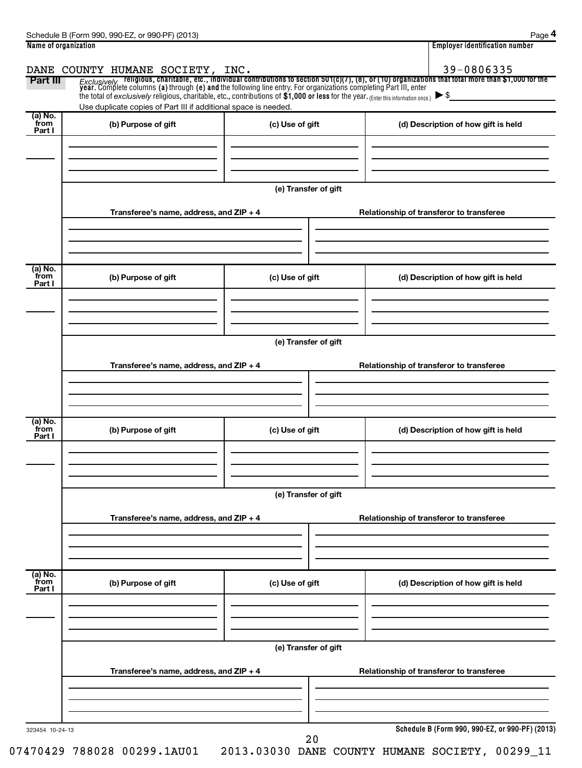**Name of organization**

DANE COUNTY HUMANE SOCIETY, INC.

**Employer identification number**

39-0806335

## Part III

*Exclusively* **religious, charitable, etc., individual contributions to section 501(c)(7), (8), or (10) organizations that total more than $1,000 for the year.** Complete columns **(a)** through **(e)** and the following line entry. For organizations completing Part III, enter the total of *exclusively* religious, charitable, etc., contributions of **$1,000 or less** for the year. (Enter this information once.) ▶ $

Use duplicate copies of Part III if additional space is needed.

| (a) No. from Part I | (b) Purpose of gift | (c) Use of gift | (d) Description of how gift is held |
|---|---|---|---|
| | | | |

**(e) Transfer of gift**

| Transferee's name, address, and ZIP + 4 | Relationship of transferor to transferee |
|---|---|
| | |

| (a) No. from Part I | (b) Purpose of gift | (c) Use of gift | (d) Description of how gift is held |
|---|---|---|---|
| | | | |

**(e) Transfer of gift**

| Transferee's name, address, and ZIP + 4 | Relationship of transferor to transferee |
|---|---|
| | |

| (a) No. from Part I | (b) Purpose of gift | (c) Use of gift | (d) Description of how gift is held |
|---|---|---|---|
| | | | |

**(e) Transfer of gift**

| Transferee's name, address, and ZIP + 4 | Relationship of transferor to transferee |
|---|---|
| | |

| (a) No. from Part I | (b) Purpose of gift | (c) Use of gift | (d) Description of how gift is held |
|---|---|---|---|
| | | | |

**(e) Transfer of gift**

| Transferee's name, address, and ZIP + 4 | Relationship of transferor to transferee |
|---|---|
| | |

323454 10-24-13

07470429 788028 00299.1AU01 2013.03030 DANE COUNTY HUMANE SOCIETY, 00299_11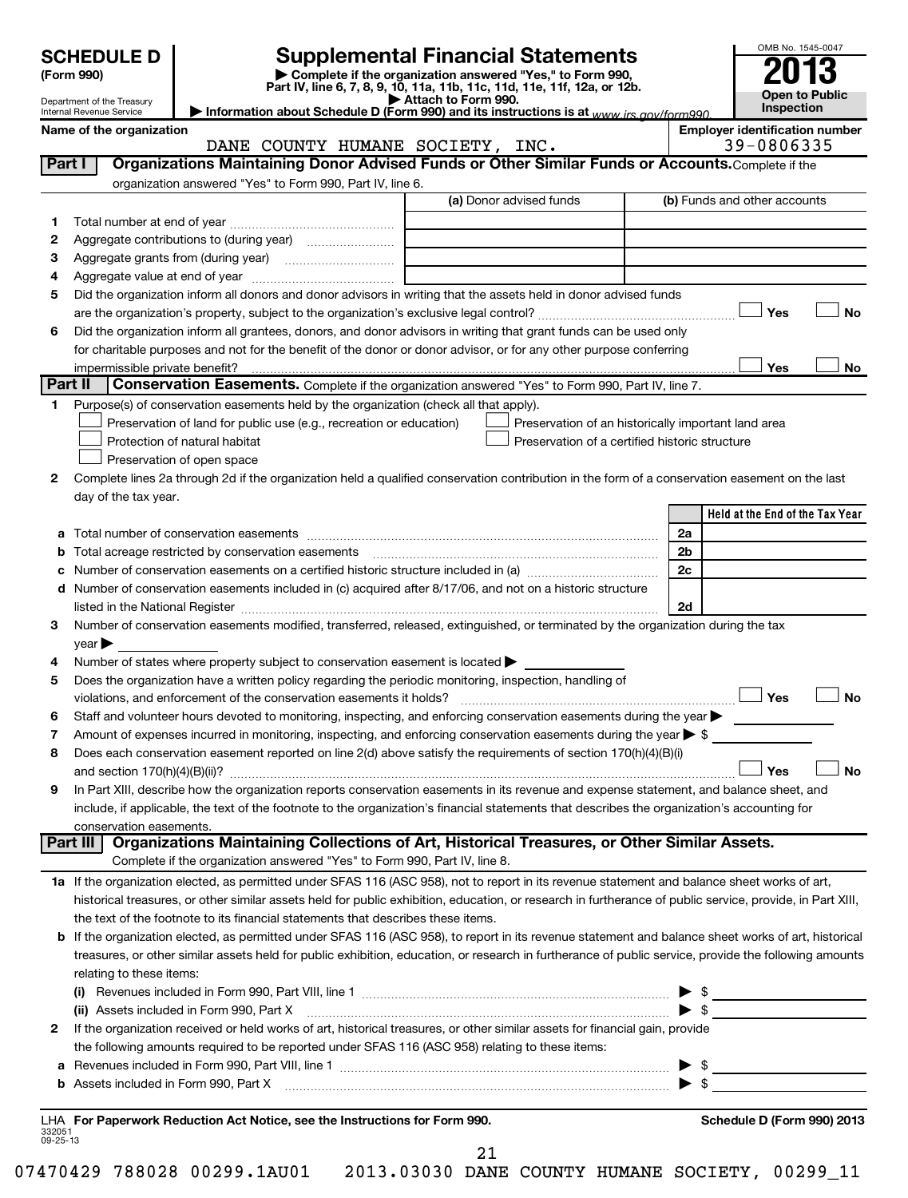**SCHEDULE D** (Form 990)

Department of the Treasury Internal Revenue Service

# Supplemental Financial Statements

▶ Complete if the organization answered "Yes," to Form 990, Part IV, line 6, 7, 8, 9, 10, 11a, 11b, 11c, 11d, 11e, 11f, 12a, or 12b.
▶ Attach to Form 990.
▶ Information about Schedule D (Form 990) and its instructions is at www.irs.gov/form990.

OMB No. 1545-0047
**2013**
**Open to Public Inspection**

**Name of the organization:** DANE COUNTY HUMANE SOCIETY, INC.
**Employer identification number:** 39-0806335

## Part I — Organizations Maintaining Donor Advised Funds or Other Similar Funds or Accounts.

Complete if the organization answered "Yes" to Form 990, Part IV, line 6.

| | | (a) Donor advised funds | (b) Funds and other accounts |
|---|---|---|---|
| 1 | Total number at end of year | | |
| 2 | Aggregate contributions to (during year) | | |
| 3 | Aggregate grants from (during year) | | |
| 4 | Aggregate value at end of year | | |

5 Did the organization inform all donors and donor advisors in writing that the assets held in donor advised funds are the organization's property, subject to the organization's exclusive legal control? ☐ Yes ☐ No

6 Did the organization inform all grantees, donors, and donor advisors in writing that grant funds can be used only for charitable purposes and not for the benefit of the donor or donor advisor, or for any other purpose conferring impermissible private benefit? ☐ Yes ☐ No

## Part II — Conservation Easements.

Complete if the organization answered "Yes" to Form 990, Part IV, line 7.

1 Purpose(s) of conservation easements held by the organization (check all that apply).

- ☐ Preservation of land for public use (e.g., recreation or education)
- ☐ Protection of natural habitat
- ☐ Preservation of open space
- ☐ Preservation of an historically important land area
- ☐ Preservation of a certified historic structure

2 Complete lines 2a through 2d if the organization held a qualified conservation contribution in the form of a conservation easement on the last day of the tax year.

| | | | Held at the End of the Tax Year |
|---|---|---|---|
| a | Total number of conservation easements | 2a | |
| b | Total acreage restricted by conservation easements | 2b | |
| c | Number of conservation easements on a certified historic structure included in (a) | 2c | |
| d | Number of conservation easements included in (c) acquired after 8/17/06, and not on a historic structure listed in the National Register | 2d | |

3 Number of conservation easements modified, transferred, released, extinguished, or terminated by the organization during the tax year ▶

4 Number of states where property subject to conservation easement is located ▶

5 Does the organization have a written policy regarding the periodic monitoring, inspection, handling of violations, and enforcement of the conservation easements it holds? ☐ Yes ☐ No

6 Staff and volunteer hours devoted to monitoring, inspecting, and enforcing conservation easements during the year ▶

7 Amount of expenses incurred in monitoring, inspecting, and enforcing conservation easements during the year ▶ $

8 Does each conservation easement reported on line 2(d) above satisfy the requirements of section 170(h)(4)(B)(i) and section 170(h)(4)(B)(ii)? ☐ Yes ☐ No

9 In Part XIII, describe how the organization reports conservation easements in its revenue and expense statement, and balance sheet, and include, if applicable, the text of the footnote to the organization's financial statements that describes the organization's accounting for conservation easements.

## Part III — Organizations Maintaining Collections of Art, Historical Treasures, or Other Similar Assets.

Complete if the organization answered "Yes" to Form 990, Part IV, line 8.

1a If the organization elected, as permitted under SFAS 116 (ASC 958), not to report in its revenue statement and balance sheet works of art, historical treasures, or other similar assets held for public exhibition, education, or research in furtherance of public service, provide, in Part XIII, the text of the footnote to its financial statements that describes these items.

b If the organization elected, as permitted under SFAS 116 (ASC 958), to report in its revenue statement and balance sheet works of art, historical treasures, or other similar assets held for public exhibition, education, or research in furtherance of public service, provide the following amounts relating to these items:

(i) Revenues included in Form 990, Part VIII, line 1 ▶ $

(ii) Assets included in Form 990, Part X ▶ $

2 If the organization received or held works of art, historical treasures, or other similar assets for financial gain, provide the following amounts required to be reported under SFAS 116 (ASC 958) relating to these items:

a Revenues included in Form 990, Part VIII, line 1 ▶ $

b Assets included in Form 990, Part X ▶ $

LHA **For Paperwork Reduction Act Notice, see the Instructions for Form 990.** **Schedule D (Form 990) 2013**

332051 09-25-13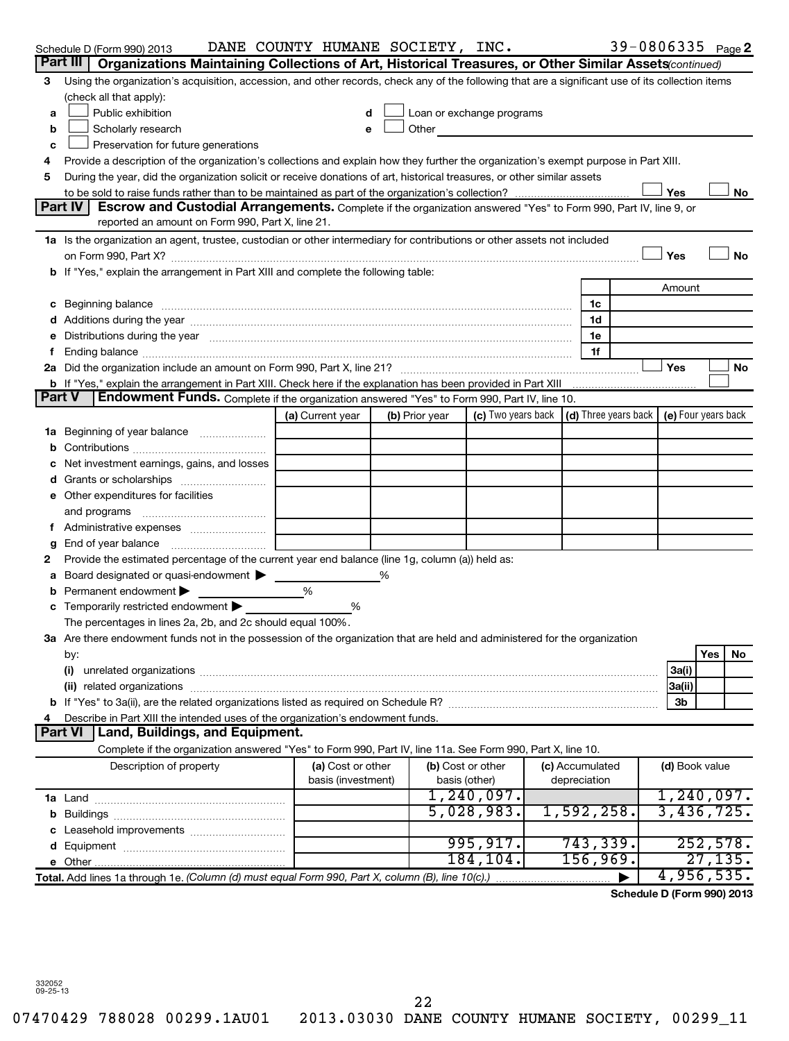Schedule D (Form 990) 2013 DANE COUNTY HUMANE SOCIETY, INC. 39-0806335 Page 2

**Part III Organizations Maintaining Collections of Art, Historical Treasures, or Other Similar Assets** *(continued)*

3 Using the organization's acquisition, accession, and other records, check any of the following that are a significant use of its collection items (check all that apply):

a ☐ Public exhibition
b ☐ Scholarly research
c ☐ Preservation for future generations
d ☐ Loan or exchange programs
e ☐ Other

4 Provide a description of the organization's collections and explain how they further the organization's exempt purpose in Part XIII.

5 During the year, did the organization solicit or receive donations of art, historical treasures, or other similar assets to be sold to raise funds rather than to be maintained as part of the organization's collection? ☐ Yes ☐ No

**Part IV Escrow and Custodial Arrangements.** Complete if the organization answered "Yes" to Form 990, Part IV, line 9, or reported an amount on Form 990, Part X, line 21.

1a Is the organization an agent, trustee, custodian or other intermediary for contributions or other assets not included on Form 990, Part X? ☐ Yes ☐ No

b If "Yes," explain the arrangement in Part XIII and complete the following table:

| | | Amount |
|---|---|---|
| c Beginning balance | 1c | |
| d Additions during the year | 1d | |
| e Distributions during the year | 1e | |
| f Ending balance | 1f | |

2a Did the organization include an amount on Form 990, Part X, line 21? ☐ Yes ☐ No

b If "Yes," explain the arrangement in Part XIII. Check here if the explanation has been provided in Part XIII ☐

**Part V Endowment Funds.** Complete if the organization answered "Yes" to Form 990, Part IV, line 10.

| | (a) Current year | (b) Prior year | (c) Two years back | (d) Three years back | (e) Four years back |
|---|---|---|---|---|---|
| 1a Beginning of year balance | | | | | |
| b Contributions | | | | | |
| c Net investment earnings, gains, and losses | | | | | |
| d Grants or scholarships | | | | | |
| e Other expenditures for facilities and programs | | | | | |
| f Administrative expenses | | | | | |
| g End of year balance | | | | | |

2 Provide the estimated percentage of the current year end balance (line 1g, column (a)) held as:

a Board designated or quasi-endowment ▶ %
b Permanent endowment ▶ %
c Temporarily restricted endowment ▶ %

The percentages in lines 2a, 2b, and 2c should equal 100%.

3a Are there endowment funds not in the possession of the organization that are held and administered for the organization by:

| | | Yes | No |
|---|---|---|---|
| (i) unrelated organizations | 3a(i) | | |
| (ii) related organizations | 3a(ii) | | |
| b If "Yes" to 3a(ii), are the related organizations listed as required on Schedule R? | 3b | | |

4 Describe in Part XIII the intended uses of the organization's endowment funds.

**Part VI Land, Buildings, and Equipment.**

Complete if the organization answered "Yes" to Form 990, Part IV, line 11a. See Form 990, Part X, line 10.

| Description of property | (a) Cost or other basis (investment) | (b) Cost or other basis (other) | (c) Accumulated depreciation | (d) Book value |
|---|---|---|---|---|
| 1a Land | | 1,240,097. | | 1,240,097. |
| b Buildings | | 5,028,983. | 1,592,258. | 3,436,725. |
| c Leasehold improvements | | | | |
| d Equipment | | 995,917. | 743,339. | 252,578. |
| e Other | | 184,104. | 156,969. | 27,135. |
| **Total.** Add lines 1a through 1e. *(Column (d) must equal Form 990, Part X, column (B), line 10(c).)* | | | ▶ | 4,956,535. |

**Schedule D (Form 990) 2013**

332052
09-25-13

07470429 788028 00299.1AU01 2013.03030 DANE COUNTY HUMANE SOCIETY, 00299_11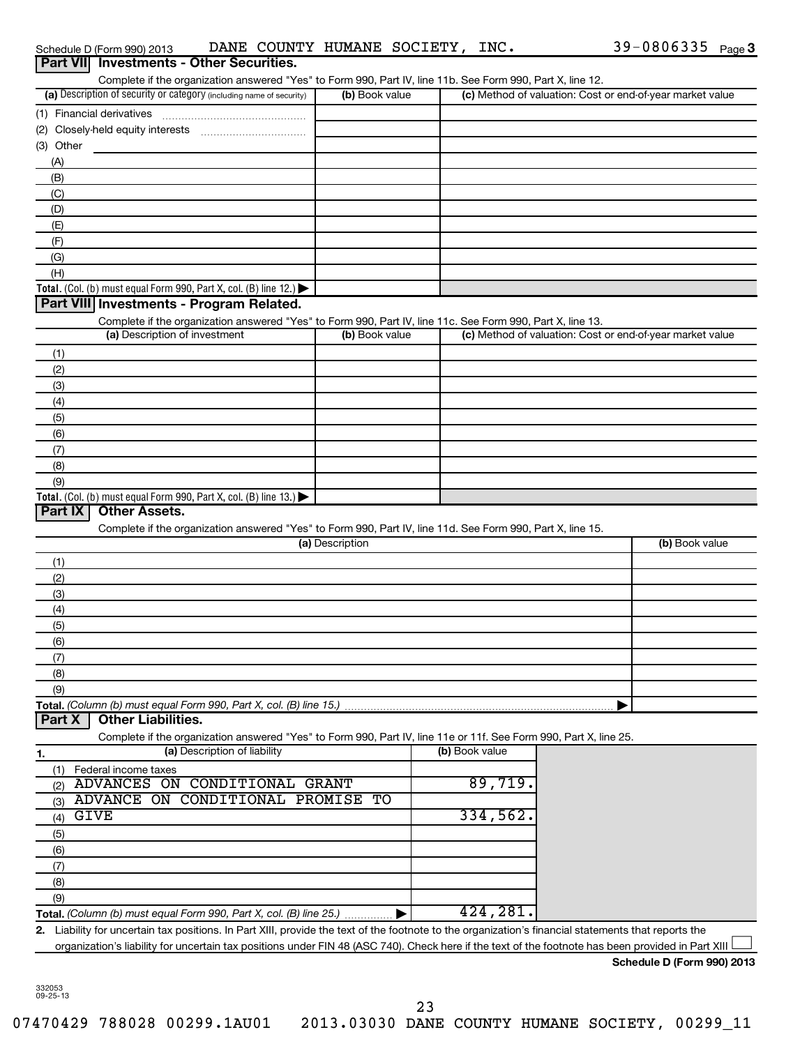Schedule D (Form 990) 2013 DANE COUNTY HUMANE SOCIETY, INC. 39-0806335 Page 3

## Part VII Investments - Other Securities.

Complete if the organization answered "Yes" to Form 990, Part IV, line 11b. See Form 990, Part X, line 12.

| (a) Description of security or category (including name of security) | (b) Book value | (c) Method of valuation: Cost or end-of-year market value |
|---|---|---|
| (1) Financial derivatives | | |
| (2) Closely-held equity interests | | |
| (3) Other | | |
| (A) | | |
| (B) | | |
| (C) | | |
| (D) | | |
| (E) | | |
| (F) | | |
| (G) | | |
| (H) | | |
| **Total.** (Col. (b) must equal Form 990, Part X, col. (B) line 12.) ▶ | | |

## Part VIII Investments - Program Related.

Complete if the organization answered "Yes" to Form 990, Part IV, line 11c. See Form 990, Part X, line 13.

| (a) Description of investment | (b) Book value | (c) Method of valuation: Cost or end-of-year market value |
|---|---|---|
| (1) | | |
| (2) | | |
| (3) | | |
| (4) | | |
| (5) | | |
| (6) | | |
| (7) | | |
| (8) | | |
| (9) | | |
| **Total.** (Col. (b) must equal Form 990, Part X, col. (B) line 13.) ▶ | | |

## Part IX Other Assets.

Complete if the organization answered "Yes" to Form 990, Part IV, line 11d. See Form 990, Part X, line 15.

| (a) Description | (b) Book value |
|---|---|
| (1) | |
| (2) | |
| (3) | |
| (4) | |
| (5) | |
| (6) | |
| (7) | |
| (8) | |
| (9) | |
| **Total.** *(Column (b) must equal Form 990, Part X, col. (B) line 15.)* ▶ | |

## Part X Other Liabilities.

Complete if the organization answered "Yes" to Form 990, Part IV, line 11e or 11f. See Form 990, Part X, line 25.

| 1. (a) Description of liability | (b) Book value |
|---|---|
| (1) Federal income taxes | |
| (2) ADVANCES ON CONDITIONAL GRANT | 89,719. |
| (3) ADVANCE ON CONDITIONAL PROMISE TO | |
| (4) GIVE | 334,562. |
| (5) | |
| (6) | |
| (7) | |
| (8) | |
| (9) | |
| **Total.** *(Column (b) must equal Form 990, Part X, col. (B) line 25.)* ▶ | 424,281. |

**2.** Liability for uncertain tax positions. In Part XIII, provide the text of the footnote to the organization's financial statements that reports the organization's liability for uncertain tax positions under FIN 48 (ASC 740). Check here if the text of the footnote has been provided in Part XIII ☐

**Schedule D (Form 990) 2013**

332053 09-25-13

07470429 788028 00299.1AU01 2013.03030 DANE COUNTY HUMANE SOCIETY, 00299_11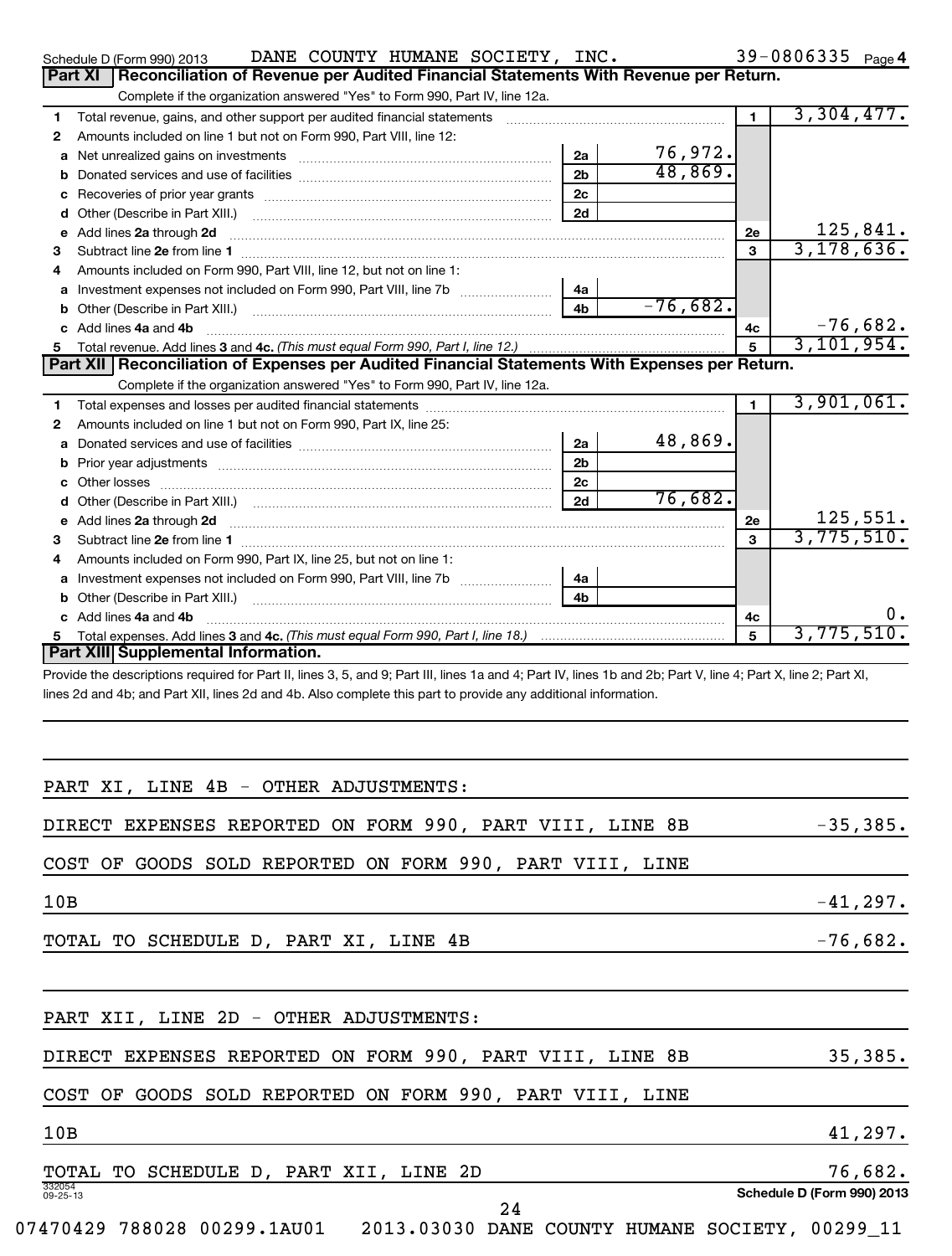Schedule D (Form 990) 2013 DANE COUNTY HUMANE SOCIETY, INC. 39-0806335 Page 4

## Part XI Reconciliation of Revenue per Audited Financial Statements With Revenue per Return.

Complete if the organization answered "Yes" to Form 990, Part IV, line 12a.

| | | | | | |
|---|---|---|---|---|---|
| 1 | Total revenue, gains, and other support per audited financial statements | | | 1 | 3,304,477. |
| 2 | Amounts included on line 1 but not on Form 990, Part VIII, line 12: | | | | |
| a | Net unrealized gains on investments | 2a | 76,972. | | |
| b | Donated services and use of facilities | 2b | 48,869. | | |
| c | Recoveries of prior year grants | 2c | | | |
| d | Other (Describe in Part XIII.) | 2d | | | |
| e | Add lines 2a through 2d | | | 2e | 125,841. |
| 3 | Subtract line 2e from line 1 | | | 3 | 3,178,636. |
| 4 | Amounts included on Form 990, Part VIII, line 12, but not on line 1: | | | | |
| a | Investment expenses not included on Form 990, Part VIII, line 7b | 4a | | | |
| b | Other (Describe in Part XIII.) | 4b | -76,682. | | |
| c | Add lines 4a and 4b | | | 4c | -76,682. |
| 5 | Total revenue. Add lines 3 and 4c. *(This must equal Form 990, Part I, line 12.)* | | | 5 | 3,101,954. |

## Part XII Reconciliation of Expenses per Audited Financial Statements With Expenses per Return.

Complete if the organization answered "Yes" to Form 990, Part IV, line 12a.

| | | | | | |
|---|---|---|---|---|---|
| 1 | Total expenses and losses per audited financial statements | | | 1 | 3,901,061. |
| 2 | Amounts included on line 1 but not on Form 990, Part IX, line 25: | | | | |
| a | Donated services and use of facilities | 2a | 48,869. | | |
| b | Prior year adjustments | 2b | | | |
| c | Other losses | 2c | | | |
| d | Other (Describe in Part XIII.) | 2d | 76,682. | | |
| e | Add lines 2a through 2d | | | 2e | 125,551. |
| 3 | Subtract line 2e from line 1 | | | 3 | 3,775,510. |
| 4 | Amounts included on Form 990, Part IX, line 25, but not on line 1: | | | | |
| a | Investment expenses not included on Form 990, Part VIII, line 7b | 4a | | | |
| b | Other (Describe in Part XIII.) | 4b | | | |
| c | Add lines 4a and 4b | | | 4c | 0. |
| 5 | Total expenses. Add lines 3 and 4c. *(This must equal Form 990, Part I, line 18.)* | | | 5 | 3,775,510. |

## Part XIII Supplemental Information.

Provide the descriptions required for Part II, lines 3, 5, and 9; Part III, lines 1a and 4; Part IV, lines 1b and 2b; Part V, line 4; Part X, line 2; Part XI, lines 2d and 4b; and Part XII, lines 2d and 4b. Also complete this part to provide any additional information.

PART XI, LINE 4B - OTHER ADJUSTMENTS:

| | |
|---|---|
| DIRECT EXPENSES REPORTED ON FORM 990, PART VIII, LINE 8B | -35,385. |
| COST OF GOODS SOLD REPORTED ON FORM 990, PART VIII, LINE 10B | -41,297. |
| TOTAL TO SCHEDULE D, PART XI, LINE 4B | -76,682. |

PART XII, LINE 2D - OTHER ADJUSTMENTS:

| | |
|---|---|
| DIRECT EXPENSES REPORTED ON FORM 990, PART VIII, LINE 8B | 35,385. |
| COST OF GOODS SOLD REPORTED ON FORM 990, PART VIII, LINE 10B | 41,297. |
| TOTAL TO SCHEDULE D, PART XII, LINE 2D | 76,682. |

332054 09-25-13 Schedule D (Form 990) 2013

07470429 788028 00299.1AU01 2013.03030 DANE COUNTY HUMANE SOCIETY, 00299_11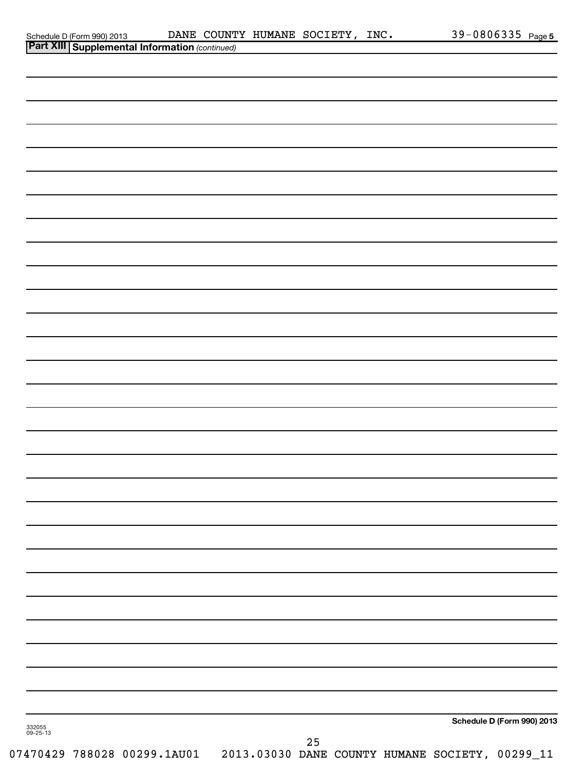Schedule D (Form 990) 2013 DANE COUNTY HUMANE SOCIETY, INC. 39-0806335 Page 5

**Part XIII Supplemental Information** *(continued)*

**Schedule D (Form 990) 2013**

332055
09-25-13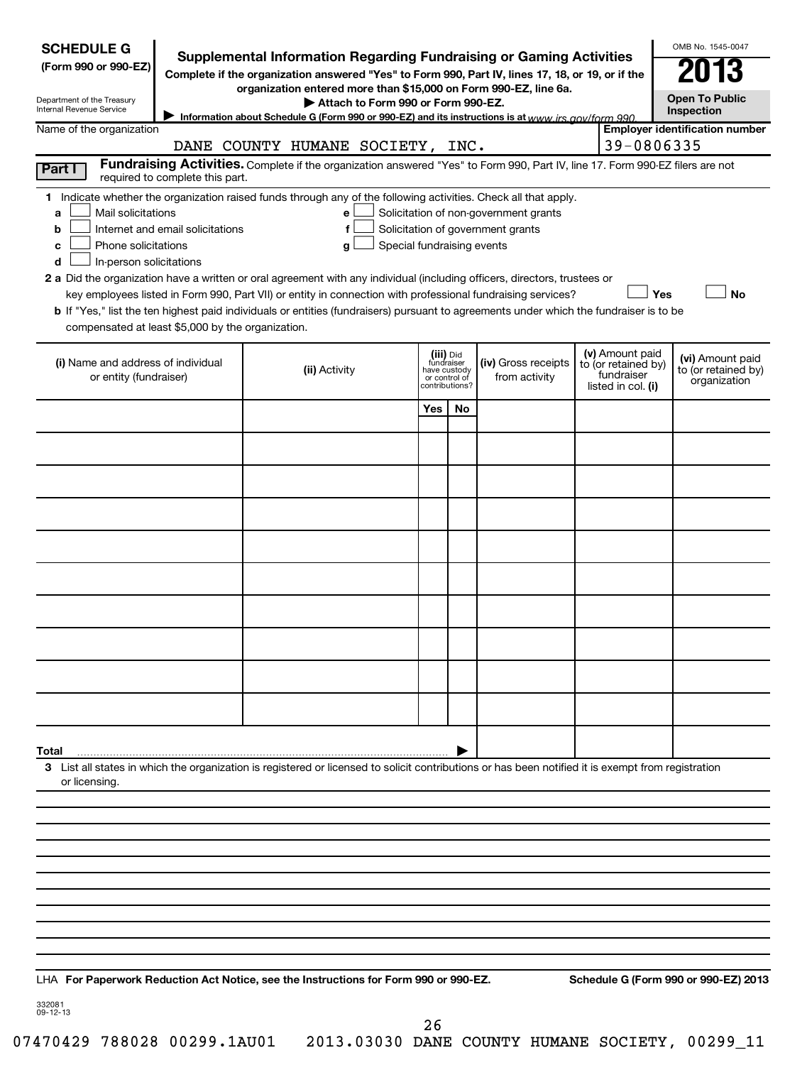**SCHEDULE G (Form 990 or 990-EZ)**

Department of the Treasury
Internal Revenue Service

# Supplemental Information Regarding Fundraising or Gaming Activities

**Complete if the organization answered "Yes" to Form 990, Part IV, lines 17, 18, or 19, or if the organization entered more than $15,000 on Form 990-EZ, line 6a.**

**▶ Attach to Form 990 or Form 990-EZ.**

**▶ Information about Schedule G (Form 990 or 990-EZ) and its instructions is at** www.irs.gov/form990.

OMB No. 1545-0047

**2013**

**Open To Public Inspection**

Name of the organization: DANE COUNTY HUMANE SOCIETY, INC.

Employer identification number: 39-0806335

**Part I** **Fundraising Activities.** Complete if the organization answered "Yes" to Form 990, Part IV, line 17. Form 990-EZ filers are not required to complete this part.

**1** Indicate whether the organization raised funds through any of the following activities. Check all that apply.

- **a** ☐ Mail solicitations
- **b** ☐ Internet and email solicitations
- **c** ☐ Phone solicitations
- **d** ☐ In-person solicitations
- **e** ☐ Solicitation of non-government grants
- **f** ☐ Solicitation of government grants
- **g** ☐ Special fundraising events

**2 a** Did the organization have a written or oral agreement with any individual (including officers, directors, trustees or key employees listed in Form 990, Part VII) or entity in connection with professional fundraising services? ☐ **Yes** ☐ **No**

**b** If "Yes," list the ten highest paid individuals or entities (fundraisers) pursuant to agreements under which the fundraiser is to be compensated at least $5,000 by the organization.

| (i) Name and address of individual or entity (fundraiser) | (ii) Activity | (iii) Did fundraiser have custody or control of contributions? | | (iv) Gross receipts from activity | (v) Amount paid to (or retained by) fundraiser listed in col. (i) | (vi) Amount paid to (or retained by) organization |
|---|---|---|---|---|---|---|
| | | Yes | No | | | |
| | | | | | | |
| | | | | | | |
| | | | | | | |
| | | | | | | |
| | | | | | | |
| | | | | | | |
| | | | | | | |
| | | | | | | |
| | | | | | | |
| | | | | | | |
| **Total** ▶ | | | | | | |

**3** List all states in which the organization is registered or licensed to solicit contributions or has been notified it is exempt from registration or licensing.

LHA **For Paperwork Reduction Act Notice, see the Instructions for Form 990 or 990-EZ.** **Schedule G (Form 990 or 990-EZ) 2013**

332081
09-12-13

07470429 788028 00299.1AU01 2013.03030 DANE COUNTY HUMANE SOCIETY, 00299_11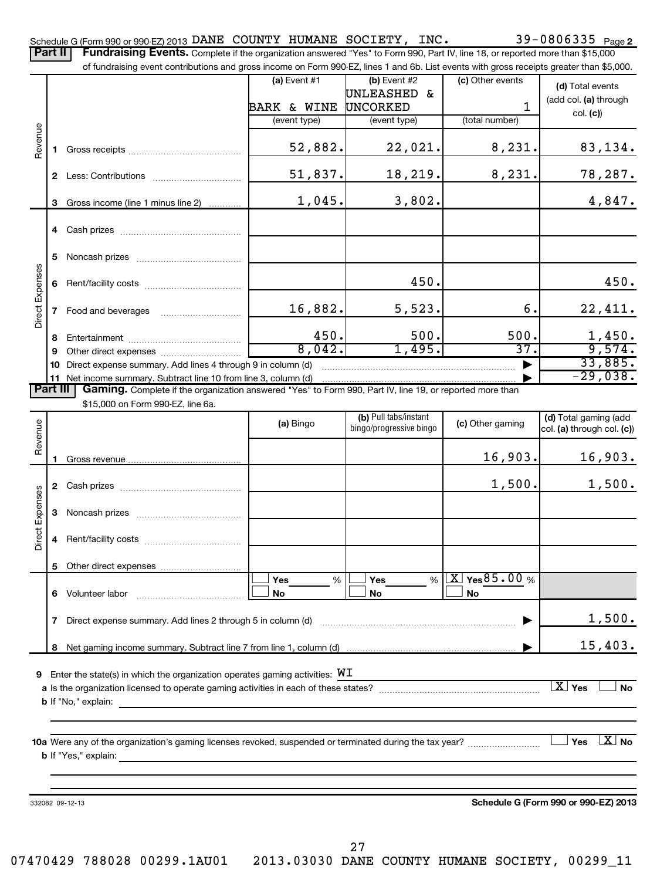Schedule G (Form 990 or 990-EZ) 2013 DANE COUNTY HUMANE SOCIETY, INC. 39-0806335 Page 2

**Part II** **Fundraising Events.** Complete if the organization answered "Yes" to Form 990, Part IV, line 18, or reported more than $15,000 of fundraising event contributions and gross income on Form 990-EZ, lines 1 and 6b. List events with gross receipts greater than $5,000.

| | | (a) Event #1<br>BARK & WINE<br>(event type) | (b) Event #2<br>UNLEASHED & UNCORKED<br>(event type) | (c) Other events<br>1<br>(total number) | (d) Total events (add col. (a) through col. (c)) |
|---|---|---|---|---|---|
| Revenue | 1 Gross receipts | 52,882. | 22,021. | 8,231. | 83,134. |
| | 2 Less: Contributions | 51,837. | 18,219. | 8,231. | 78,287. |
| | 3 Gross income (line 1 minus line 2) | 1,045. | 3,802. | | 4,847. |
| Direct Expenses | 4 Cash prizes | | | | |
| | 5 Noncash prizes | | | | |
| | 6 Rent/facility costs | | 450. | | 450. |
| | 7 Food and beverages | 16,882. | 5,523. | 6. | 22,411. |
| | 8 Entertainment | 450. | 500. | 500. | 1,450. |
| | 9 Other direct expenses | 8,042. | 1,495. | 37. | 9,574. |
| | 10 Direct expense summary. Add lines 4 through 9 in column (d) | | | ▶ | 33,885. |
| | 11 Net income summary. Subtract line 10 from line 3, column (d) | | | ▶ | -29,038. |

**Part III** **Gaming.** Complete if the organization answered "Yes" to Form 990, Part IV, line 19, or reported more than $15,000 on Form 990-EZ, line 6a.

| | | (a) Bingo | (b) Pull tabs/instant bingo/progressive bingo | (c) Other gaming | (d) Total gaming (add col. (a) through col. (c)) |
|---|---|---|---|---|---|
| Revenue | 1 Gross revenue | | | 16,903. | 16,903. |
| Direct Expenses | 2 Cash prizes | | | 1,500. | 1,500. |
| | 3 Noncash prizes | | | | |
| | 4 Rent/facility costs | | | | |
| | 5 Other direct expenses | | | | |
| | 6 Volunteer labor | ☐ Yes ___ %<br>☐ No | ☐ Yes ___ %<br>☐ No | ☒ Yes 85.00 %<br>☐ No | |
| | 7 Direct expense summary. Add lines 2 through 5 in column (d) | | | ▶ | 1,500. |
| | 8 Net gaming income summary. Subtract line 7 from line 1, column (d) | | | ▶ | 15,403. |

9 Enter the state(s) in which the organization operates gaming activities: WI

a Is the organization licensed to operate gaming activities in each of these states? ☒ Yes ☐ No

b If "No," explain:

10a Were any of the organization's gaming licenses revoked, suspended or terminated during the tax year? ☐ Yes ☒ No

b If "Yes," explain:

332082 09-12-13

**Schedule G (Form 990 or 990-EZ) 2013**

07470429 788028 00299.1AU01 2013.03030 DANE COUNTY HUMANE SOCIETY, 00299_11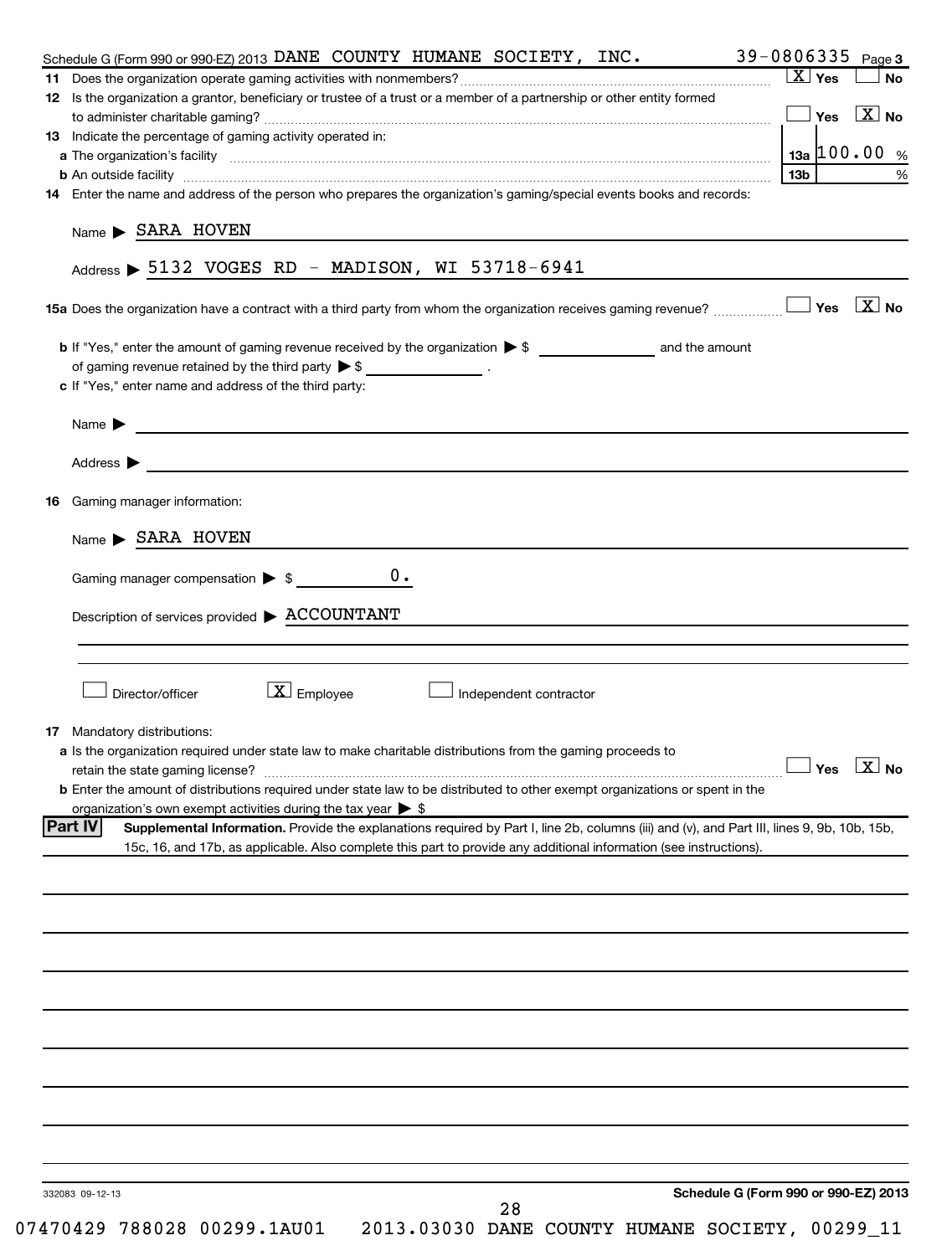Schedule G (Form 990 or 990-EZ) 2013 DANE COUNTY HUMANE SOCIETY, INC. 39-0806335 Page 3

**11** Does the organization operate gaming activities with nonmembers? .......... [X] Yes [ ] No

**12** Is the organization a grantor, beneficiary or trustee of a trust or a member of a partnership or other entity formed to administer charitable gaming? .......... [ ] Yes [X] No

**13** Indicate the percentage of gaming activity operated in:

**a** The organization's facility .......... 13a 100.00 %

**b** An outside facility .......... 13b %

**14** Enter the name and address of the person who prepares the organization's gaming/special events books and records:

Name ▶ SARA HOVEN

Address ▶ 5132 VOGES RD - MADISON, WI 53718-6941

**15a** Does the organization have a contract with a third party from whom the organization receives gaming revenue? .......... [ ] Yes [X] No

**b** If "Yes," enter the amount of gaming revenue received by the organization ▶ $ ______ and the amount of gaming revenue retained by the third party ▶ $ ______ .

**c** If "Yes," enter name and address of the third party:

Name ▶

Address ▶

**16** Gaming manager information:

Name ▶ SARA HOVEN

Gaming manager compensation ▶ $ 0.

Description of services provided ▶ ACCOUNTANT

[ ] Director/officer [X] Employee [ ] Independent contractor

**17** Mandatory distributions:

**a** Is the organization required under state law to make charitable distributions from the gaming proceeds to retain the state gaming license? .......... [ ] Yes [X] No

**b** Enter the amount of distributions required under state law to be distributed to other exempt organizations or spent in the organization's own exempt activities during the tax year ▶ $

## Part IV

**Supplemental Information.** Provide the explanations required by Part I, line 2b, columns (iii) and (v), and Part III, lines 9, 9b, 10b, 15b, 15c, 16, and 17b, as applicable. Also complete this part to provide any additional information (see instructions).

332083 09-12-13

**Schedule G (Form 990 or 990-EZ) 2013**

07470429 788028 00299.1AU01 2013.03030 DANE COUNTY HUMANE SOCIETY, 00299_11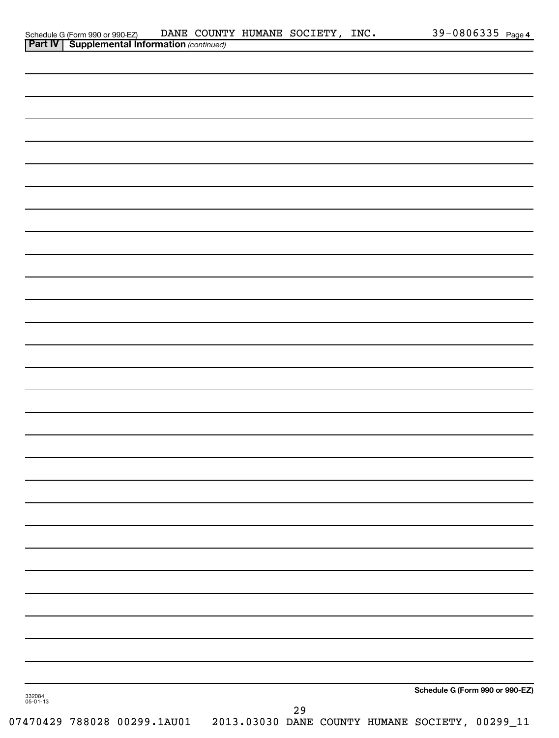Schedule G (Form 990 or 990-EZ) DANE COUNTY HUMANE SOCIETY, INC. 39-0806335 Page 4

**Part IV | Supplemental Information** *(continued)*

**Schedule G (Form 990 or 990-EZ)**

332084
05-01-13

07470429 788028 00299.1AU01 2013.03030 DANE COUNTY HUMANE SOCIETY, 00299_11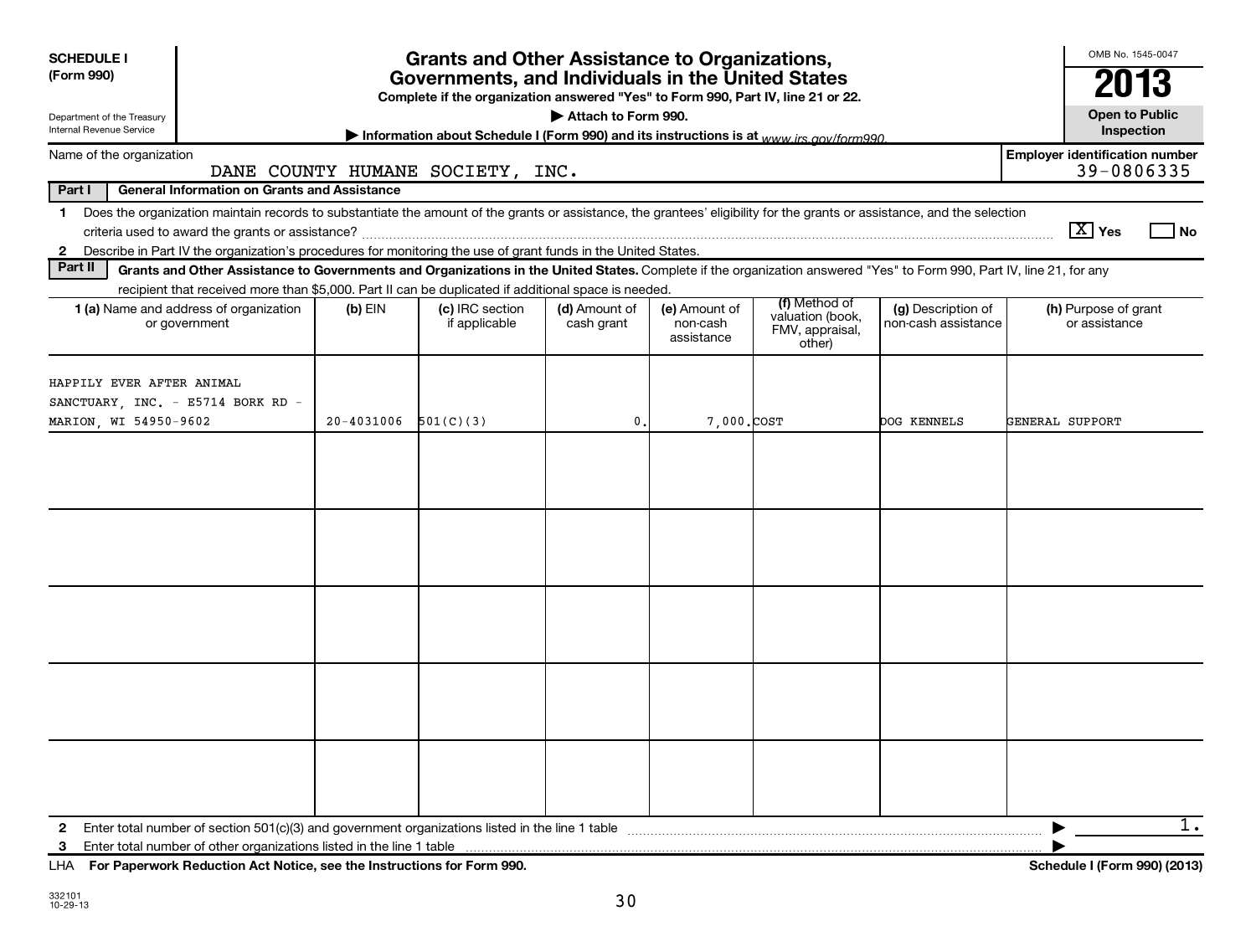**SCHEDULE I (Form 990)**

Department of the Treasury
Internal Revenue Service

# Grants and Other Assistance to Organizations, Governments, and Individuals in the United States

**Complete if the organization answered "Yes" to Form 990, Part IV, line 21 or 22.**

▶ **Attach to Form 990.**

▶ **Information about Schedule I (Form 990) and its instructions is at** *www.irs.gov/form990.*

OMB No. 1545-0047

**2013**

**Open to Public Inspection**

Name of the organization: DANE COUNTY HUMANE SOCIETY, INC.

**Employer identification number:** 39-0806335

**Part I — General Information on Grants and Assistance**

1 Does the organization maintain records to substantiate the amount of the grants or assistance, the grantees' eligibility for the grants or assistance, and the selection criteria used to award the grants or assistance? [X] Yes [ ] No

2 Describe in Part IV the organization's procedures for monitoring the use of grant funds in the United States.

**Part II — Grants and Other Assistance to Governments and Organizations in the United States.** Complete if the organization answered "Yes" to Form 990, Part IV, line 21, for any recipient that received more than $5,000. Part II can be duplicated if additional space is needed.

| 1 (a) Name and address of organization or government | (b) EIN | (c) IRC section if applicable | (d) Amount of cash grant | (e) Amount of non-cash assistance | (f) Method of valuation (book, FMV, appraisal, other) | (g) Description of non-cash assistance | (h) Purpose of grant or assistance |
|---|---|---|---|---|---|---|---|
| HAPPILY EVER AFTER ANIMAL SANCTUARY, INC. - E5714 BORK RD - MARION, WI 54950-9602 | 20-4031006 | 501(C)(3) | 0. | 7,000. | COST | DOG KENNELS | GENERAL SUPPORT |
| | | | | | | | |
| | | | | | | | |
| | | | | | | | |
| | | | | | | | |
| | | | | | | | |

2 Enter total number of section 501(c)(3) and government organizations listed in the line 1 table ▶ 1.

3 Enter total number of other organizations listed in the line 1 table ▶

LHA **For Paperwork Reduction Act Notice, see the Instructions for Form 990.** **Schedule I (Form 990) (2013)**

332101
10-29-13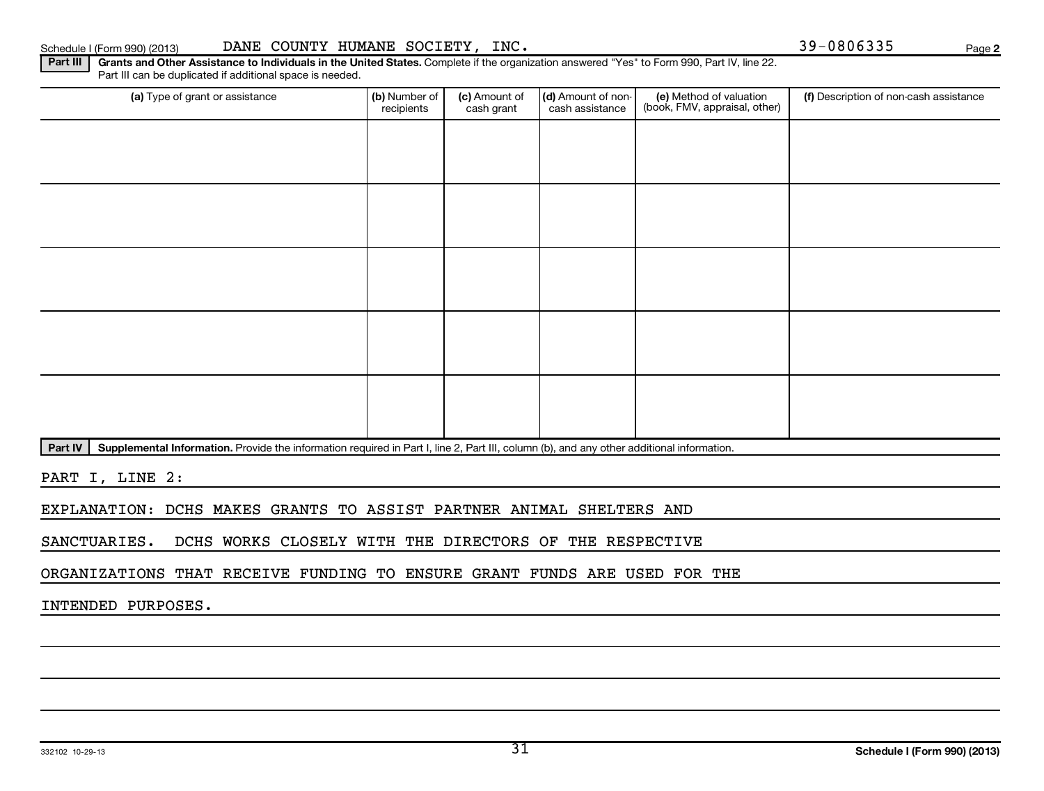Schedule I (Form 990) (2013) DANE COUNTY HUMANE SOCIETY, INC. 39-0806335

**Part III** **Grants and Other Assistance to Individuals in the United States.** Complete if the organization answered "Yes" to Form 990, Part IV, line 22. Part III can be duplicated if additional space is needed.

| (a) Type of grant or assistance | (b) Number of recipients | (c) Amount of cash grant | (d) Amount of non-cash assistance | (e) Method of valuation (book, FMV, appraisal, other) | (f) Description of non-cash assistance |
|---|---|---|---|---|---|
| | | | | | |
| | | | | | |
| | | | | | |
| | | | | | |
| | | | | | |

**Part IV** **Supplemental Information.** Provide the information required in Part I, line 2, Part III, column (b), and any other additional information.

PART I, LINE 2:

EXPLANATION: DCHS MAKES GRANTS TO ASSIST PARTNER ANIMAL SHELTERS AND SANCTUARIES. DCHS WORKS CLOSELY WITH THE DIRECTORS OF THE RESPECTIVE ORGANIZATIONS THAT RECEIVE FUNDING TO ENSURE GRANT FUNDS ARE USED FOR THE INTENDED PURPOSES.

332102 10-29-13 Schedule I (Form 990) (2013)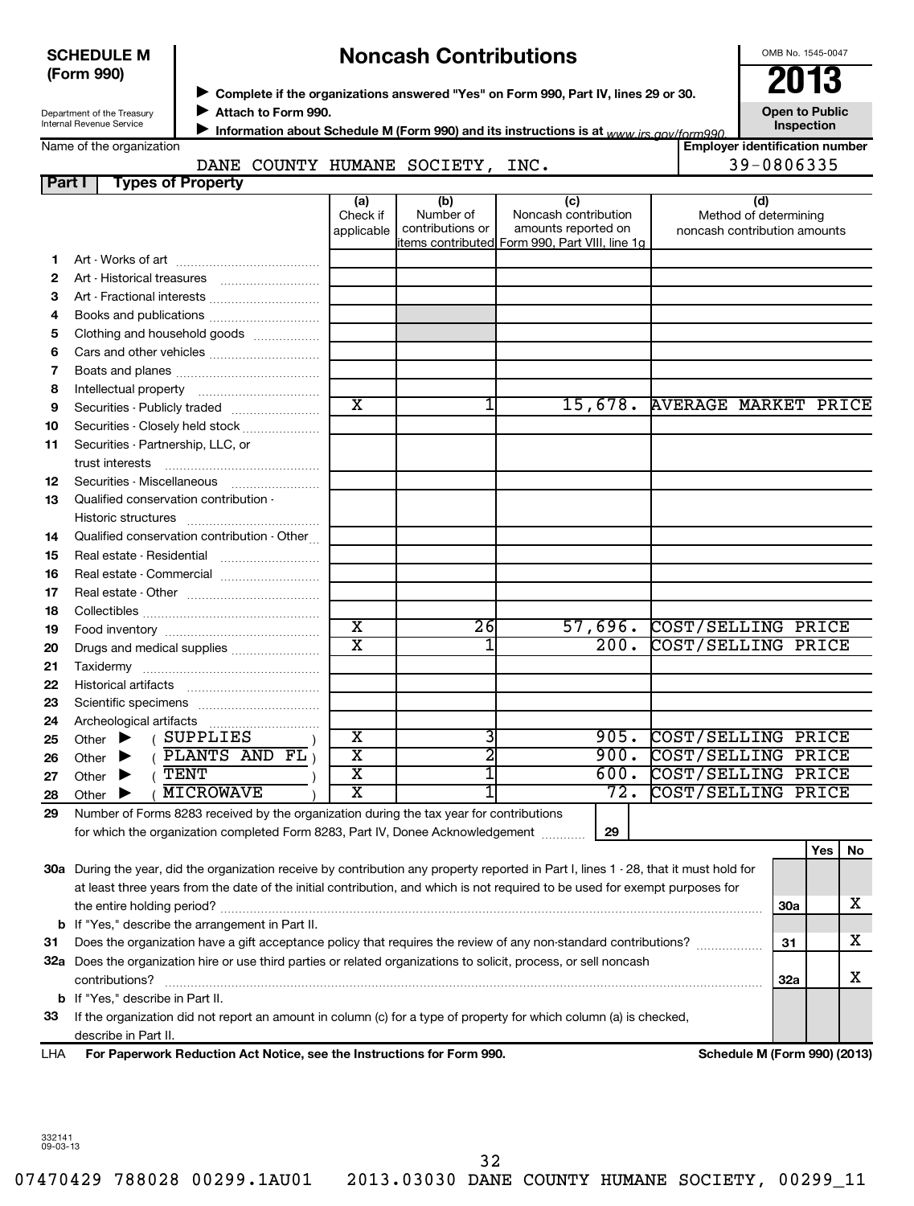**SCHEDULE M (Form 990)**

# Noncash Contributions

OMB No. 1545-0047

**2013**

**Open to Public Inspection**

Department of the Treasury
Internal Revenue Service

▶ **Complete if the organizations answered "Yes" on Form 990, Part IV, lines 29 or 30.**
▶ **Attach to Form 990.**
▶ **Information about Schedule M (Form 990) and its instructions is at** *www.irs.gov/form990*.

| Name of the organization | Employer identification number |
|---|---|
| DANE COUNTY HUMANE SOCIETY, INC. | 39-0806335 |

## Part I Types of Property

| | | (a) Check if applicable | (b) Number of contributions or items contributed | (c) Noncash contribution amounts reported on Form 990, Part VIII, line 1g | (d) Method of determining noncash contribution amounts |
|---|---|---|---|---|---|
| 1 | Art - Works of art | | | | |
| 2 | Art - Historical treasures | | | | |
| 3 | Art - Fractional interests | | | | |
| 4 | Books and publications | | | | |
| 5 | Clothing and household goods | | | | |
| 6 | Cars and other vehicles | | | | |
| 7 | Boats and planes | | | | |
| 8 | Intellectual property | | | | |
| 9 | Securities - Publicly traded | X | 1 | 15,678. | AVERAGE MARKET PRICE |
| 10 | Securities - Closely held stock | | | | |
| 11 | Securities - Partnership, LLC, or trust interests | | | | |
| 12 | Securities - Miscellaneous | | | | |
| 13 | Qualified conservation contribution - Historic structures | | | | |
| 14 | Qualified conservation contribution - Other | | | | |
| 15 | Real estate - Residential | | | | |
| 16 | Real estate - Commercial | | | | |
| 17 | Real estate - Other | | | | |
| 18 | Collectibles | | | | |
| 19 | Food inventory | X | 26 | 57,696. | COST/SELLING PRICE |
| 20 | Drugs and medical supplies | X | 1 | 200. | COST/SELLING PRICE |
| 21 | Taxidermy | | | | |
| 22 | Historical artifacts | | | | |
| 23 | Scientific specimens | | | | |
| 24 | Archeological artifacts | | | | |
| 25 | Other ▶ ( SUPPLIES ) | X | 3 | 905. | COST/SELLING PRICE |
| 26 | Other ▶ ( PLANTS AND FL ) | X | 2 | 900. | COST/SELLING PRICE |
| 27 | Other ▶ ( TENT ) | X | 1 | 600. | COST/SELLING PRICE |
| 28 | Other ▶ ( MICROWAVE ) | X | 1 | 72. | COST/SELLING PRICE |

**29** Number of Forms 8283 received by the organization during the tax year for contributions for which the organization completed Form 8283, Part IV, Donee Acknowledgement ..... **29**

| | | | Yes | No |
|---|---|---|---|---|
| **30a** | During the year, did the organization receive by contribution any property reported in Part I, lines 1 - 28, that it must hold for at least three years from the date of the initial contribution, and which is not required to be used for exempt purposes for the entire holding period? | 30a | | X |
| **b** | If "Yes," describe the arrangement in Part II. | | | |
| **31** | Does the organization have a gift acceptance policy that requires the review of any non-standard contributions? | 31 | | X |
| **32a** | Does the organization hire or use third parties or related organizations to solicit, process, or sell noncash contributions? | 32a | | X |
| **b** | If "Yes," describe in Part II. | | | |
| **33** | If the organization did not report an amount in column (c) for a type of property for which column (a) is checked, describe in Part II. | | | |

LHA **For Paperwork Reduction Act Notice, see the Instructions for Form 990.** **Schedule M (Form 990) (2013)**

332141
09-03-13

07470429 788028 00299.1AU01 2013.03030 DANE COUNTY HUMANE SOCIETY, 00299_11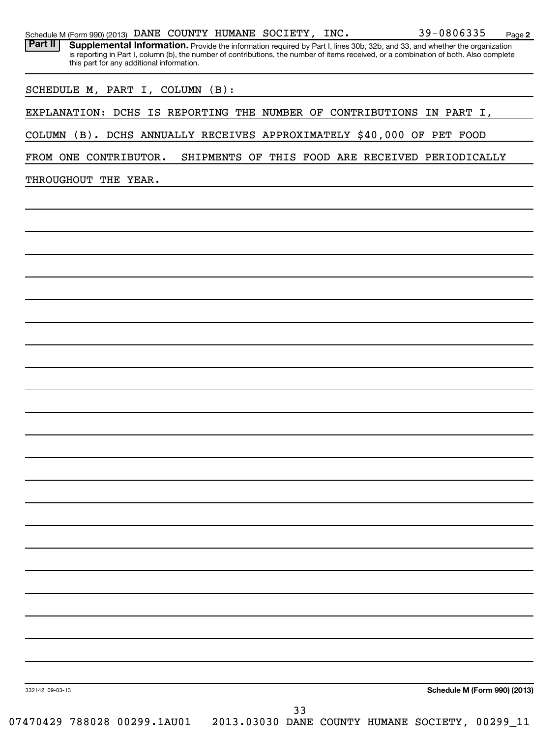Schedule M (Form 990) (2013) DANE COUNTY HUMANE SOCIETY, INC. 39-0806335 Page 2

**Part II** **Supplemental Information.** Provide the information required by Part I, lines 30b, 32b, and 33, and whether the organization is reporting in Part I, column (b), the number of contributions, the number of items received, or a combination of both. Also complete this part for any additional information.

SCHEDULE M, PART I, COLUMN (B):

EXPLANATION: DCHS IS REPORTING THE NUMBER OF CONTRIBUTIONS IN PART I, COLUMN (B). DCHS ANNUALLY RECEIVES APPROXIMATELY $40,000 OF PET FOOD FROM ONE CONTRIBUTOR. SHIPMENTS OF THIS FOOD ARE RECEIVED PERIODICALLY THROUGHOUT THE YEAR.

332142 09-03-13

**Schedule M (Form 990) (2013)**

07470429 788028 00299.1AU01 2013.03030 DANE COUNTY HUMANE SOCIETY, 00299_11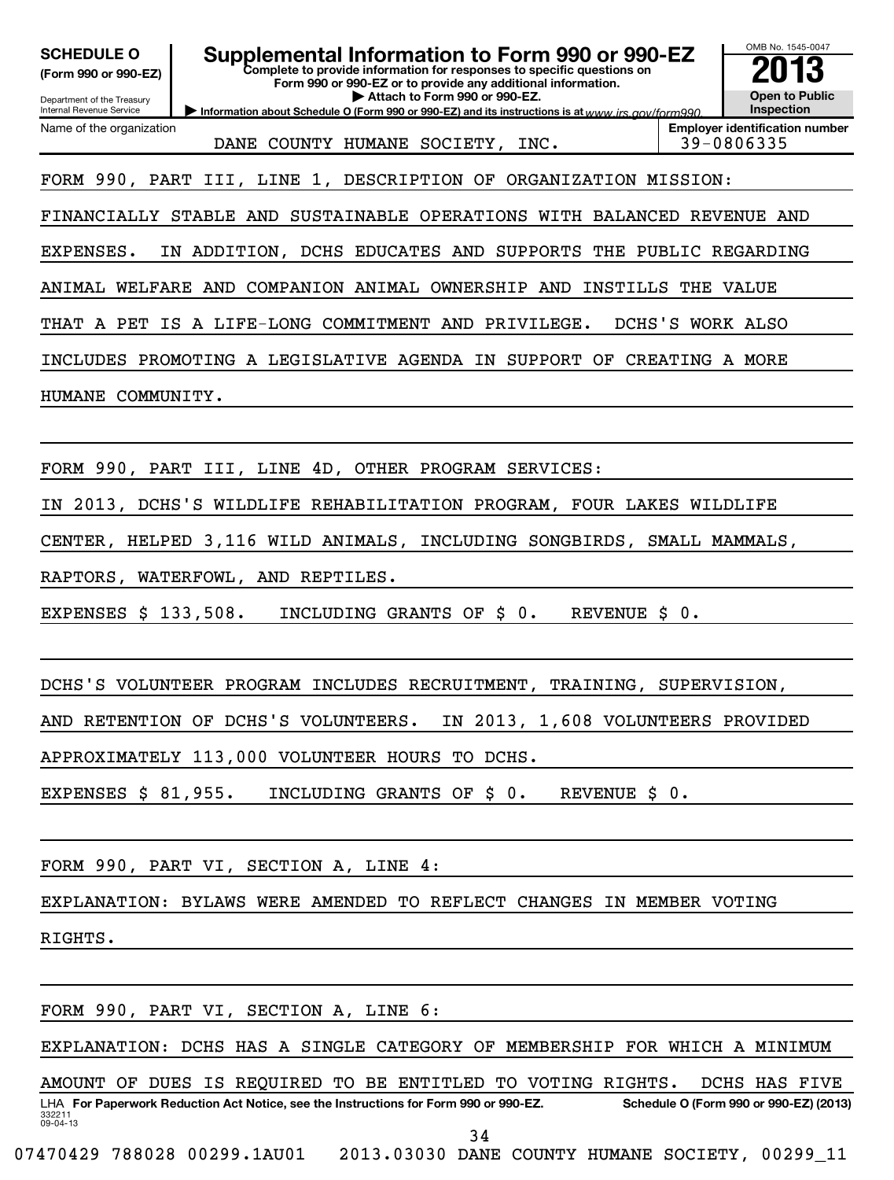**SCHEDULE O (Form 990 or 990-EZ)**

Department of the Treasury
Internal Revenue Service

# Supplemental Information to Form 990 or 990-EZ

**Complete to provide information for responses to specific questions on Form 990 or 990-EZ or to provide any additional information.**

**▶ Attach to Form 990 or 990-EZ.**

**▶ Information about Schedule O (Form 990 or 990-EZ) and its instructions is at** www.irs.gov/form990.

OMB No. 1545-0047

**2013**

**Open to Public Inspection**

| Name of the organization | Employer identification number |
|---|---|
| DANE COUNTY HUMANE SOCIETY, INC. | 39-0806335 |

FORM 990, PART III, LINE 1, DESCRIPTION OF ORGANIZATION MISSION:

FINANCIALLY STABLE AND SUSTAINABLE OPERATIONS WITH BALANCED REVENUE AND EXPENSES. IN ADDITION, DCHS EDUCATES AND SUPPORTS THE PUBLIC REGARDING ANIMAL WELFARE AND COMPANION ANIMAL OWNERSHIP AND INSTILLS THE VALUE THAT A PET IS A LIFE-LONG COMMITMENT AND PRIVILEGE. DCHS'S WORK ALSO INCLUDES PROMOTING A LEGISLATIVE AGENDA IN SUPPORT OF CREATING A MORE HUMANE COMMUNITY.

FORM 990, PART III, LINE 4D, OTHER PROGRAM SERVICES:

IN 2013, DCHS'S WILDLIFE REHABILITATION PROGRAM, FOUR LAKES WILDLIFE CENTER, HELPED 3,116 WILD ANIMALS, INCLUDING SONGBIRDS, SMALL MAMMALS, RAPTORS, WATERFOWL, AND REPTILES.

EXPENSES $ 133,508. INCLUDING GRANTS OF $ 0. REVENUE $ 0.

DCHS'S VOLUNTEER PROGRAM INCLUDES RECRUITMENT, TRAINING, SUPERVISION, AND RETENTION OF DCHS'S VOLUNTEERS. IN 2013, 1,608 VOLUNTEERS PROVIDED APPROXIMATELY 113,000 VOLUNTEER HOURS TO DCHS.

EXPENSES $ 81,955. INCLUDING GRANTS OF $ 0. REVENUE $ 0.

FORM 990, PART VI, SECTION A, LINE 4:

EXPLANATION: BYLAWS WERE AMENDED TO REFLECT CHANGES IN MEMBER VOTING RIGHTS.

FORM 990, PART VI, SECTION A, LINE 6:

EXPLANATION: DCHS HAS A SINGLE CATEGORY OF MEMBERSHIP FOR WHICH A MINIMUM AMOUNT OF DUES IS REQUIRED TO BE ENTITLED TO VOTING RIGHTS. DCHS HAS FIVE

LHA **For Paperwork Reduction Act Notice, see the Instructions for Form 990 or 990-EZ.** **Schedule O (Form 990 or 990-EZ) (2013)**

332211
09-04-13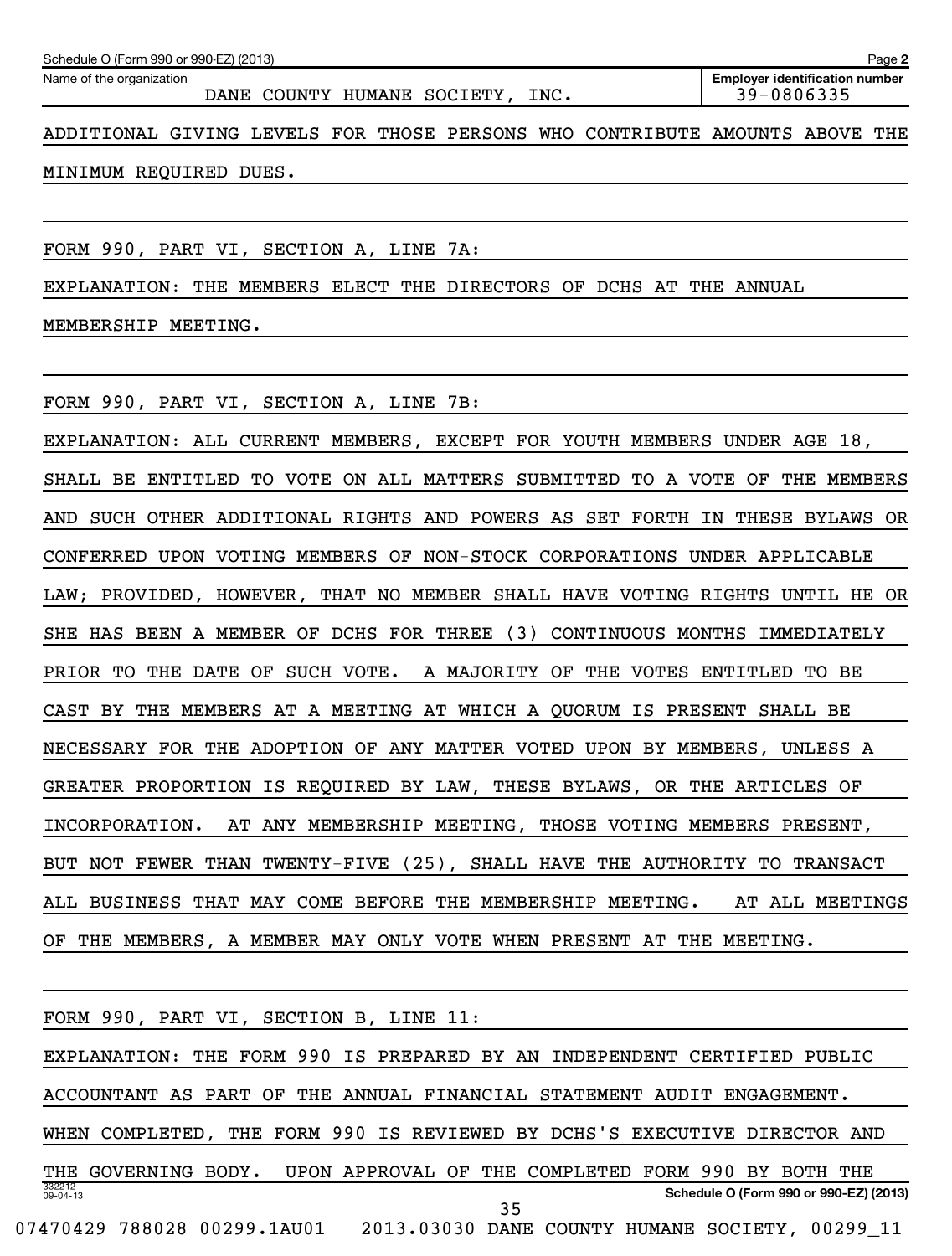ADDITIONAL GIVING LEVELS FOR THOSE PERSONS WHO CONTRIBUTE AMOUNTS ABOVE THE MINIMUM REQUIRED DUES.

FORM 990, PART VI, SECTION A, LINE 7A:

EXPLANATION: THE MEMBERS ELECT THE DIRECTORS OF DCHS AT THE ANNUAL MEMBERSHIP MEETING.

FORM 990, PART VI, SECTION A, LINE 7B:

EXPLANATION: ALL CURRENT MEMBERS, EXCEPT FOR YOUTH MEMBERS UNDER AGE 18, SHALL BE ENTITLED TO VOTE ON ALL MATTERS SUBMITTED TO A VOTE OF THE MEMBERS AND SUCH OTHER ADDITIONAL RIGHTS AND POWERS AS SET FORTH IN THESE BYLAWS OR CONFERRED UPON VOTING MEMBERS OF NON-STOCK CORPORATIONS UNDER APPLICABLE LAW; PROVIDED, HOWEVER, THAT NO MEMBER SHALL HAVE VOTING RIGHTS UNTIL HE OR SHE HAS BEEN A MEMBER OF DCHS FOR THREE (3) CONTINUOUS MONTHS IMMEDIATELY PRIOR TO THE DATE OF SUCH VOTE. A MAJORITY OF THE VOTES ENTITLED TO BE CAST BY THE MEMBERS AT A MEETING AT WHICH A QUORUM IS PRESENT SHALL BE NECESSARY FOR THE ADOPTION OF ANY MATTER VOTED UPON BY MEMBERS, UNLESS A GREATER PROPORTION IS REQUIRED BY LAW, THESE BYLAWS, OR THE ARTICLES OF INCORPORATION. AT ANY MEMBERSHIP MEETING, THOSE VOTING MEMBERS PRESENT, BUT NOT FEWER THAN TWENTY-FIVE (25), SHALL HAVE THE AUTHORITY TO TRANSACT ALL BUSINESS THAT MAY COME BEFORE THE MEMBERSHIP MEETING. AT ALL MEETINGS OF THE MEMBERS, A MEMBER MAY ONLY VOTE WHEN PRESENT AT THE MEETING.

FORM 990, PART VI, SECTION B, LINE 11:

EXPLANATION: THE FORM 990 IS PREPARED BY AN INDEPENDENT CERTIFIED PUBLIC ACCOUNTANT AS PART OF THE ANNUAL FINANCIAL STATEMENT AUDIT ENGAGEMENT. WHEN COMPLETED, THE FORM 990 IS REVIEWED BY DCHS'S EXECUTIVE DIRECTOR AND THE GOVERNING BODY. UPON APPROVAL OF THE COMPLETED FORM 990 BY BOTH THE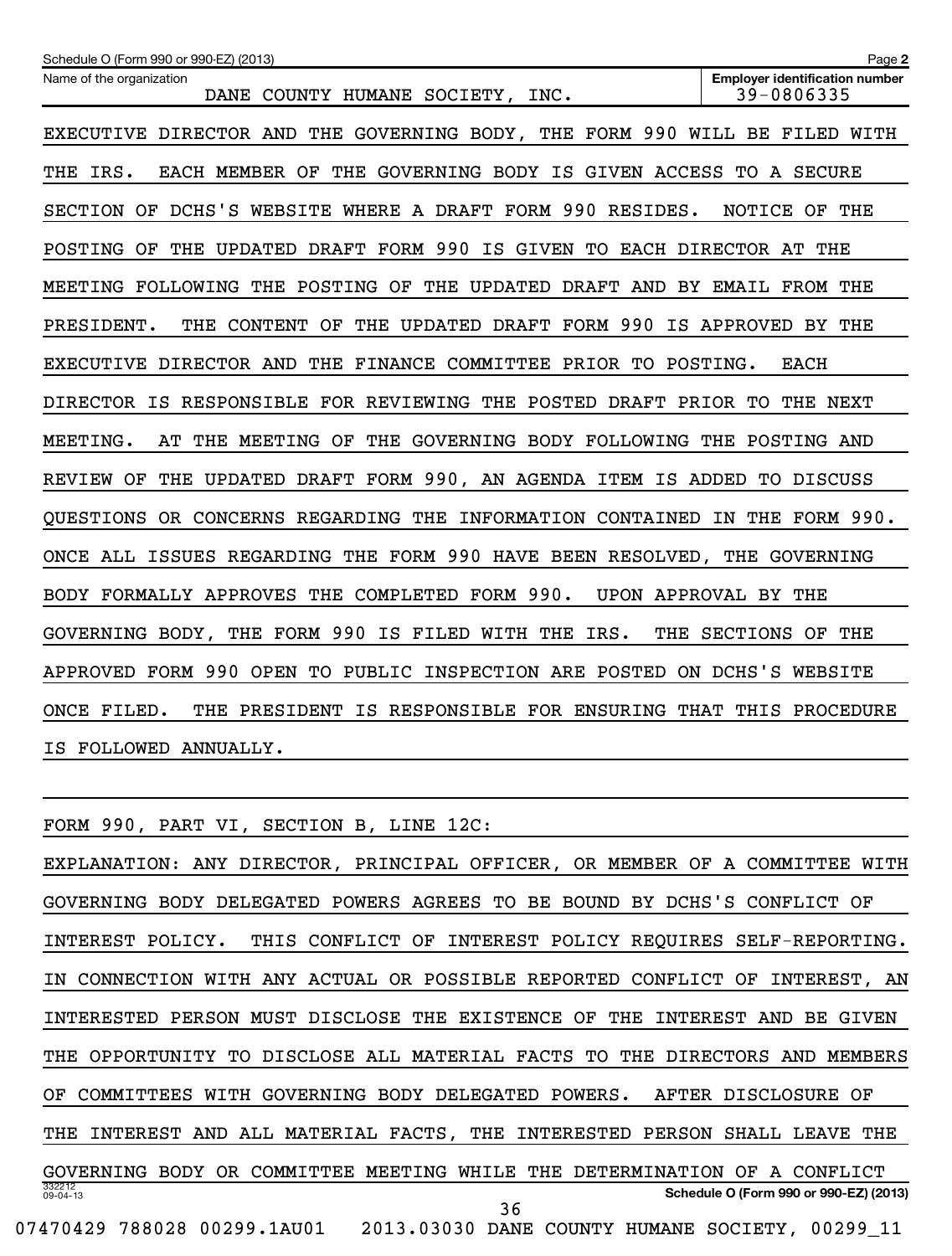Schedule O (Form 990 or 990-EZ) (2013)

Name of the organization: DANE COUNTY HUMANE SOCIETY, INC.

Employer identification number: 39-0806335

EXECUTIVE DIRECTOR AND THE GOVERNING BODY, THE FORM 990 WILL BE FILED WITH THE IRS. EACH MEMBER OF THE GOVERNING BODY IS GIVEN ACCESS TO A SECURE SECTION OF DCHS'S WEBSITE WHERE A DRAFT FORM 990 RESIDES. NOTICE OF THE POSTING OF THE UPDATED DRAFT FORM 990 IS GIVEN TO EACH DIRECTOR AT THE MEETING FOLLOWING THE POSTING OF THE UPDATED DRAFT AND BY EMAIL FROM THE PRESIDENT. THE CONTENT OF THE UPDATED DRAFT FORM 990 IS APPROVED BY THE EXECUTIVE DIRECTOR AND THE FINANCE COMMITTEE PRIOR TO POSTING. EACH DIRECTOR IS RESPONSIBLE FOR REVIEWING THE POSTED DRAFT PRIOR TO THE NEXT MEETING. AT THE MEETING OF THE GOVERNING BODY FOLLOWING THE POSTING AND REVIEW OF THE UPDATED DRAFT FORM 990, AN AGENDA ITEM IS ADDED TO DISCUSS QUESTIONS OR CONCERNS REGARDING THE INFORMATION CONTAINED IN THE FORM 990. ONCE ALL ISSUES REGARDING THE FORM 990 HAVE BEEN RESOLVED, THE GOVERNING BODY FORMALLY APPROVES THE COMPLETED FORM 990. UPON APPROVAL BY THE GOVERNING BODY, THE FORM 990 IS FILED WITH THE IRS. THE SECTIONS OF THE APPROVED FORM 990 OPEN TO PUBLIC INSPECTION ARE POSTED ON DCHS'S WEBSITE ONCE FILED. THE PRESIDENT IS RESPONSIBLE FOR ENSURING THAT THIS PROCEDURE IS FOLLOWED ANNUALLY.

FORM 990, PART VI, SECTION B, LINE 12C:

EXPLANATION: ANY DIRECTOR, PRINCIPAL OFFICER, OR MEMBER OF A COMMITTEE WITH GOVERNING BODY DELEGATED POWERS AGREES TO BE BOUND BY DCHS'S CONFLICT OF INTEREST POLICY. THIS CONFLICT OF INTEREST POLICY REQUIRES SELF-REPORTING. IN CONNECTION WITH ANY ACTUAL OR POSSIBLE REPORTED CONFLICT OF INTEREST, AN INTERESTED PERSON MUST DISCLOSE THE EXISTENCE OF THE INTEREST AND BE GIVEN THE OPPORTUNITY TO DISCLOSE ALL MATERIAL FACTS TO THE DIRECTORS AND MEMBERS OF COMMITTEES WITH GOVERNING BODY DELEGATED POWERS. AFTER DISCLOSURE OF THE INTEREST AND ALL MATERIAL FACTS, THE INTERESTED PERSON SHALL LEAVE THE GOVERNING BODY OR COMMITTEE MEETING WHILE THE DETERMINATION OF A CONFLICT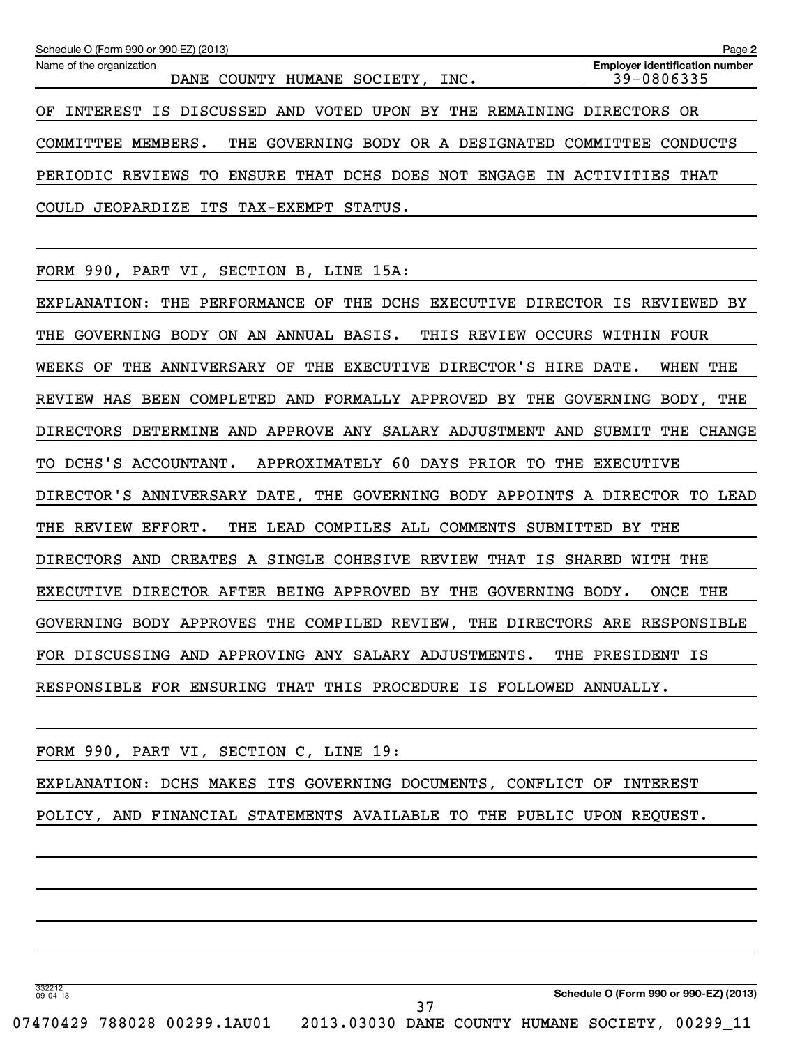Schedule O (Form 990 or 990-EZ) (2013) Page 2

Name of the organization: DANE COUNTY HUMANE SOCIETY, INC.

Employer identification number: 39-0806335

OF INTEREST IS DISCUSSED AND VOTED UPON BY THE REMAINING DIRECTORS OR COMMITTEE MEMBERS. THE GOVERNING BODY OR A DESIGNATED COMMITTEE CONDUCTS PERIODIC REVIEWS TO ENSURE THAT DCHS DOES NOT ENGAGE IN ACTIVITIES THAT COULD JEOPARDIZE ITS TAX-EXEMPT STATUS.

FORM 990, PART VI, SECTION B, LINE 15A:

EXPLANATION: THE PERFORMANCE OF THE DCHS EXECUTIVE DIRECTOR IS REVIEWED BY THE GOVERNING BODY ON AN ANNUAL BASIS. THIS REVIEW OCCURS WITHIN FOUR WEEKS OF THE ANNIVERSARY OF THE EXECUTIVE DIRECTOR'S HIRE DATE. WHEN THE REVIEW HAS BEEN COMPLETED AND FORMALLY APPROVED BY THE GOVERNING BODY, THE DIRECTORS DETERMINE AND APPROVE ANY SALARY ADJUSTMENT AND SUBMIT THE CHANGE TO DCHS'S ACCOUNTANT. APPROXIMATELY 60 DAYS PRIOR TO THE EXECUTIVE DIRECTOR'S ANNIVERSARY DATE, THE GOVERNING BODY APPOINTS A DIRECTOR TO LEAD THE REVIEW EFFORT. THE LEAD COMPILES ALL COMMENTS SUBMITTED BY THE DIRECTORS AND CREATES A SINGLE COHESIVE REVIEW THAT IS SHARED WITH THE EXECUTIVE DIRECTOR AFTER BEING APPROVED BY THE GOVERNING BODY. ONCE THE GOVERNING BODY APPROVES THE COMPILED REVIEW, THE DIRECTORS ARE RESPONSIBLE FOR DISCUSSING AND APPROVING ANY SALARY ADJUSTMENTS. THE PRESIDENT IS RESPONSIBLE FOR ENSURING THAT THIS PROCEDURE IS FOLLOWED ANNUALLY.

FORM 990, PART VI, SECTION C, LINE 19:

EXPLANATION: DCHS MAKES ITS GOVERNING DOCUMENTS, CONFLICT OF INTEREST POLICY, AND FINANCIAL STATEMENTS AVAILABLE TO THE PUBLIC UPON REQUEST.

332212 09-04-13

Schedule O (Form 990 or 990-EZ) (2013)

07470429 788028 00299.1AU01 2013.03030 DANE COUNTY HUMANE SOCIETY, 00299_11